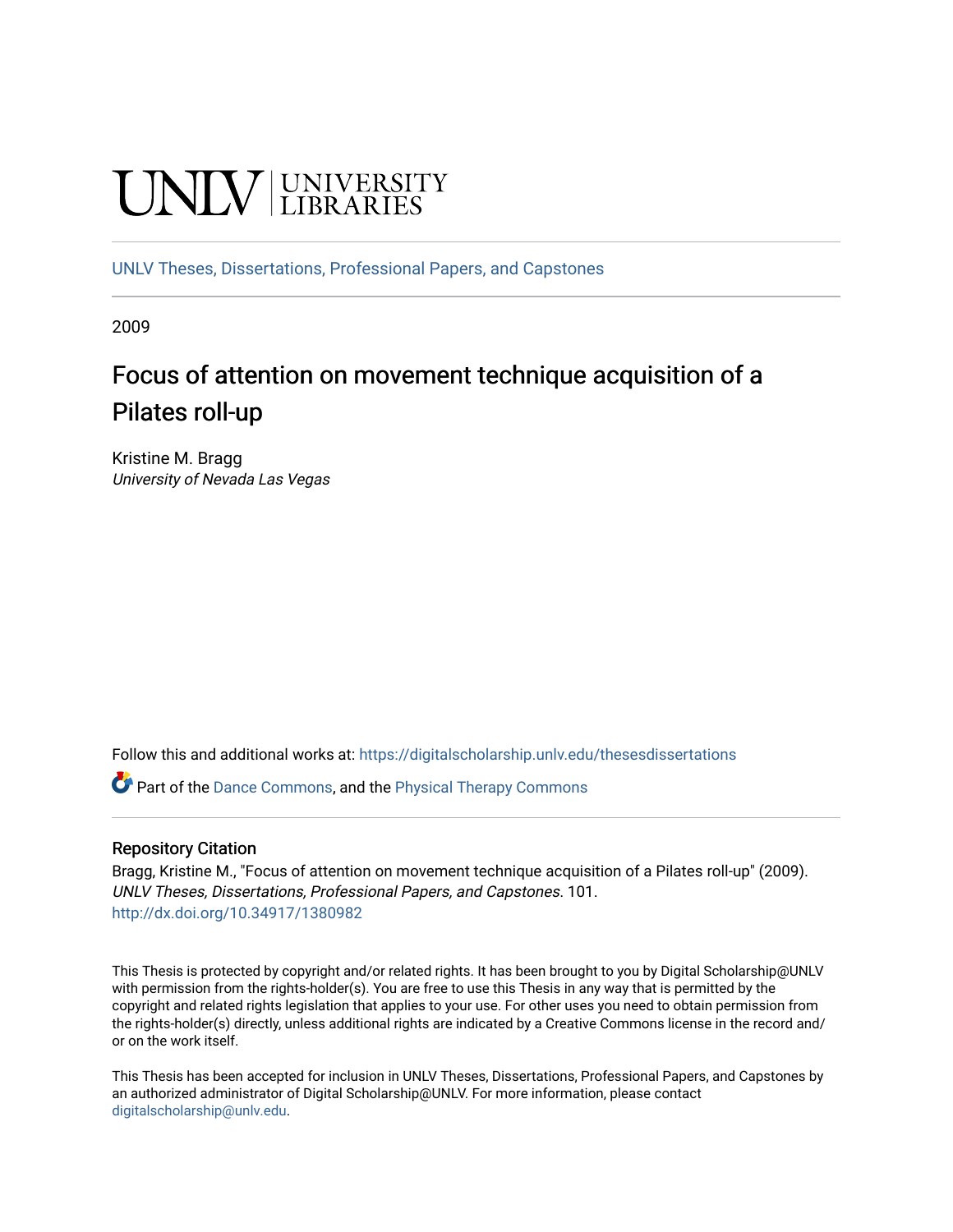UNLV | UNIVERSITY LIBRARIES

UNLV Theses, Dissertations, Professional Papers, and Capstones

2009

# Focus of attention on movement technique acquisition of a Pilates roll-up

Kristine M. Bragg
*University of Nevada Las Vegas*

Follow this and additional works at: https://digitalscholarship.unlv.edu/thesesdissertations

Part of the Dance Commons, and the Physical Therapy Commons

### Repository Citation

Bragg, Kristine M., "Focus of attention on movement technique acquisition of a Pilates roll-up" (2009). *UNLV Theses, Dissertations, Professional Papers, and Capstones*. 101.
http://dx.doi.org/10.34917/1380982

This Thesis is protected by copyright and/or related rights. It has been brought to you by Digital Scholarship@UNLV with permission from the rights-holder(s). You are free to use this Thesis in any way that is permitted by the copyright and related rights legislation that applies to your use. For other uses you need to obtain permission from the rights-holder(s) directly, unless additional rights are indicated by a Creative Commons license in the record and/or on the work itself.

This Thesis has been accepted for inclusion in UNLV Theses, Dissertations, Professional Papers, and Capstones by an authorized administrator of Digital Scholarship@UNLV. For more information, please contact digitalscholarship@unlv.edu.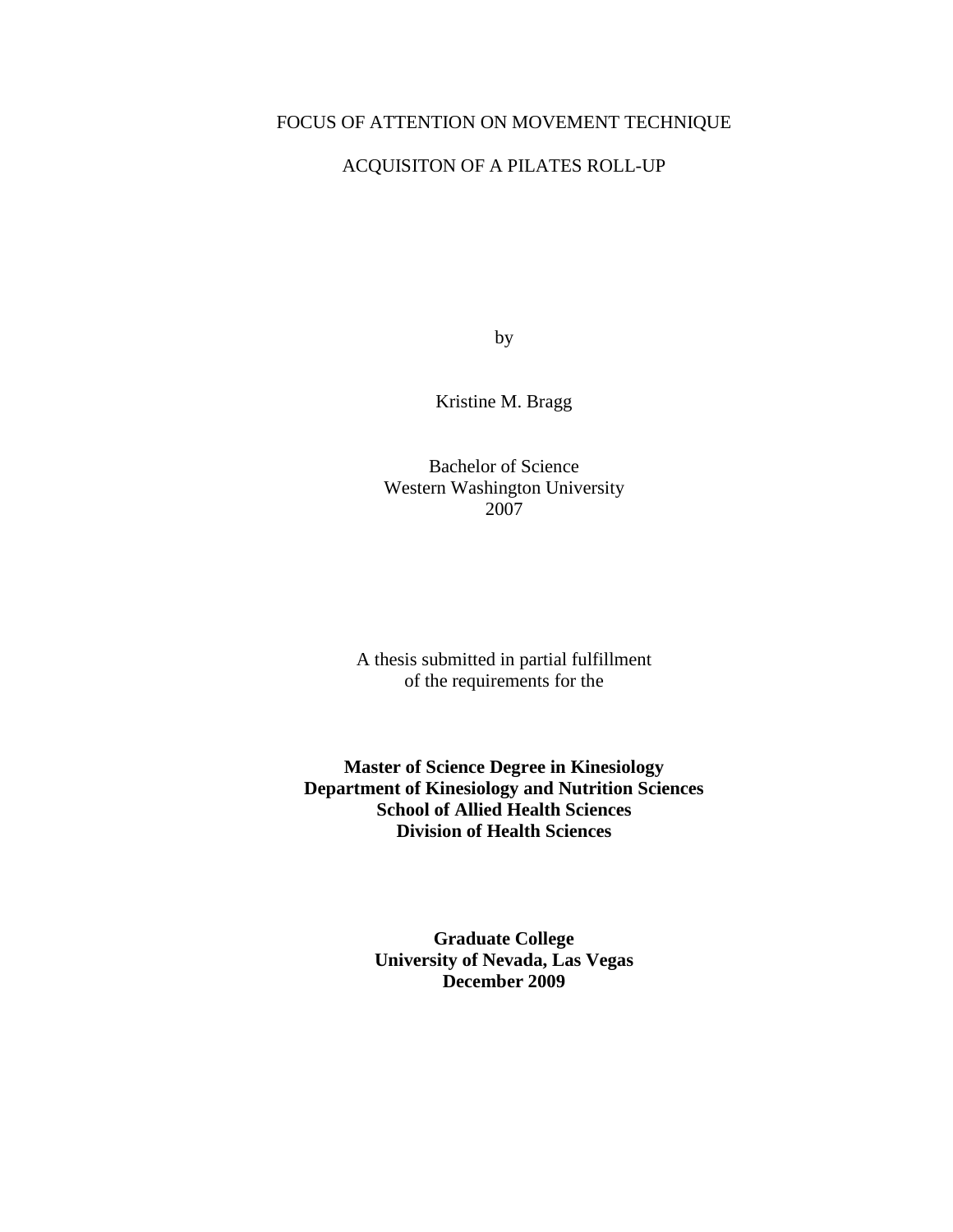FOCUS OF ATTENTION ON MOVEMENT TECHNIQUE

ACQUISITON OF A PILATES ROLL-UP

by

Kristine M. Bragg

Bachelor of Science
Western Washington University
2007

A thesis submitted in partial fulfillment
of the requirements for the

**Master of Science Degree in Kinesiology**
**Department of Kinesiology and Nutrition Sciences**
**School of Allied Health Sciences**
**Division of Health Sciences**

**Graduate College**
**University of Nevada, Las Vegas**
**December 2009**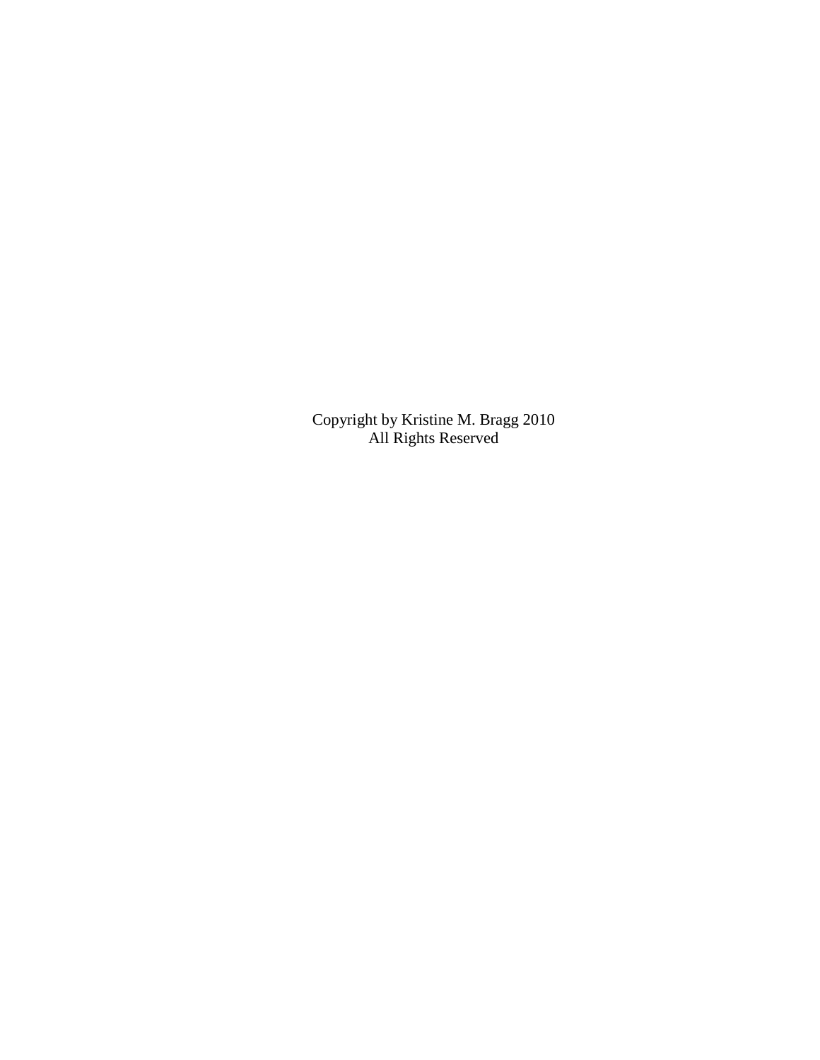Copyright by Kristine M. Bragg 2010
All Rights Reserved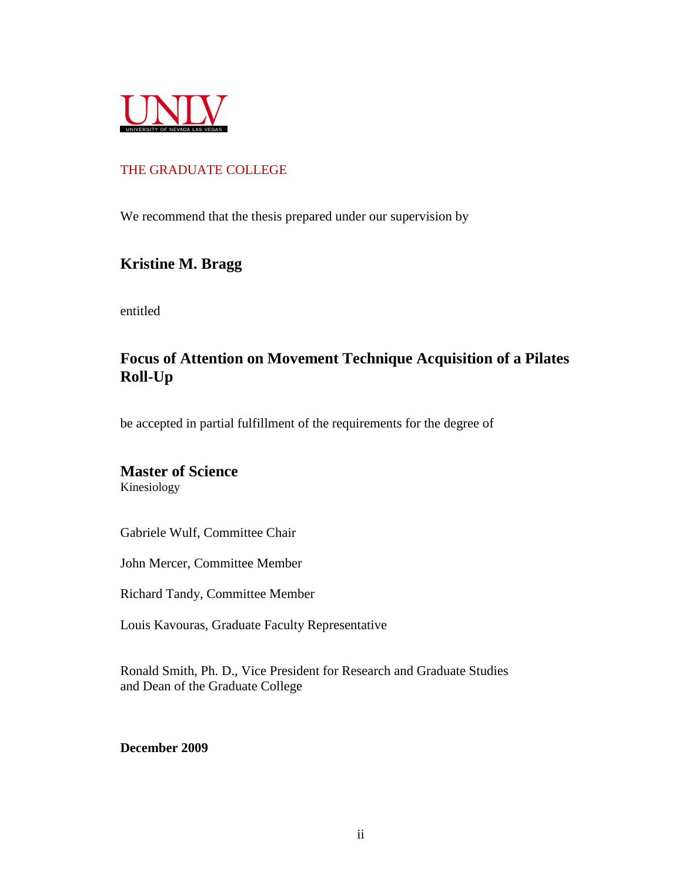UNLV
UNIVERSITY OF NEVADA LAS VEGAS

THE GRADUATE COLLEGE

We recommend that the thesis prepared under our supervision by

**Kristine M. Bragg**

entitled

**Focus of Attention on Movement Technique Acquisition of a Pilates Roll-Up**

be accepted in partial fulfillment of the requirements for the degree of

**Master of Science**
Kinesiology

Gabriele Wulf, Committee Chair

John Mercer, Committee Member

Richard Tandy, Committee Member

Louis Kavouras, Graduate Faculty Representative

Ronald Smith, Ph. D., Vice President for Research and Graduate Studies and Dean of the Graduate College

**December 2009**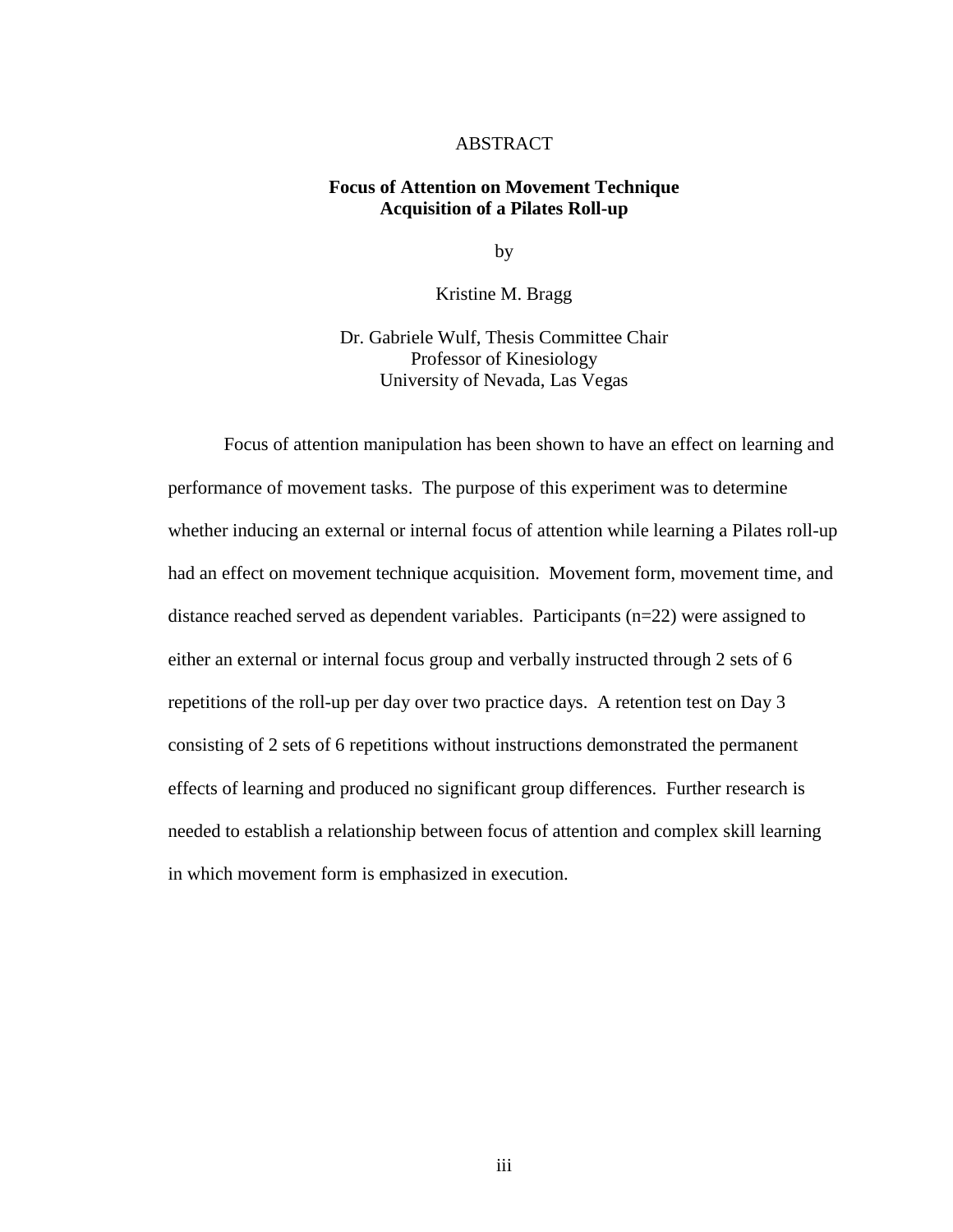# ABSTRACT

**Focus of Attention on Movement Technique Acquisition of a Pilates Roll-up**

by

Kristine M. Bragg

Dr. Gabriele Wulf, Thesis Committee Chair
Professor of Kinesiology
University of Nevada, Las Vegas

Focus of attention manipulation has been shown to have an effect on learning and performance of movement tasks. The purpose of this experiment was to determine whether inducing an external or internal focus of attention while learning a Pilates roll-up had an effect on movement technique acquisition. Movement form, movement time, and distance reached served as dependent variables. Participants (n=22) were assigned to either an external or internal focus group and verbally instructed through 2 sets of 6 repetitions of the roll-up per day over two practice days. A retention test on Day 3 consisting of 2 sets of 6 repetitions without instructions demonstrated the permanent effects of learning and produced no significant group differences. Further research is needed to establish a relationship between focus of attention and complex skill learning in which movement form is emphasized in execution.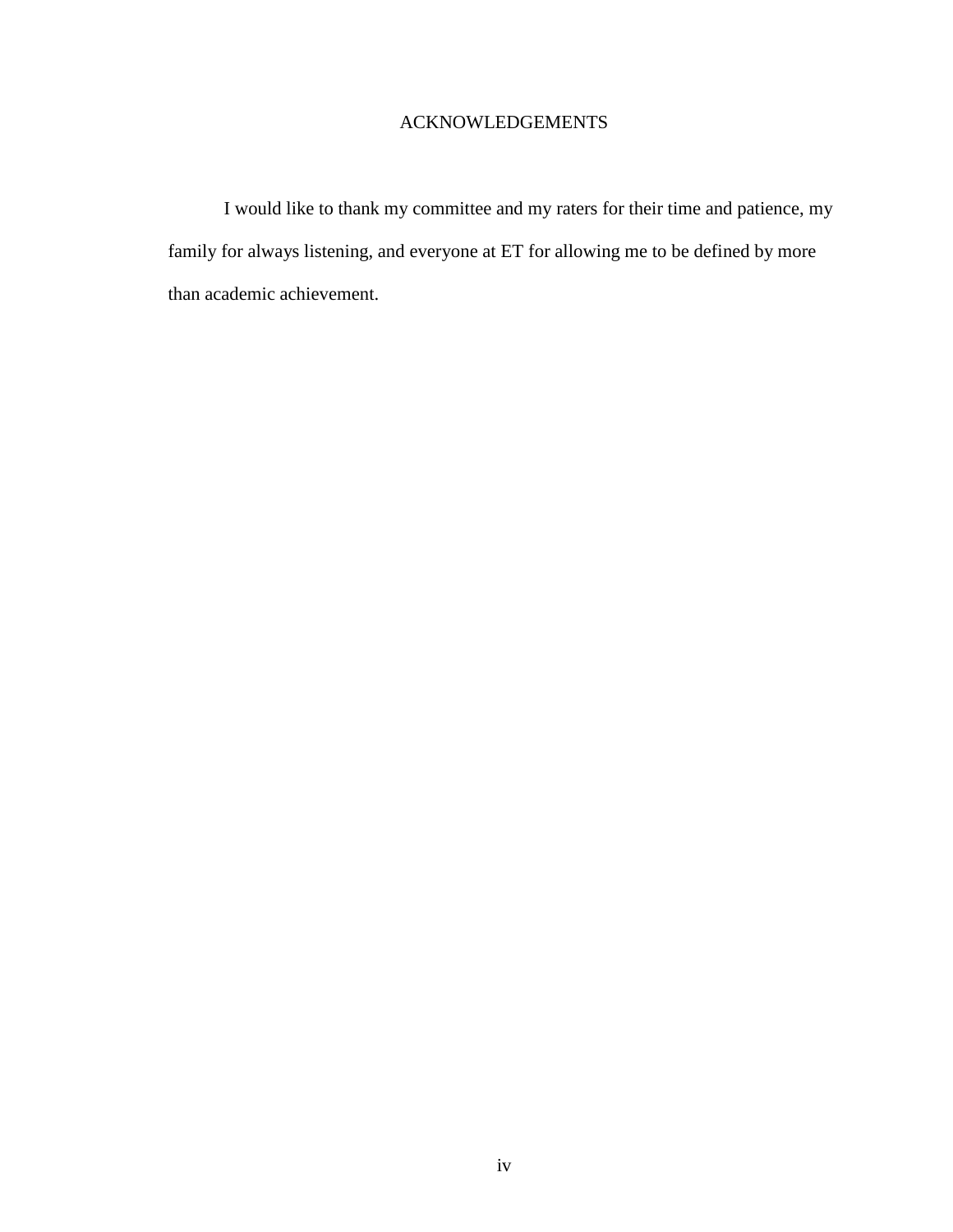# ACKNOWLEDGEMENTS

I would like to thank my committee and my raters for their time and patience, my family for always listening, and everyone at ET for allowing me to be defined by more than academic achievement.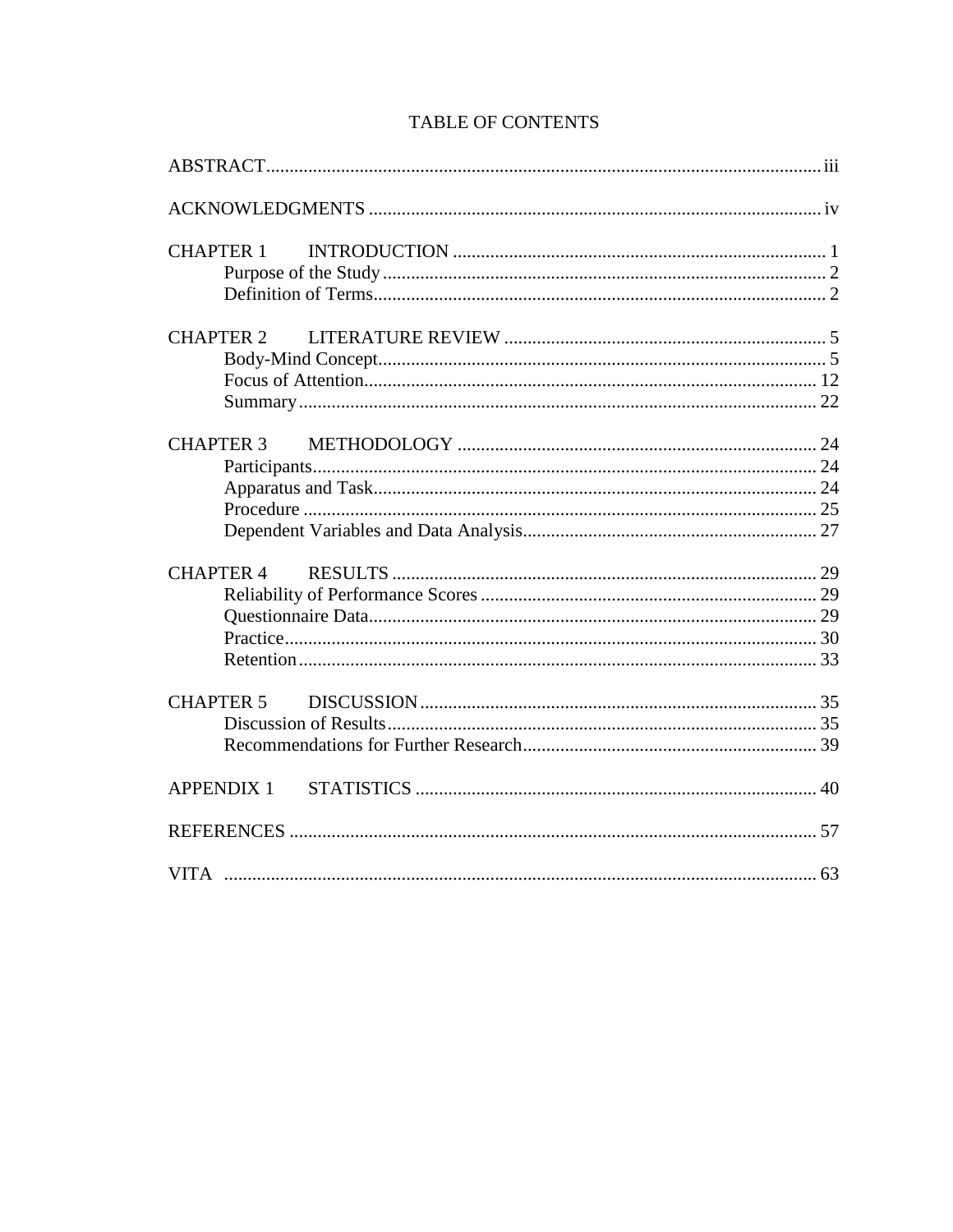# TABLE OF CONTENTS

ABSTRACT ........................................................................................................................ iii

ACKNOWLEDGMENTS ................................................................................................ iv

CHAPTER 1 INTRODUCTION ................................................................................ 1
- Purpose of the Study ................................................................................................ 2
- Definition of Terms .................................................................................................. 2

CHAPTER 2 LITERATURE REVIEW .................................................................... 5
- Body-Mind Concept ................................................................................................. 5
- Focus of Attention .................................................................................................. 12
- Summary ................................................................................................................ 22

CHAPTER 3 METHODOLOGY ............................................................................. 24
- Participants ............................................................................................................. 24
- Apparatus and Task ................................................................................................ 24
- Procedure ............................................................................................................... 25
- Dependent Variables and Data Analysis ................................................................ 27

CHAPTER 4 RESULTS ........................................................................................... 29
- Reliability of Performance Scores ......................................................................... 29
- Questionnaire Data ................................................................................................. 29
- Practice ................................................................................................................... 30
- Retention ................................................................................................................ 33

CHAPTER 5 DISCUSSION ..................................................................................... 35
- Discussion of Results ............................................................................................. 35
- Recommendations for Further Research ................................................................ 39

APPENDIX 1 STATISTICS ...................................................................................... 40

REFERENCES ................................................................................................................ 57

VITA ............................................................................................................................... 63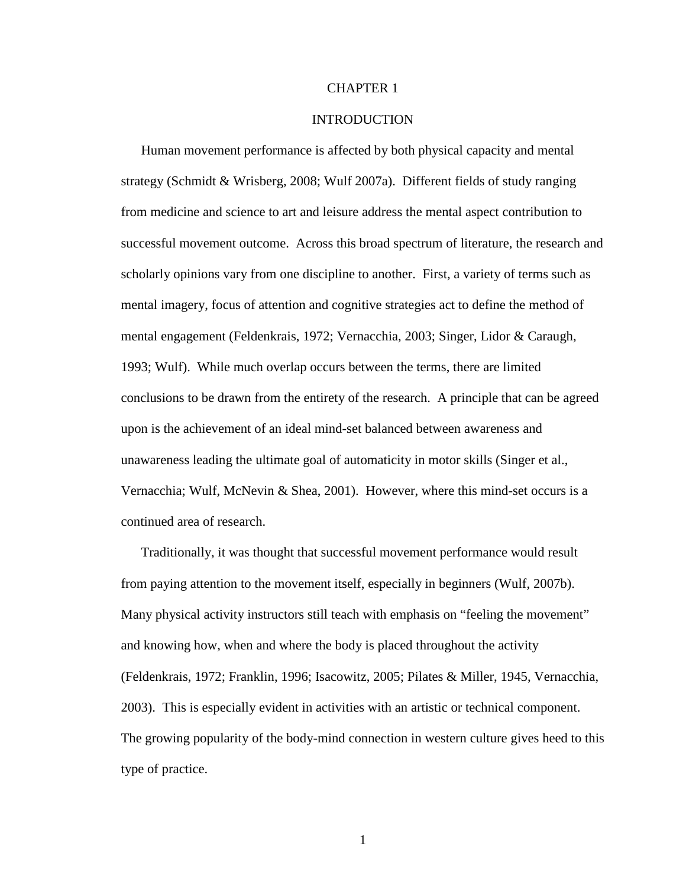# CHAPTER 1

## INTRODUCTION

Human movement performance is affected by both physical capacity and mental strategy (Schmidt & Wrisberg, 2008; Wulf 2007a). Different fields of study ranging from medicine and science to art and leisure address the mental aspect contribution to successful movement outcome. Across this broad spectrum of literature, the research and scholarly opinions vary from one discipline to another. First, a variety of terms such as mental imagery, focus of attention and cognitive strategies act to define the method of mental engagement (Feldenkrais, 1972; Vernacchia, 2003; Singer, Lidor & Caraugh, 1993; Wulf). While much overlap occurs between the terms, there are limited conclusions to be drawn from the entirety of the research. A principle that can be agreed upon is the achievement of an ideal mind-set balanced between awareness and unawareness leading the ultimate goal of automaticity in motor skills (Singer et al., Vernacchia; Wulf, McNevin & Shea, 2001). However, where this mind-set occurs is a continued area of research.

Traditionally, it was thought that successful movement performance would result from paying attention to the movement itself, especially in beginners (Wulf, 2007b). Many physical activity instructors still teach with emphasis on "feeling the movement" and knowing how, when and where the body is placed throughout the activity (Feldenkrais, 1972; Franklin, 1996; Isacowitz, 2005; Pilates & Miller, 1945, Vernacchia, 2003). This is especially evident in activities with an artistic or technical component. The growing popularity of the body-mind connection in western culture gives heed to this type of practice.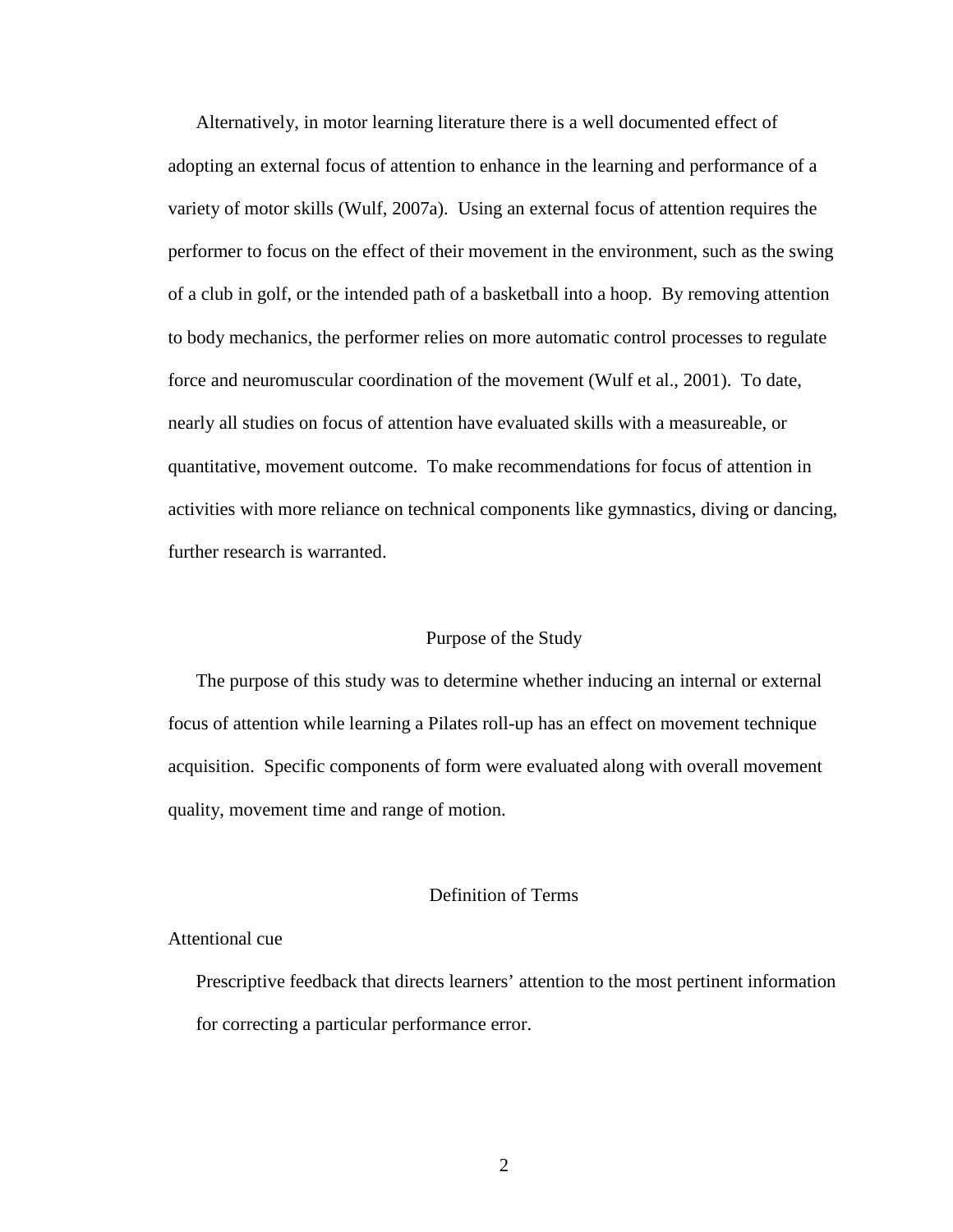Alternatively, in motor learning literature there is a well documented effect of adopting an external focus of attention to enhance in the learning and performance of a variety of motor skills (Wulf, 2007a). Using an external focus of attention requires the performer to focus on the effect of their movement in the environment, such as the swing of a club in golf, or the intended path of a basketball into a hoop. By removing attention to body mechanics, the performer relies on more automatic control processes to regulate force and neuromuscular coordination of the movement (Wulf et al., 2001). To date, nearly all studies on focus of attention have evaluated skills with a measureable, or quantitative, movement outcome. To make recommendations for focus of attention in activities with more reliance on technical components like gymnastics, diving or dancing, further research is warranted.

## Purpose of the Study

The purpose of this study was to determine whether inducing an internal or external focus of attention while learning a Pilates roll-up has an effect on movement technique acquisition. Specific components of form were evaluated along with overall movement quality, movement time and range of motion.

## Definition of Terms

Attentional cue

Prescriptive feedback that directs learners' attention to the most pertinent information for correcting a particular performance error.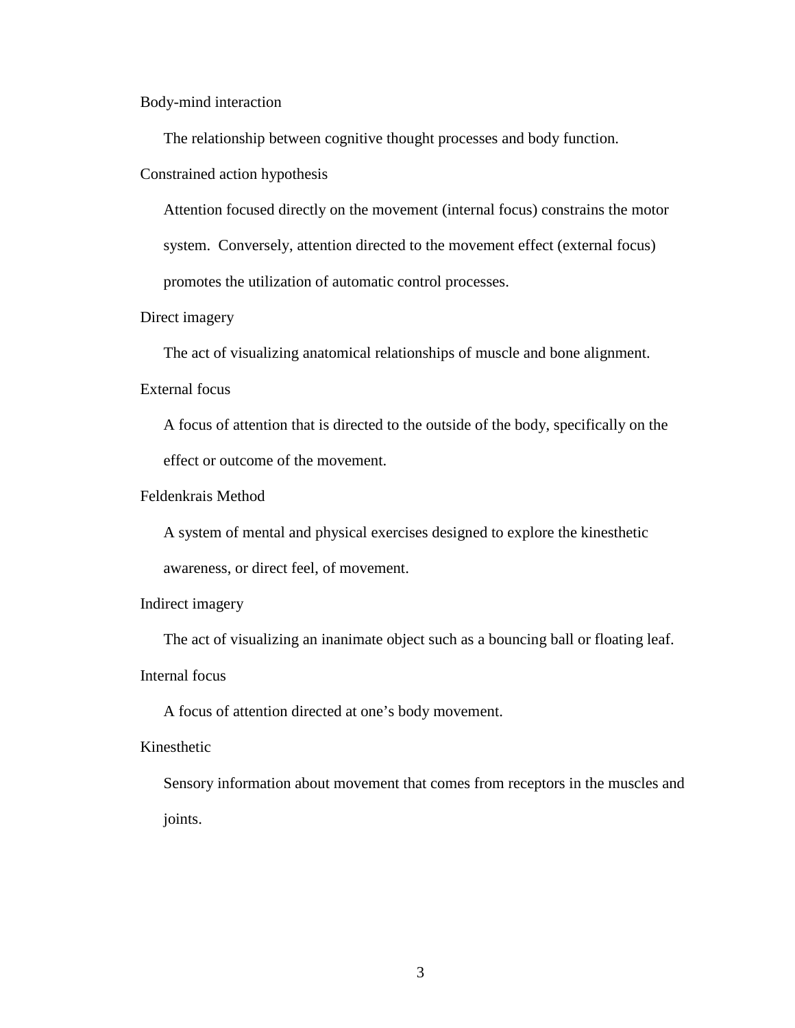Body-mind interaction

The relationship between cognitive thought processes and body function.

Constrained action hypothesis

Attention focused directly on the movement (internal focus) constrains the motor system. Conversely, attention directed to the movement effect (external focus) promotes the utilization of automatic control processes.

Direct imagery

The act of visualizing anatomical relationships of muscle and bone alignment.

External focus

A focus of attention that is directed to the outside of the body, specifically on the effect or outcome of the movement.

Feldenkrais Method

A system of mental and physical exercises designed to explore the kinesthetic awareness, or direct feel, of movement.

Indirect imagery

The act of visualizing an inanimate object such as a bouncing ball or floating leaf.

Internal focus

A focus of attention directed at one's body movement.

Kinesthetic

Sensory information about movement that comes from receptors in the muscles and joints.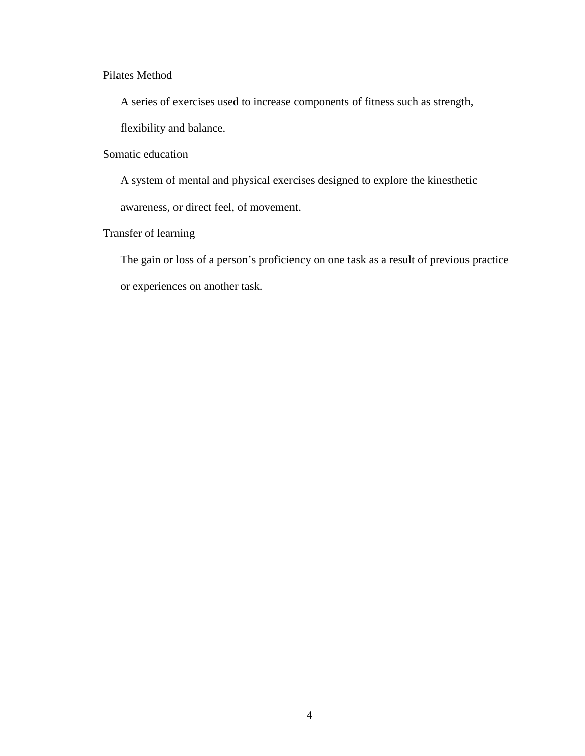Pilates Method

A series of exercises used to increase components of fitness such as strength, flexibility and balance.

Somatic education

A system of mental and physical exercises designed to explore the kinesthetic awareness, or direct feel, of movement.

Transfer of learning

The gain or loss of a person's proficiency on one task as a result of previous practice or experiences on another task.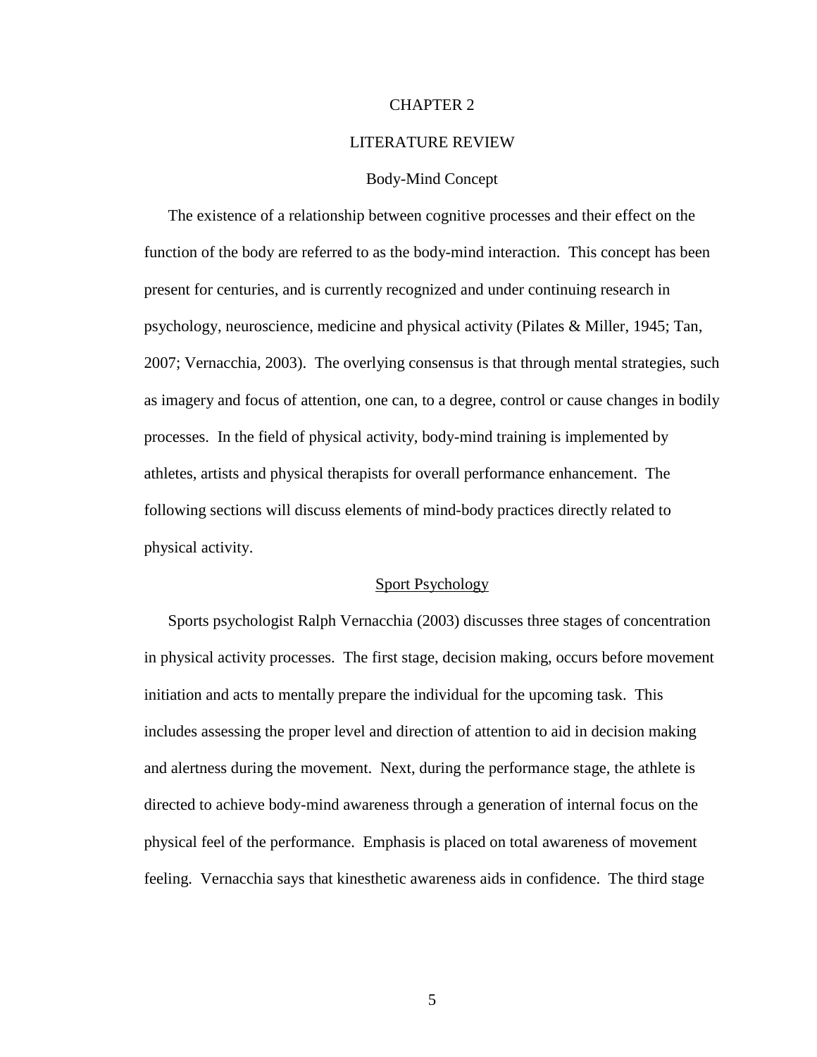# CHAPTER 2

# LITERATURE REVIEW

## Body-Mind Concept

The existence of a relationship between cognitive processes and their effect on the function of the body are referred to as the body-mind interaction. This concept has been present for centuries, and is currently recognized and under continuing research in psychology, neuroscience, medicine and physical activity (Pilates & Miller, 1945; Tan, 2007; Vernacchia, 2003). The overlying consensus is that through mental strategies, such as imagery and focus of attention, one can, to a degree, control or cause changes in bodily processes. In the field of physical activity, body-mind training is implemented by athletes, artists and physical therapists for overall performance enhancement. The following sections will discuss elements of mind-body practices directly related to physical activity.

### Sport Psychology

Sports psychologist Ralph Vernacchia (2003) discusses three stages of concentration in physical activity processes. The first stage, decision making, occurs before movement initiation and acts to mentally prepare the individual for the upcoming task. This includes assessing the proper level and direction of attention to aid in decision making and alertness during the movement. Next, during the performance stage, the athlete is directed to achieve body-mind awareness through a generation of internal focus on the physical feel of the performance. Emphasis is placed on total awareness of movement feeling. Vernacchia says that kinesthetic awareness aids in confidence. The third stage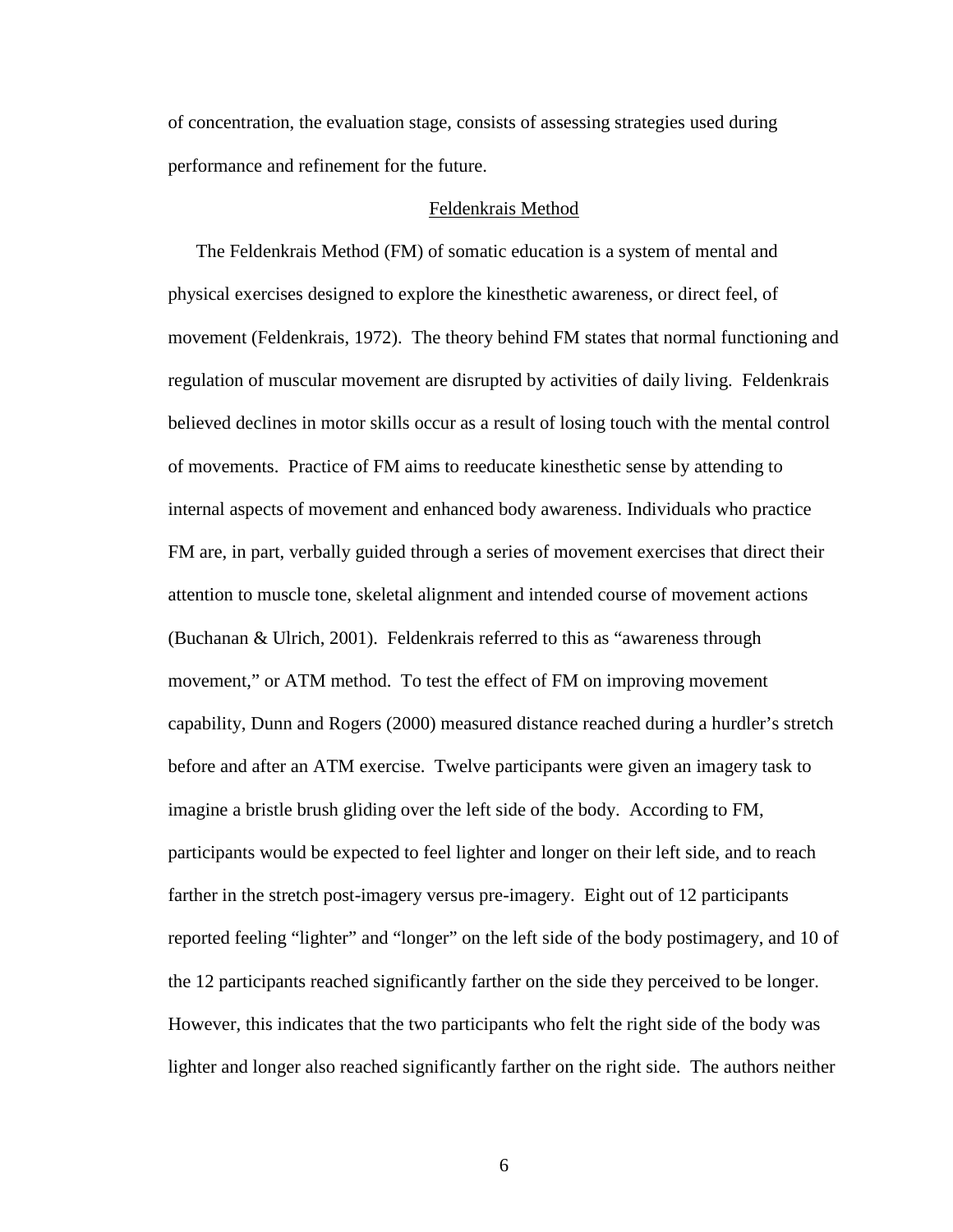of concentration, the evaluation stage, consists of assessing strategies used during performance and refinement for the future.

## Feldenkrais Method

The Feldenkrais Method (FM) of somatic education is a system of mental and physical exercises designed to explore the kinesthetic awareness, or direct feel, of movement (Feldenkrais, 1972). The theory behind FM states that normal functioning and regulation of muscular movement are disrupted by activities of daily living. Feldenkrais believed declines in motor skills occur as a result of losing touch with the mental control of movements. Practice of FM aims to reeducate kinesthetic sense by attending to internal aspects of movement and enhanced body awareness. Individuals who practice FM are, in part, verbally guided through a series of movement exercises that direct their attention to muscle tone, skeletal alignment and intended course of movement actions (Buchanan & Ulrich, 2001). Feldenkrais referred to this as "awareness through movement," or ATM method. To test the effect of FM on improving movement capability, Dunn and Rogers (2000) measured distance reached during a hurdler's stretch before and after an ATM exercise. Twelve participants were given an imagery task to imagine a bristle brush gliding over the left side of the body. According to FM, participants would be expected to feel lighter and longer on their left side, and to reach farther in the stretch post-imagery versus pre-imagery. Eight out of 12 participants reported feeling "lighter" and "longer" on the left side of the body postimagery, and 10 of the 12 participants reached significantly farther on the side they perceived to be longer. However, this indicates that the two participants who felt the right side of the body was lighter and longer also reached significantly farther on the right side. The authors neither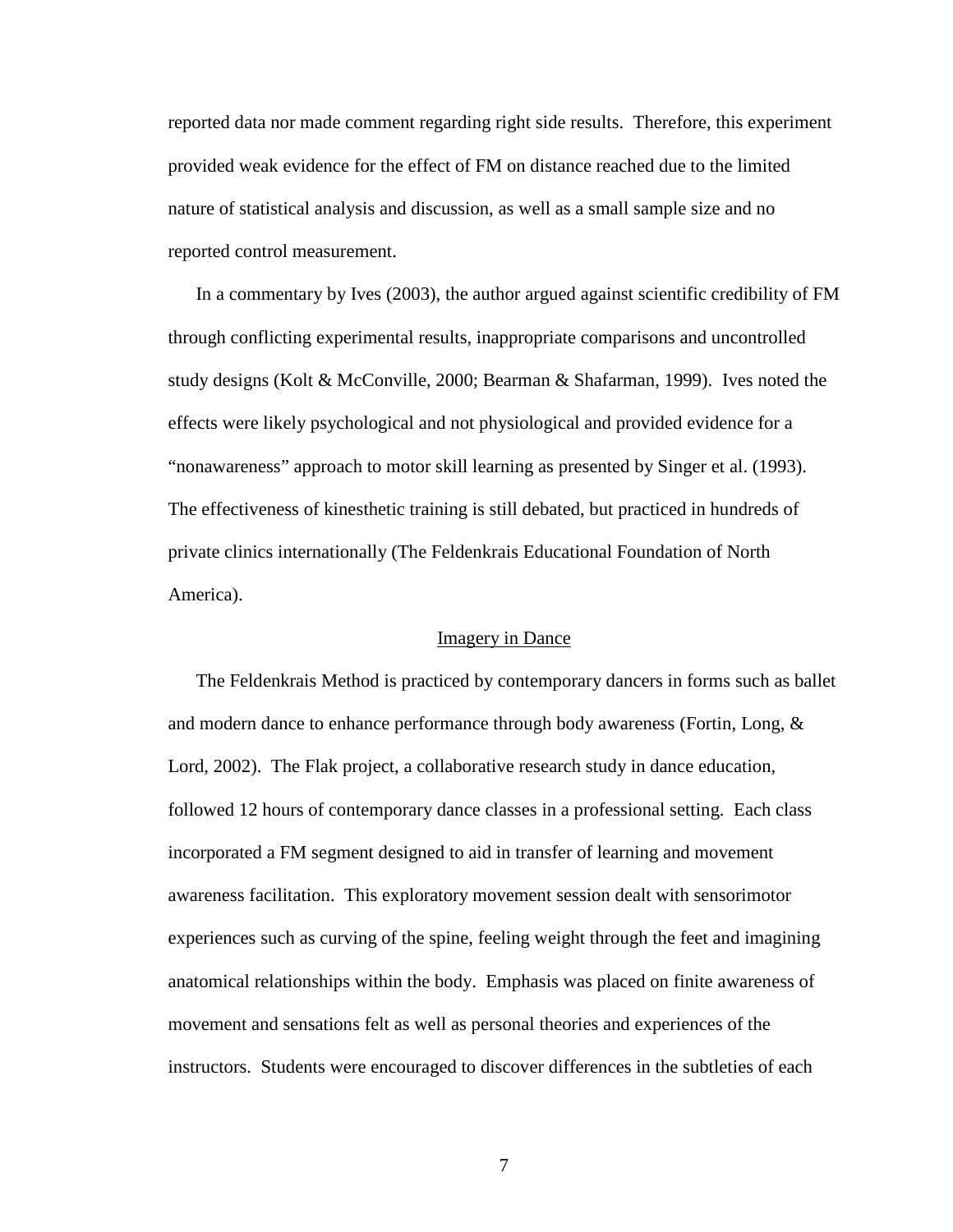reported data nor made comment regarding right side results. Therefore, this experiment provided weak evidence for the effect of FM on distance reached due to the limited nature of statistical analysis and discussion, as well as a small sample size and no reported control measurement.

In a commentary by Ives (2003), the author argued against scientific credibility of FM through conflicting experimental results, inappropriate comparisons and uncontrolled study designs (Kolt & McConville, 2000; Bearman & Shafarman, 1999). Ives noted the effects were likely psychological and not physiological and provided evidence for a "nonawareness" approach to motor skill learning as presented by Singer et al. (1993). The effectiveness of kinesthetic training is still debated, but practiced in hundreds of private clinics internationally (The Feldenkrais Educational Foundation of North America).

## Imagery in Dance

The Feldenkrais Method is practiced by contemporary dancers in forms such as ballet and modern dance to enhance performance through body awareness (Fortin, Long, & Lord, 2002). The Flak project, a collaborative research study in dance education, followed 12 hours of contemporary dance classes in a professional setting. Each class incorporated a FM segment designed to aid in transfer of learning and movement awareness facilitation. This exploratory movement session dealt with sensorimotor experiences such as curving of the spine, feeling weight through the feet and imagining anatomical relationships within the body. Emphasis was placed on finite awareness of movement and sensations felt as well as personal theories and experiences of the instructors. Students were encouraged to discover differences in the subtleties of each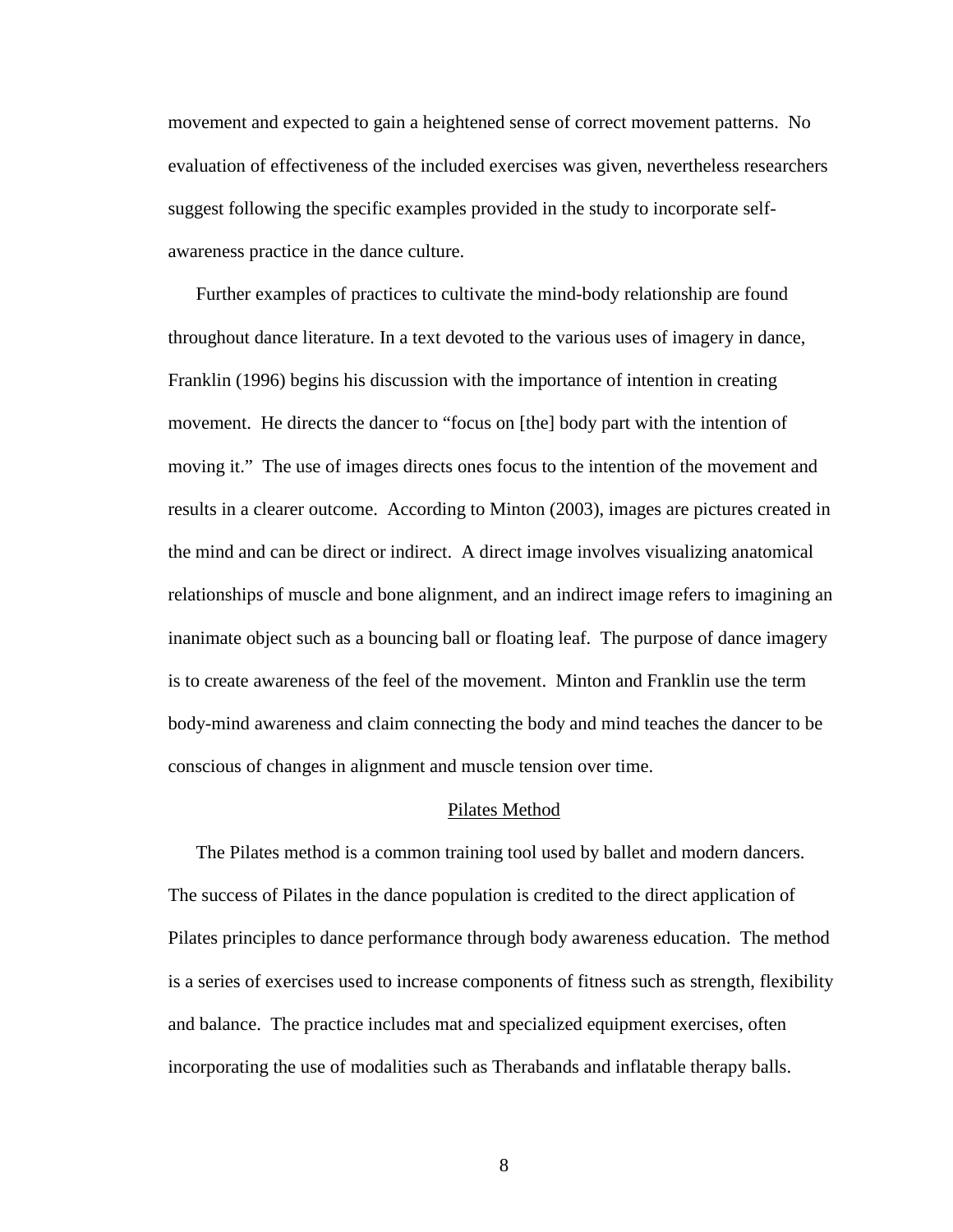movement and expected to gain a heightened sense of correct movement patterns. No evaluation of effectiveness of the included exercises was given, nevertheless researchers suggest following the specific examples provided in the study to incorporate self-awareness practice in the dance culture.

Further examples of practices to cultivate the mind-body relationship are found throughout dance literature. In a text devoted to the various uses of imagery in dance, Franklin (1996) begins his discussion with the importance of intention in creating movement. He directs the dancer to "focus on [the] body part with the intention of moving it." The use of images directs ones focus to the intention of the movement and results in a clearer outcome. According to Minton (2003), images are pictures created in the mind and can be direct or indirect. A direct image involves visualizing anatomical relationships of muscle and bone alignment, and an indirect image refers to imagining an inanimate object such as a bouncing ball or floating leaf. The purpose of dance imagery is to create awareness of the feel of the movement. Minton and Franklin use the term body-mind awareness and claim connecting the body and mind teaches the dancer to be conscious of changes in alignment and muscle tension over time.

## Pilates Method

The Pilates method is a common training tool used by ballet and modern dancers. The success of Pilates in the dance population is credited to the direct application of Pilates principles to dance performance through body awareness education. The method is a series of exercises used to increase components of fitness such as strength, flexibility and balance. The practice includes mat and specialized equipment exercises, often incorporating the use of modalities such as Therabands and inflatable therapy balls.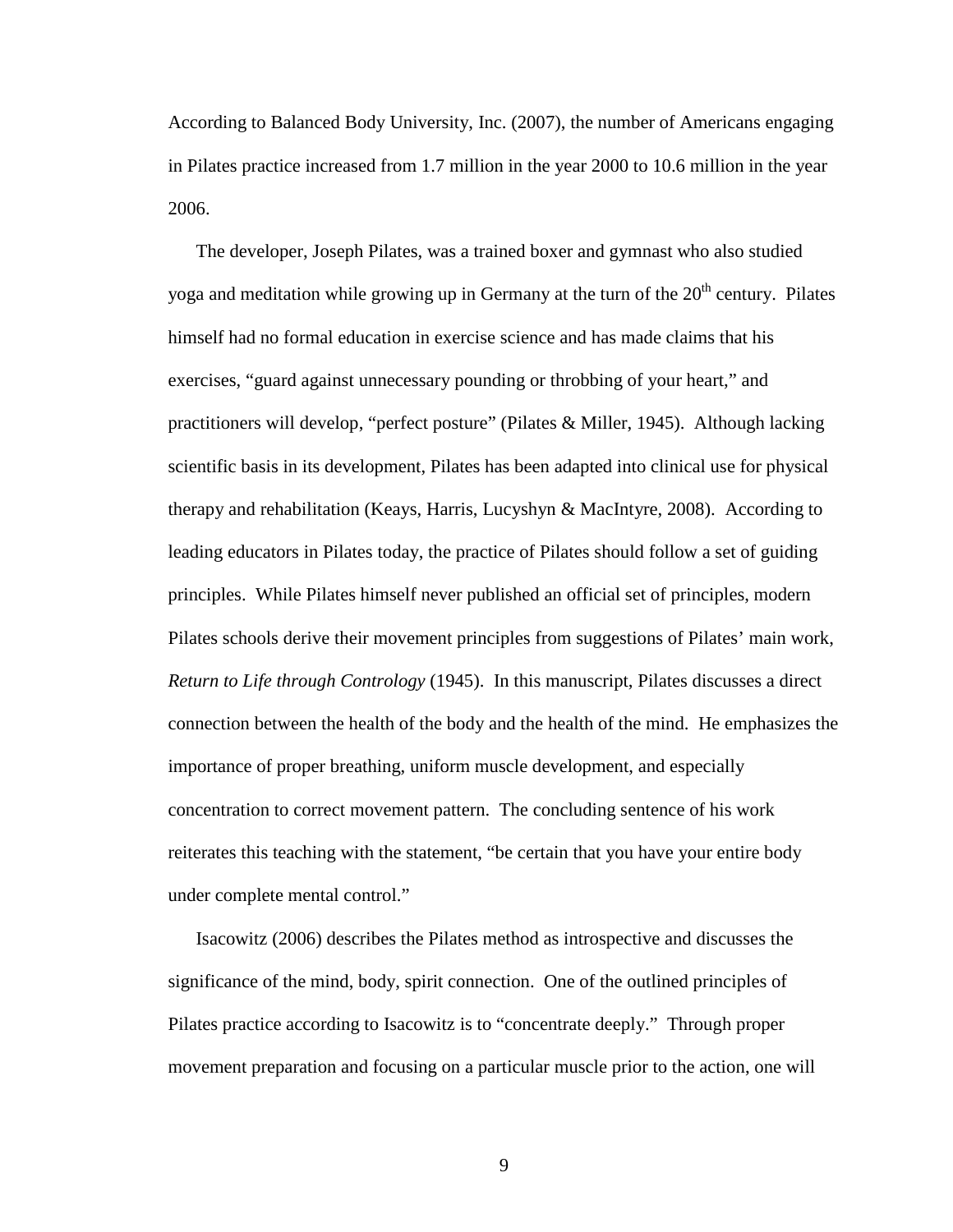According to Balanced Body University, Inc. (2007), the number of Americans engaging in Pilates practice increased from 1.7 million in the year 2000 to 10.6 million in the year 2006.

The developer, Joseph Pilates, was a trained boxer and gymnast who also studied yoga and meditation while growing up in Germany at the turn of the 20th century. Pilates himself had no formal education in exercise science and has made claims that his exercises, "guard against unnecessary pounding or throbbing of your heart," and practitioners will develop, "perfect posture" (Pilates & Miller, 1945). Although lacking scientific basis in its development, Pilates has been adapted into clinical use for physical therapy and rehabilitation (Keays, Harris, Lucyshyn & MacIntyre, 2008). According to leading educators in Pilates today, the practice of Pilates should follow a set of guiding principles. While Pilates himself never published an official set of principles, modern Pilates schools derive their movement principles from suggestions of Pilates' main work, *Return to Life through Contrology* (1945). In this manuscript, Pilates discusses a direct connection between the health of the body and the health of the mind. He emphasizes the importance of proper breathing, uniform muscle development, and especially concentration to correct movement pattern. The concluding sentence of his work reiterates this teaching with the statement, "be certain that you have your entire body under complete mental control."

Isacowitz (2006) describes the Pilates method as introspective and discusses the significance of the mind, body, spirit connection. One of the outlined principles of Pilates practice according to Isacowitz is to "concentrate deeply." Through proper movement preparation and focusing on a particular muscle prior to the action, one will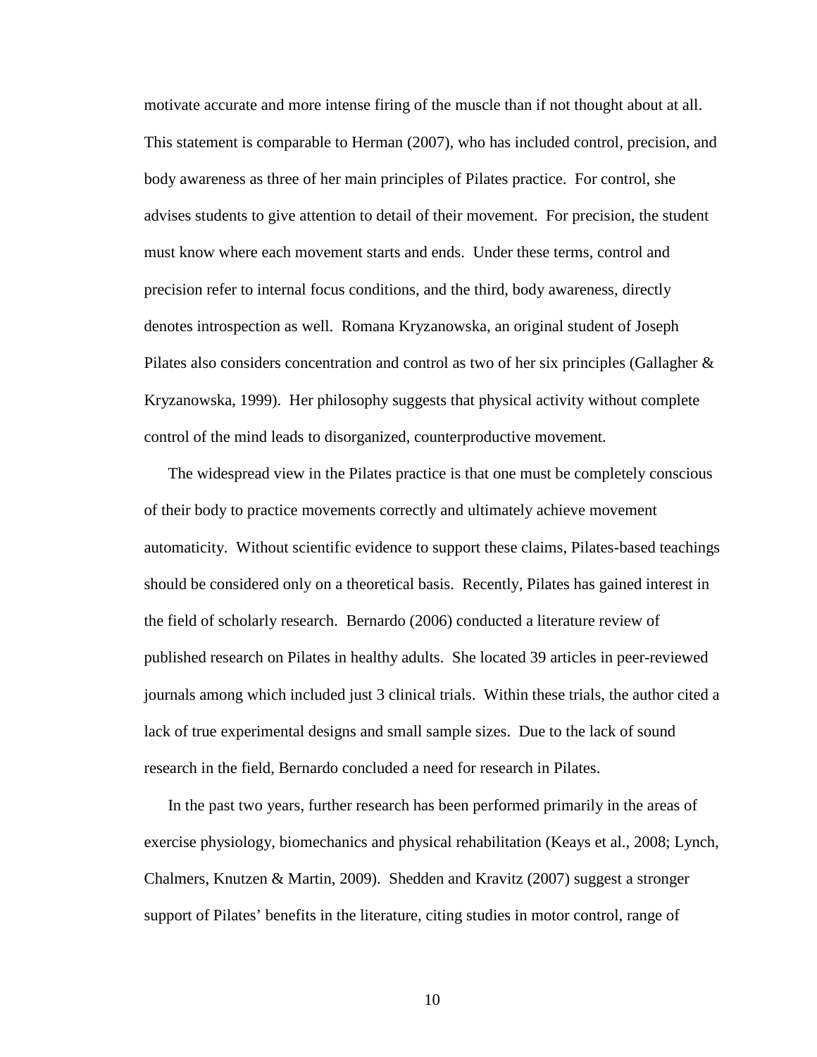motivate accurate and more intense firing of the muscle than if not thought about at all. This statement is comparable to Herman (2007), who has included control, precision, and body awareness as three of her main principles of Pilates practice. For control, she advises students to give attention to detail of their movement. For precision, the student must know where each movement starts and ends. Under these terms, control and precision refer to internal focus conditions, and the third, body awareness, directly denotes introspection as well. Romana Kryzanowska, an original student of Joseph Pilates also considers concentration and control as two of her six principles (Gallagher & Kryzanowska, 1999). Her philosophy suggests that physical activity without complete control of the mind leads to disorganized, counterproductive movement.

The widespread view in the Pilates practice is that one must be completely conscious of their body to practice movements correctly and ultimately achieve movement automaticity. Without scientific evidence to support these claims, Pilates-based teachings should be considered only on a theoretical basis. Recently, Pilates has gained interest in the field of scholarly research. Bernardo (2006) conducted a literature review of published research on Pilates in healthy adults. She located 39 articles in peer-reviewed journals among which included just 3 clinical trials. Within these trials, the author cited a lack of true experimental designs and small sample sizes. Due to the lack of sound research in the field, Bernardo concluded a need for research in Pilates.

In the past two years, further research has been performed primarily in the areas of exercise physiology, biomechanics and physical rehabilitation (Keays et al., 2008; Lynch, Chalmers, Knutzen & Martin, 2009). Shedden and Kravitz (2007) suggest a stronger support of Pilates' benefits in the literature, citing studies in motor control, range of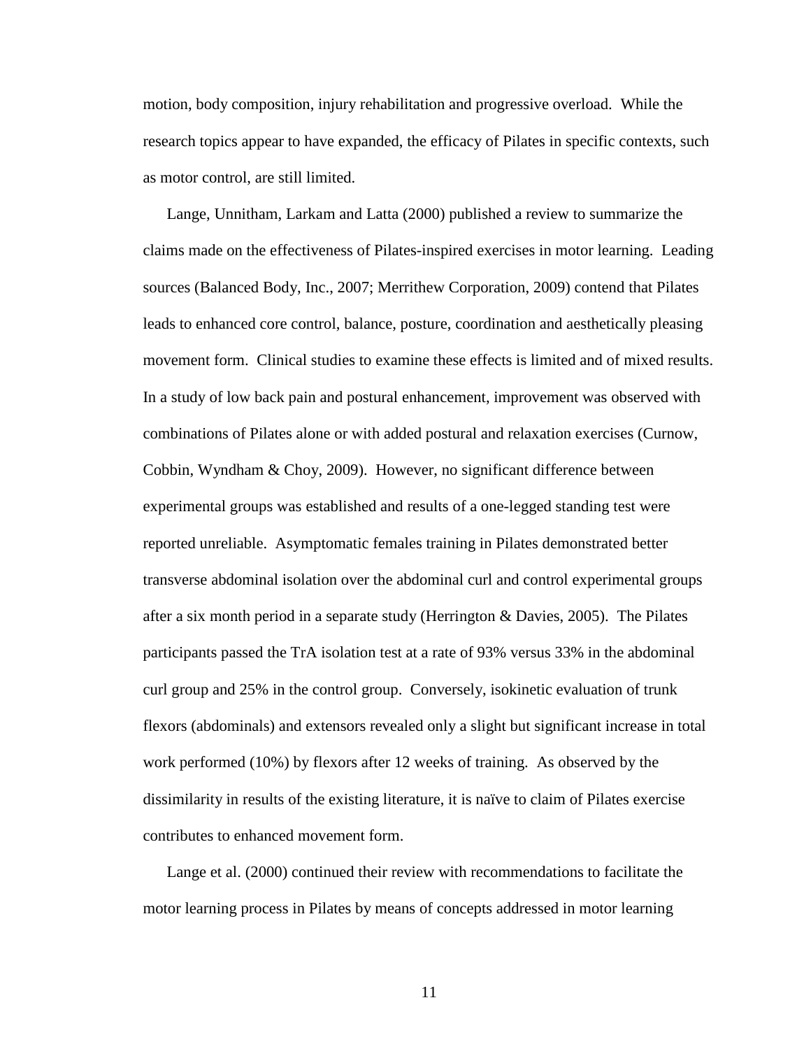motion, body composition, injury rehabilitation and progressive overload. While the research topics appear to have expanded, the efficacy of Pilates in specific contexts, such as motor control, are still limited.

Lange, Unnitham, Larkam and Latta (2000) published a review to summarize the claims made on the effectiveness of Pilates-inspired exercises in motor learning. Leading sources (Balanced Body, Inc., 2007; Merrithew Corporation, 2009) contend that Pilates leads to enhanced core control, balance, posture, coordination and aesthetically pleasing movement form. Clinical studies to examine these effects is limited and of mixed results. In a study of low back pain and postural enhancement, improvement was observed with combinations of Pilates alone or with added postural and relaxation exercises (Curnow, Cobbin, Wyndham & Choy, 2009). However, no significant difference between experimental groups was established and results of a one-legged standing test were reported unreliable. Asymptomatic females training in Pilates demonstrated better transverse abdominal isolation over the abdominal curl and control experimental groups after a six month period in a separate study (Herrington & Davies, 2005). The Pilates participants passed the TrA isolation test at a rate of 93% versus 33% in the abdominal curl group and 25% in the control group. Conversely, isokinetic evaluation of trunk flexors (abdominals) and extensors revealed only a slight but significant increase in total work performed (10%) by flexors after 12 weeks of training. As observed by the dissimilarity in results of the existing literature, it is naïve to claim of Pilates exercise contributes to enhanced movement form.

Lange et al. (2000) continued their review with recommendations to facilitate the motor learning process in Pilates by means of concepts addressed in motor learning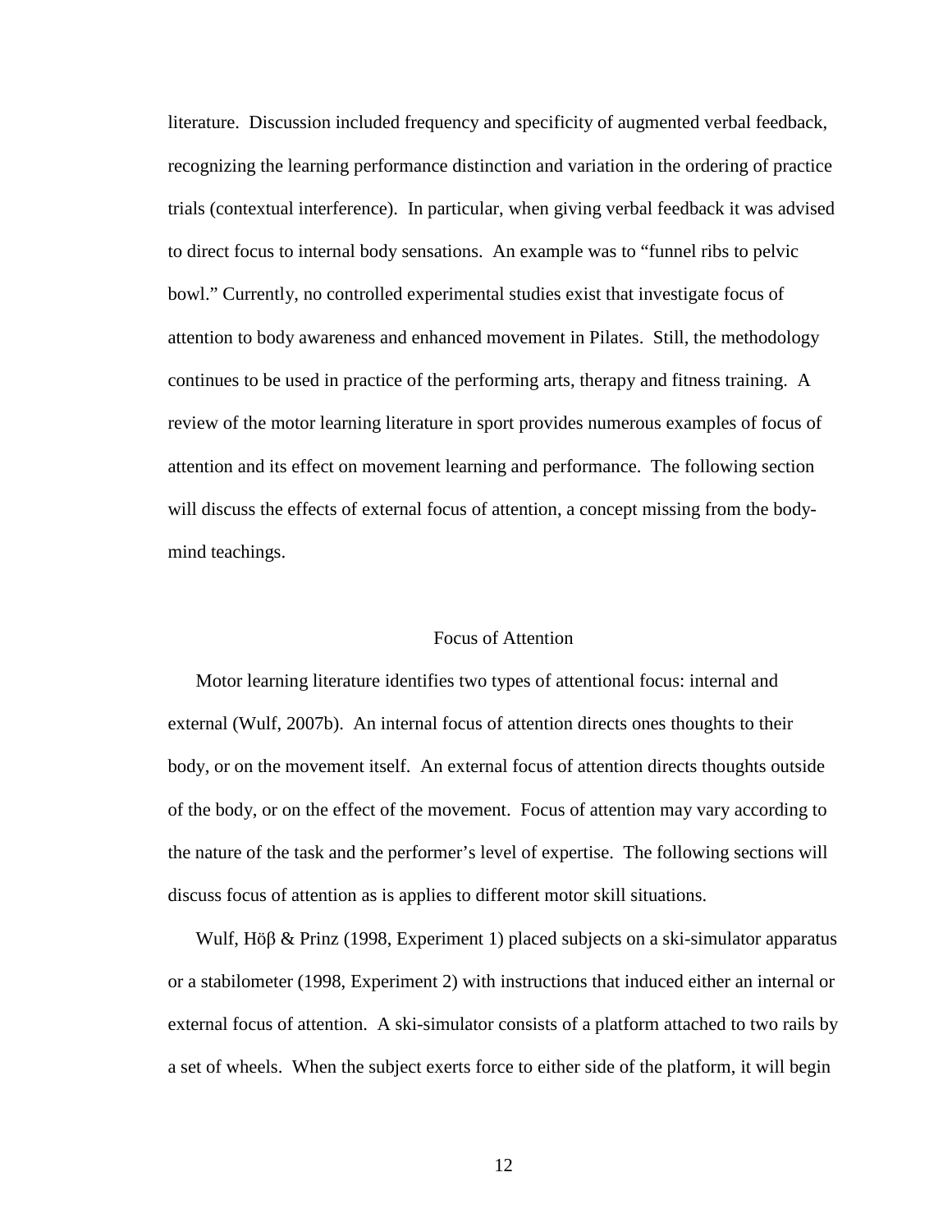literature. Discussion included frequency and specificity of augmented verbal feedback, recognizing the learning performance distinction and variation in the ordering of practice trials (contextual interference). In particular, when giving verbal feedback it was advised to direct focus to internal body sensations. An example was to "funnel ribs to pelvic bowl." Currently, no controlled experimental studies exist that investigate focus of attention to body awareness and enhanced movement in Pilates. Still, the methodology continues to be used in practice of the performing arts, therapy and fitness training. A review of the motor learning literature in sport provides numerous examples of focus of attention and its effect on movement learning and performance. The following section will discuss the effects of external focus of attention, a concept missing from the body-mind teachings.

## Focus of Attention

Motor learning literature identifies two types of attentional focus: internal and external (Wulf, 2007b). An internal focus of attention directs ones thoughts to their body, or on the movement itself. An external focus of attention directs thoughts outside of the body, or on the effect of the movement. Focus of attention may vary according to the nature of the task and the performer's level of expertise. The following sections will discuss focus of attention as is applies to different motor skill situations.

Wulf, Höβ & Prinz (1998, Experiment 1) placed subjects on a ski-simulator apparatus or a stabilometer (1998, Experiment 2) with instructions that induced either an internal or external focus of attention. A ski-simulator consists of a platform attached to two rails by a set of wheels. When the subject exerts force to either side of the platform, it will begin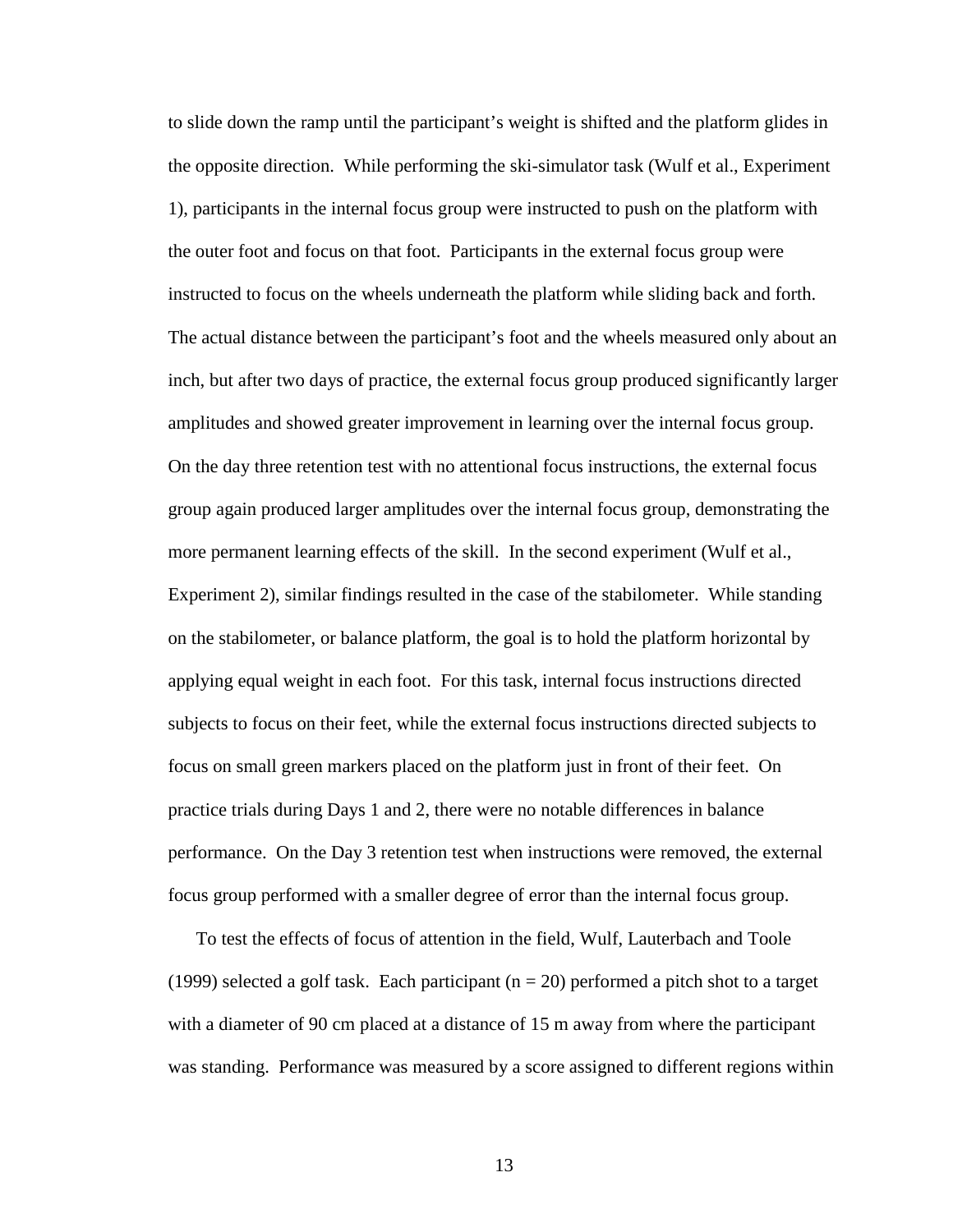to slide down the ramp until the participant's weight is shifted and the platform glides in the opposite direction. While performing the ski-simulator task (Wulf et al., Experiment 1), participants in the internal focus group were instructed to push on the platform with the outer foot and focus on that foot. Participants in the external focus group were instructed to focus on the wheels underneath the platform while sliding back and forth. The actual distance between the participant's foot and the wheels measured only about an inch, but after two days of practice, the external focus group produced significantly larger amplitudes and showed greater improvement in learning over the internal focus group. On the day three retention test with no attentional focus instructions, the external focus group again produced larger amplitudes over the internal focus group, demonstrating the more permanent learning effects of the skill. In the second experiment (Wulf et al., Experiment 2), similar findings resulted in the case of the stabilometer. While standing on the stabilometer, or balance platform, the goal is to hold the platform horizontal by applying equal weight in each foot. For this task, internal focus instructions directed subjects to focus on their feet, while the external focus instructions directed subjects to focus on small green markers placed on the platform just in front of their feet. On practice trials during Days 1 and 2, there were no notable differences in balance performance. On the Day 3 retention test when instructions were removed, the external focus group performed with a smaller degree of error than the internal focus group.

To test the effects of focus of attention in the field, Wulf, Lauterbach and Toole (1999) selected a golf task. Each participant ($n = 20$) performed a pitch shot to a target with a diameter of 90 cm placed at a distance of 15 m away from where the participant was standing. Performance was measured by a score assigned to different regions within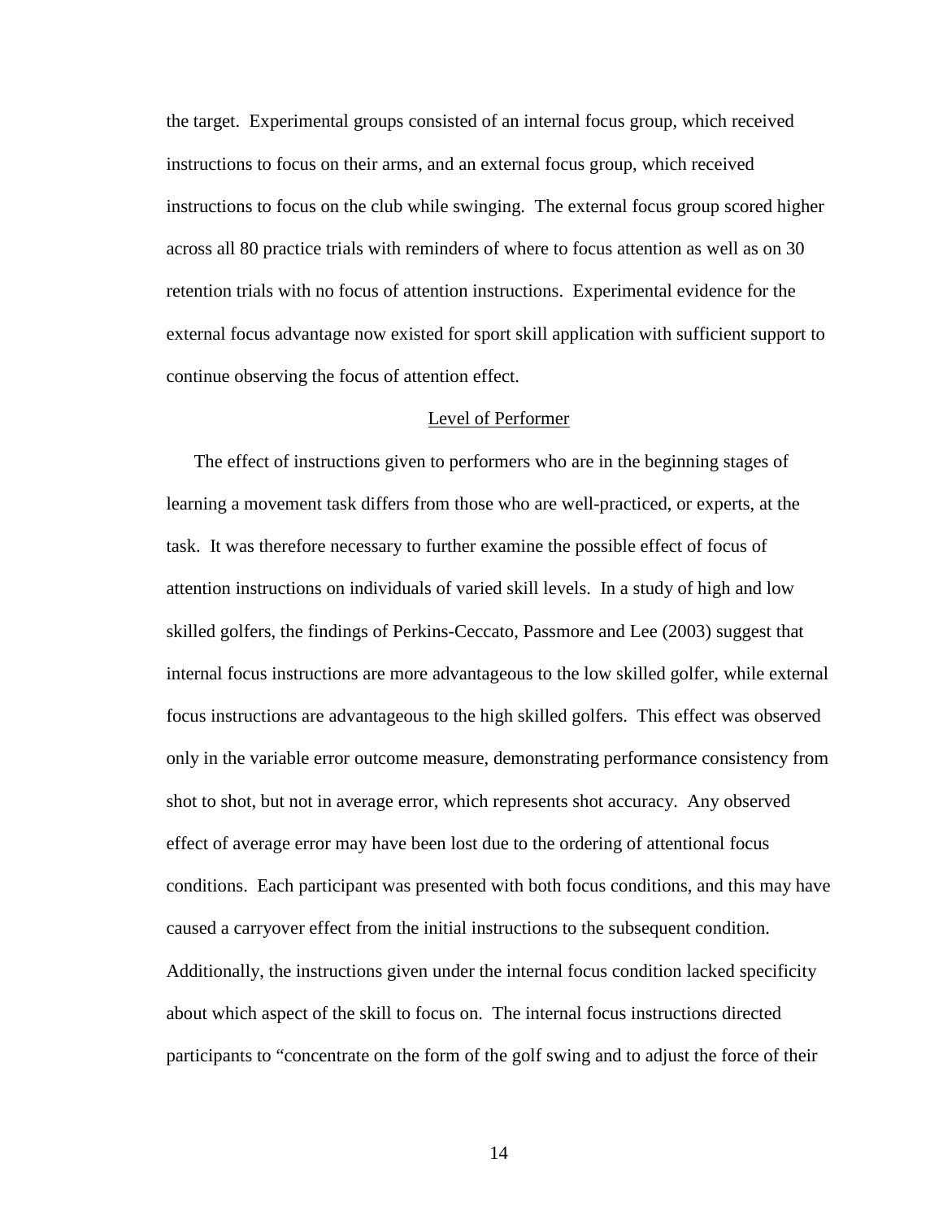the target. Experimental groups consisted of an internal focus group, which received instructions to focus on their arms, and an external focus group, which received instructions to focus on the club while swinging. The external focus group scored higher across all 80 practice trials with reminders of where to focus attention as well as on 30 retention trials with no focus of attention instructions. Experimental evidence for the external focus advantage now existed for sport skill application with sufficient support to continue observing the focus of attention effect.

## Level of Performer

The effect of instructions given to performers who are in the beginning stages of learning a movement task differs from those who are well-practiced, or experts, at the task. It was therefore necessary to further examine the possible effect of focus of attention instructions on individuals of varied skill levels. In a study of high and low skilled golfers, the findings of Perkins-Ceccato, Passmore and Lee (2003) suggest that internal focus instructions are more advantageous to the low skilled golfer, while external focus instructions are advantageous to the high skilled golfers. This effect was observed only in the variable error outcome measure, demonstrating performance consistency from shot to shot, but not in average error, which represents shot accuracy. Any observed effect of average error may have been lost due to the ordering of attentional focus conditions. Each participant was presented with both focus conditions, and this may have caused a carryover effect from the initial instructions to the subsequent condition. Additionally, the instructions given under the internal focus condition lacked specificity about which aspect of the skill to focus on. The internal focus instructions directed participants to "concentrate on the form of the golf swing and to adjust the force of their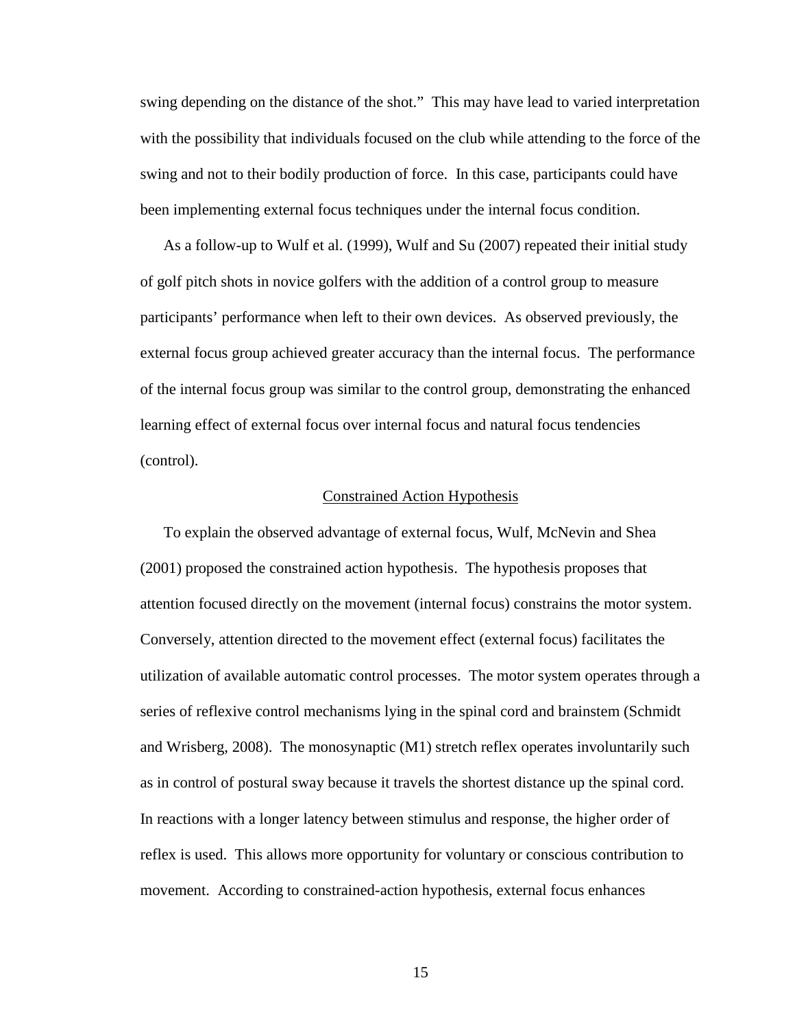swing depending on the distance of the shot." This may have lead to varied interpretation with the possibility that individuals focused on the club while attending to the force of the swing and not to their bodily production of force. In this case, participants could have been implementing external focus techniques under the internal focus condition.

As a follow-up to Wulf et al. (1999), Wulf and Su (2007) repeated their initial study of golf pitch shots in novice golfers with the addition of a control group to measure participants' performance when left to their own devices. As observed previously, the external focus group achieved greater accuracy than the internal focus. The performance of the internal focus group was similar to the control group, demonstrating the enhanced learning effect of external focus over internal focus and natural focus tendencies (control).

## Constrained Action Hypothesis

To explain the observed advantage of external focus, Wulf, McNevin and Shea (2001) proposed the constrained action hypothesis. The hypothesis proposes that attention focused directly on the movement (internal focus) constrains the motor system. Conversely, attention directed to the movement effect (external focus) facilitates the utilization of available automatic control processes. The motor system operates through a series of reflexive control mechanisms lying in the spinal cord and brainstem (Schmidt and Wrisberg, 2008). The monosynaptic (M1) stretch reflex operates involuntarily such as in control of postural sway because it travels the shortest distance up the spinal cord. In reactions with a longer latency between stimulus and response, the higher order of reflex is used. This allows more opportunity for voluntary or conscious contribution to movement. According to constrained-action hypothesis, external focus enhances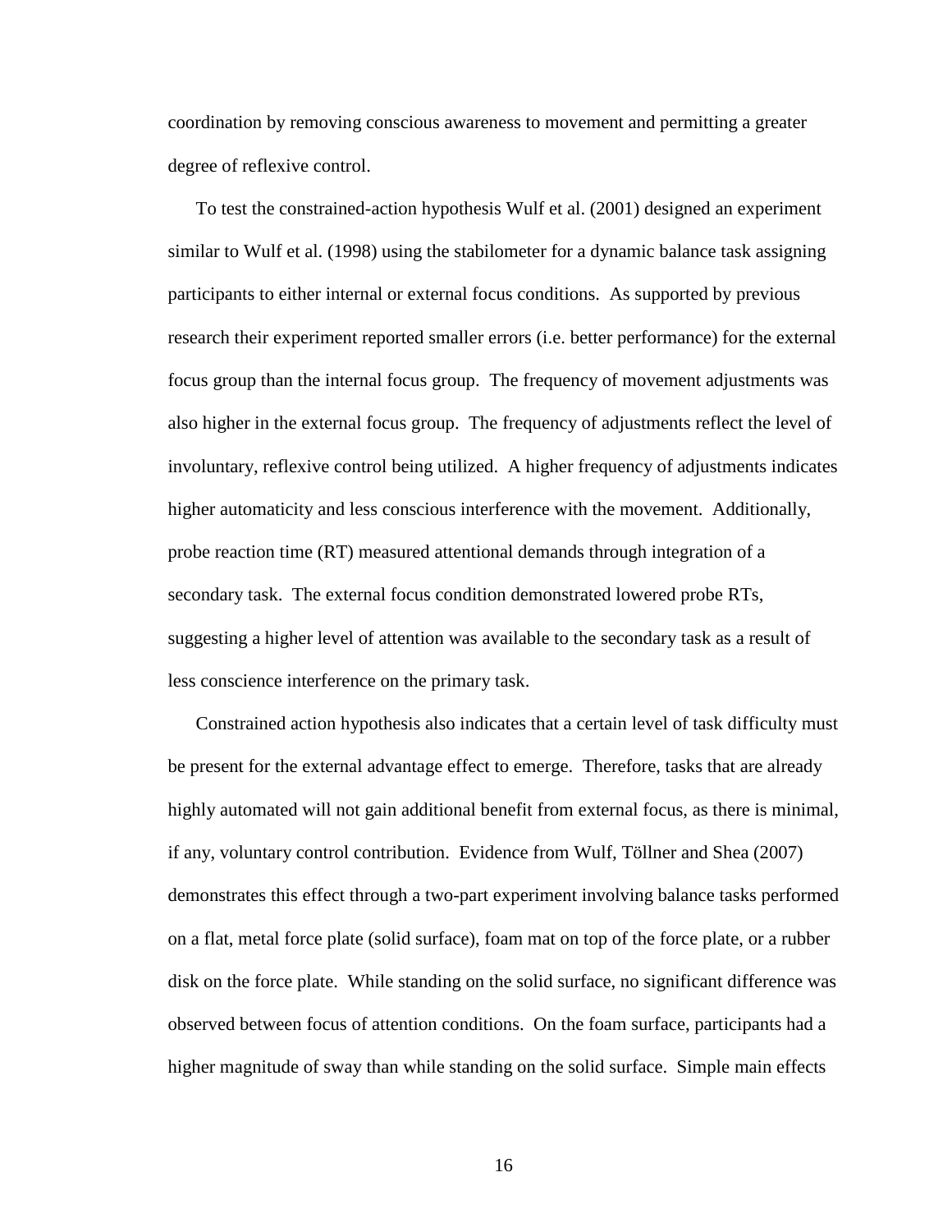coordination by removing conscious awareness to movement and permitting a greater degree of reflexive control.

To test the constrained-action hypothesis Wulf et al. (2001) designed an experiment similar to Wulf et al. (1998) using the stabilometer for a dynamic balance task assigning participants to either internal or external focus conditions. As supported by previous research their experiment reported smaller errors (i.e. better performance) for the external focus group than the internal focus group. The frequency of movement adjustments was also higher in the external focus group. The frequency of adjustments reflect the level of involuntary, reflexive control being utilized. A higher frequency of adjustments indicates higher automaticity and less conscious interference with the movement. Additionally, probe reaction time (RT) measured attentional demands through integration of a secondary task. The external focus condition demonstrated lowered probe RTs, suggesting a higher level of attention was available to the secondary task as a result of less conscience interference on the primary task.

Constrained action hypothesis also indicates that a certain level of task difficulty must be present for the external advantage effect to emerge. Therefore, tasks that are already highly automated will not gain additional benefit from external focus, as there is minimal, if any, voluntary control contribution. Evidence from Wulf, Töllner and Shea (2007) demonstrates this effect through a two-part experiment involving balance tasks performed on a flat, metal force plate (solid surface), foam mat on top of the force plate, or a rubber disk on the force plate. While standing on the solid surface, no significant difference was observed between focus of attention conditions. On the foam surface, participants had a higher magnitude of sway than while standing on the solid surface. Simple main effects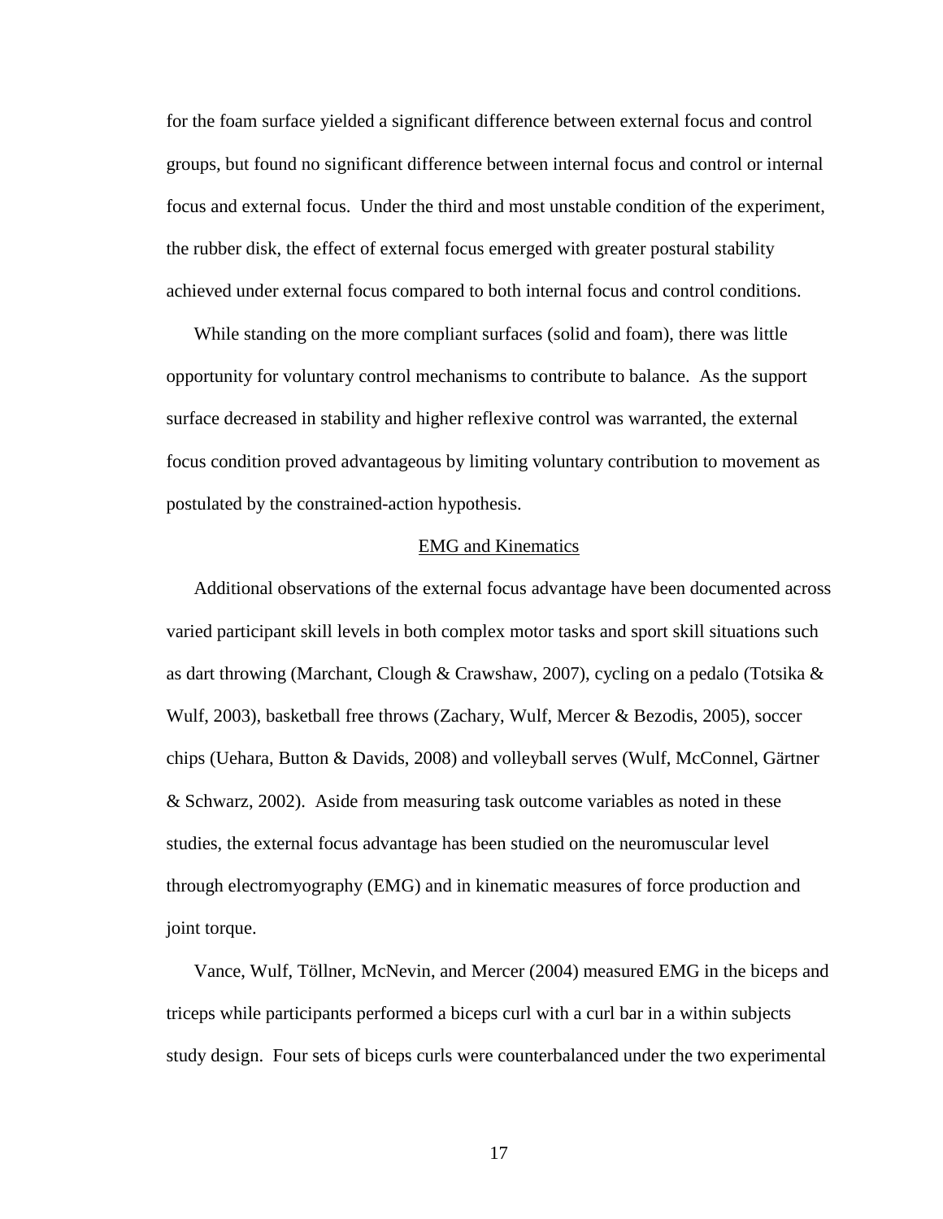for the foam surface yielded a significant difference between external focus and control groups, but found no significant difference between internal focus and control or internal focus and external focus. Under the third and most unstable condition of the experiment, the rubber disk, the effect of external focus emerged with greater postural stability achieved under external focus compared to both internal focus and control conditions.

While standing on the more compliant surfaces (solid and foam), there was little opportunity for voluntary control mechanisms to contribute to balance. As the support surface decreased in stability and higher reflexive control was warranted, the external focus condition proved advantageous by limiting voluntary contribution to movement as postulated by the constrained-action hypothesis.

## EMG and Kinematics

Additional observations of the external focus advantage have been documented across varied participant skill levels in both complex motor tasks and sport skill situations such as dart throwing (Marchant, Clough & Crawshaw, 2007), cycling on a pedalo (Totsika & Wulf, 2003), basketball free throws (Zachary, Wulf, Mercer & Bezodis, 2005), soccer chips (Uehara, Button & Davids, 2008) and volleyball serves (Wulf, McConnel, Gärtner & Schwarz, 2002). Aside from measuring task outcome variables as noted in these studies, the external focus advantage has been studied on the neuromuscular level through electromyography (EMG) and in kinematic measures of force production and joint torque.

Vance, Wulf, Töllner, McNevin, and Mercer (2004) measured EMG in the biceps and triceps while participants performed a biceps curl with a curl bar in a within subjects study design. Four sets of biceps curls were counterbalanced under the two experimental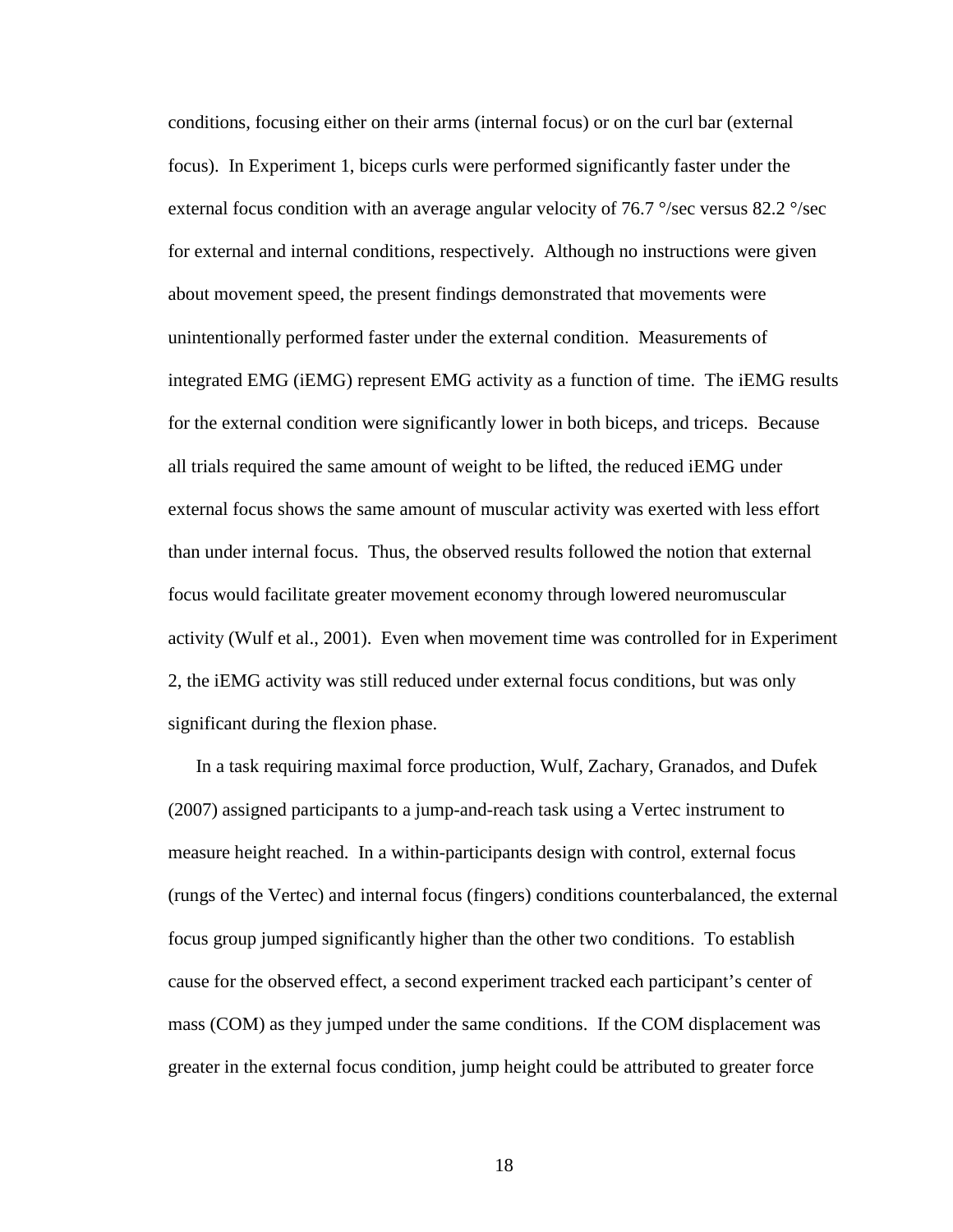conditions, focusing either on their arms (internal focus) or on the curl bar (external focus). In Experiment 1, biceps curls were performed significantly faster under the external focus condition with an average angular velocity of 76.7 °/sec versus 82.2 °/sec for external and internal conditions, respectively. Although no instructions were given about movement speed, the present findings demonstrated that movements were unintentionally performed faster under the external condition. Measurements of integrated EMG (iEMG) represent EMG activity as a function of time. The iEMG results for the external condition were significantly lower in both biceps, and triceps. Because all trials required the same amount of weight to be lifted, the reduced iEMG under external focus shows the same amount of muscular activity was exerted with less effort than under internal focus. Thus, the observed results followed the notion that external focus would facilitate greater movement economy through lowered neuromuscular activity (Wulf et al., 2001). Even when movement time was controlled for in Experiment 2, the iEMG activity was still reduced under external focus conditions, but was only significant during the flexion phase.

In a task requiring maximal force production, Wulf, Zachary, Granados, and Dufek (2007) assigned participants to a jump-and-reach task using a Vertec instrument to measure height reached. In a within-participants design with control, external focus (rungs of the Vertec) and internal focus (fingers) conditions counterbalanced, the external focus group jumped significantly higher than the other two conditions. To establish cause for the observed effect, a second experiment tracked each participant's center of mass (COM) as they jumped under the same conditions. If the COM displacement was greater in the external focus condition, jump height could be attributed to greater force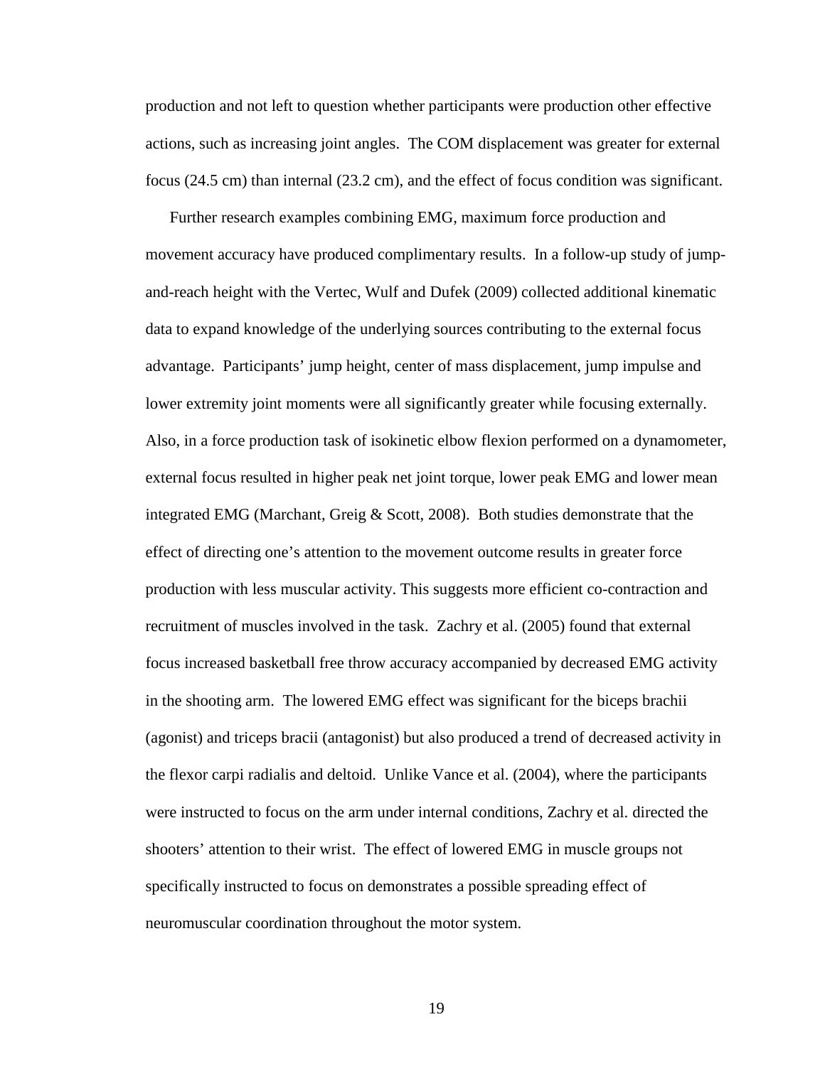production and not left to question whether participants were production other effective actions, such as increasing joint angles. The COM displacement was greater for external focus (24.5 cm) than internal (23.2 cm), and the effect of focus condition was significant.

Further research examples combining EMG, maximum force production and movement accuracy have produced complimentary results. In a follow-up study of jump-and-reach height with the Vertec, Wulf and Dufek (2009) collected additional kinematic data to expand knowledge of the underlying sources contributing to the external focus advantage. Participants' jump height, center of mass displacement, jump impulse and lower extremity joint moments were all significantly greater while focusing externally. Also, in a force production task of isokinetic elbow flexion performed on a dynamometer, external focus resulted in higher peak net joint torque, lower peak EMG and lower mean integrated EMG (Marchant, Greig & Scott, 2008). Both studies demonstrate that the effect of directing one's attention to the movement outcome results in greater force production with less muscular activity. This suggests more efficient co-contraction and recruitment of muscles involved in the task. Zachry et al. (2005) found that external focus increased basketball free throw accuracy accompanied by decreased EMG activity in the shooting arm. The lowered EMG effect was significant for the biceps brachii (agonist) and triceps bracii (antagonist) but also produced a trend of decreased activity in the flexor carpi radialis and deltoid. Unlike Vance et al. (2004), where the participants were instructed to focus on the arm under internal conditions, Zachry et al. directed the shooters' attention to their wrist. The effect of lowered EMG in muscle groups not specifically instructed to focus on demonstrates a possible spreading effect of neuromuscular coordination throughout the motor system.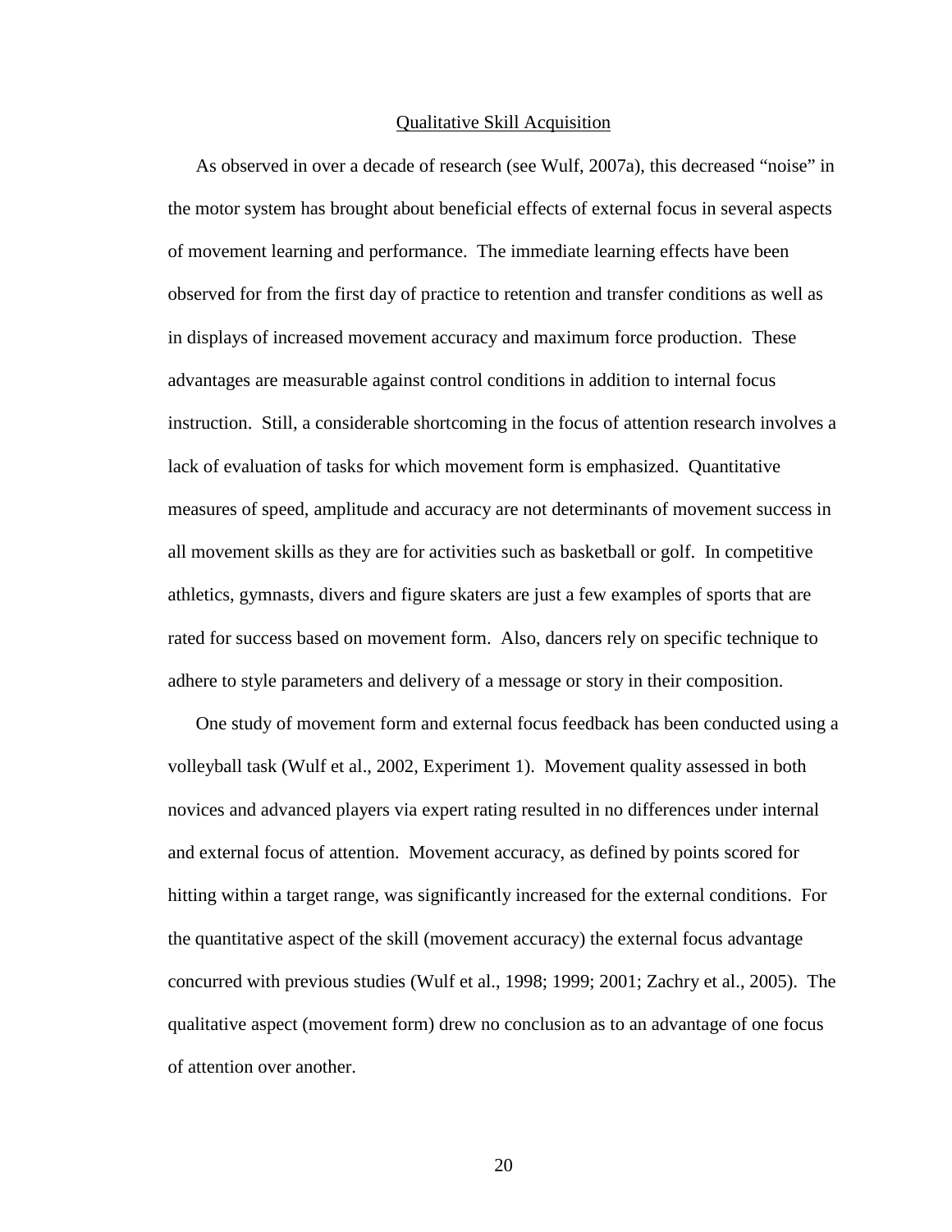## Qualitative Skill Acquisition

As observed in over a decade of research (see Wulf, 2007a), this decreased "noise" in the motor system has brought about beneficial effects of external focus in several aspects of movement learning and performance. The immediate learning effects have been observed for from the first day of practice to retention and transfer conditions as well as in displays of increased movement accuracy and maximum force production. These advantages are measurable against control conditions in addition to internal focus instruction. Still, a considerable shortcoming in the focus of attention research involves a lack of evaluation of tasks for which movement form is emphasized. Quantitative measures of speed, amplitude and accuracy are not determinants of movement success in all movement skills as they are for activities such as basketball or golf. In competitive athletics, gymnasts, divers and figure skaters are just a few examples of sports that are rated for success based on movement form. Also, dancers rely on specific technique to adhere to style parameters and delivery of a message or story in their composition.

One study of movement form and external focus feedback has been conducted using a volleyball task (Wulf et al., 2002, Experiment 1). Movement quality assessed in both novices and advanced players via expert rating resulted in no differences under internal and external focus of attention. Movement accuracy, as defined by points scored for hitting within a target range, was significantly increased for the external conditions. For the quantitative aspect of the skill (movement accuracy) the external focus advantage concurred with previous studies (Wulf et al., 1998; 1999; 2001; Zachry et al., 2005). The qualitative aspect (movement form) drew no conclusion as to an advantage of one focus of attention over another.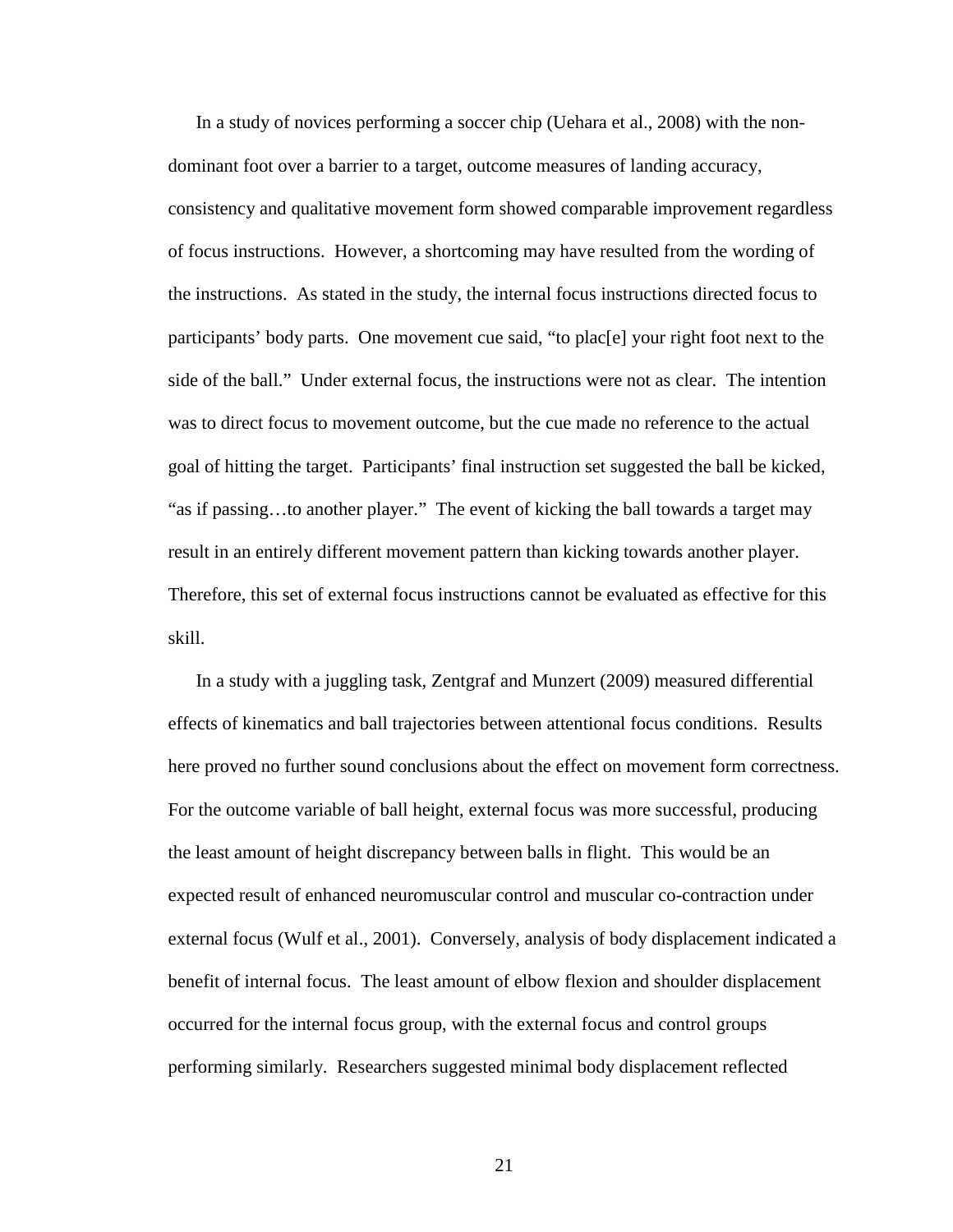In a study of novices performing a soccer chip (Uehara et al., 2008) with the non-dominant foot over a barrier to a target, outcome measures of landing accuracy, consistency and qualitative movement form showed comparable improvement regardless of focus instructions. However, a shortcoming may have resulted from the wording of the instructions. As stated in the study, the internal focus instructions directed focus to participants' body parts. One movement cue said, "to plac[e] your right foot next to the side of the ball." Under external focus, the instructions were not as clear. The intention was to direct focus to movement outcome, but the cue made no reference to the actual goal of hitting the target. Participants' final instruction set suggested the ball be kicked, "as if passing…to another player." The event of kicking the ball towards a target may result in an entirely different movement pattern than kicking towards another player. Therefore, this set of external focus instructions cannot be evaluated as effective for this skill.

In a study with a juggling task, Zentgraf and Munzert (2009) measured differential effects of kinematics and ball trajectories between attentional focus conditions. Results here proved no further sound conclusions about the effect on movement form correctness. For the outcome variable of ball height, external focus was more successful, producing the least amount of height discrepancy between balls in flight. This would be an expected result of enhanced neuromuscular control and muscular co-contraction under external focus (Wulf et al., 2001). Conversely, analysis of body displacement indicated a benefit of internal focus. The least amount of elbow flexion and shoulder displacement occurred for the internal focus group, with the external focus and control groups performing similarly. Researchers suggested minimal body displacement reflected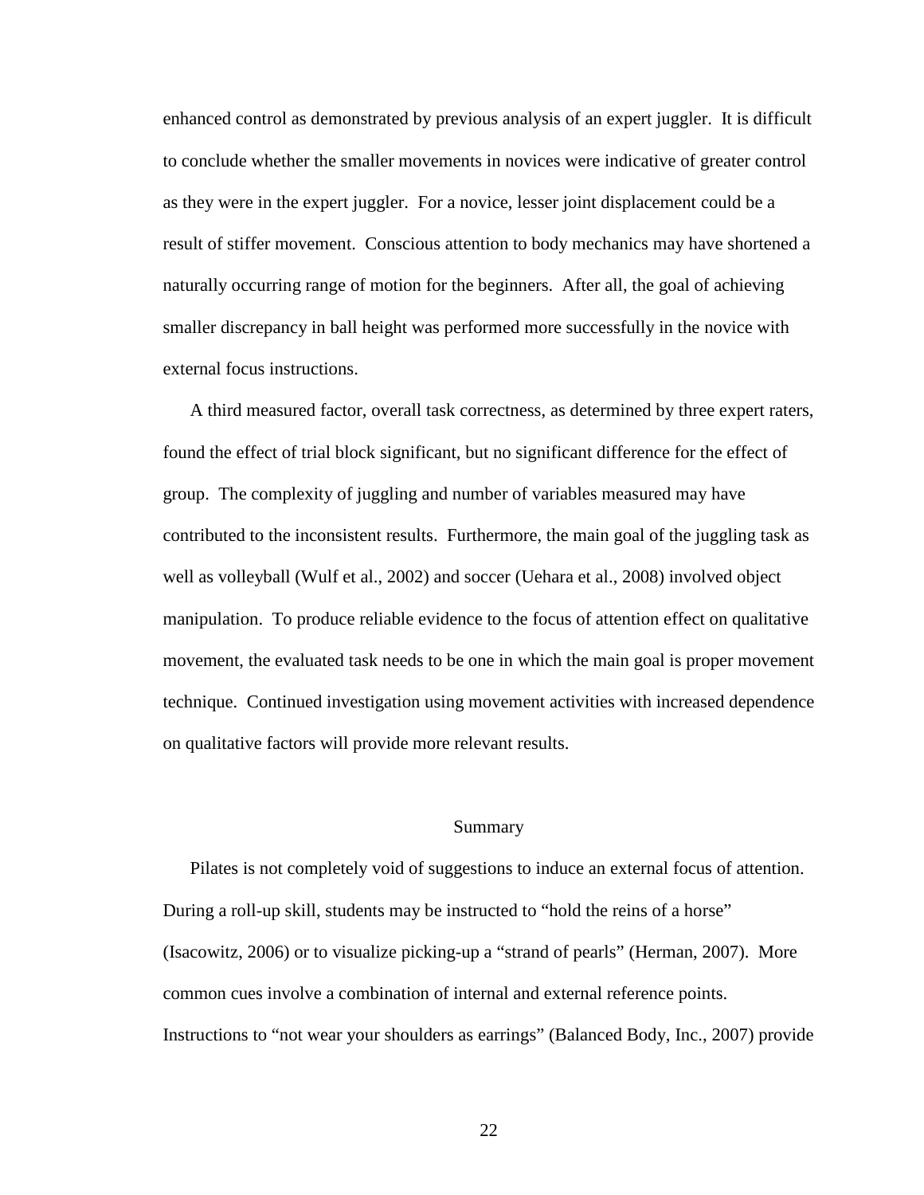enhanced control as demonstrated by previous analysis of an expert juggler. It is difficult to conclude whether the smaller movements in novices were indicative of greater control as they were in the expert juggler. For a novice, lesser joint displacement could be a result of stiffer movement. Conscious attention to body mechanics may have shortened a naturally occurring range of motion for the beginners. After all, the goal of achieving smaller discrepancy in ball height was performed more successfully in the novice with external focus instructions.

A third measured factor, overall task correctness, as determined by three expert raters, found the effect of trial block significant, but no significant difference for the effect of group. The complexity of juggling and number of variables measured may have contributed to the inconsistent results. Furthermore, the main goal of the juggling task as well as volleyball (Wulf et al., 2002) and soccer (Uehara et al., 2008) involved object manipulation. To produce reliable evidence to the focus of attention effect on qualitative movement, the evaluated task needs to be one in which the main goal is proper movement technique. Continued investigation using movement activities with increased dependence on qualitative factors will provide more relevant results.

## Summary

Pilates is not completely void of suggestions to induce an external focus of attention. During a roll-up skill, students may be instructed to "hold the reins of a horse" (Isacowitz, 2006) or to visualize picking-up a "strand of pearls" (Herman, 2007). More common cues involve a combination of internal and external reference points. Instructions to "not wear your shoulders as earrings" (Balanced Body, Inc., 2007) provide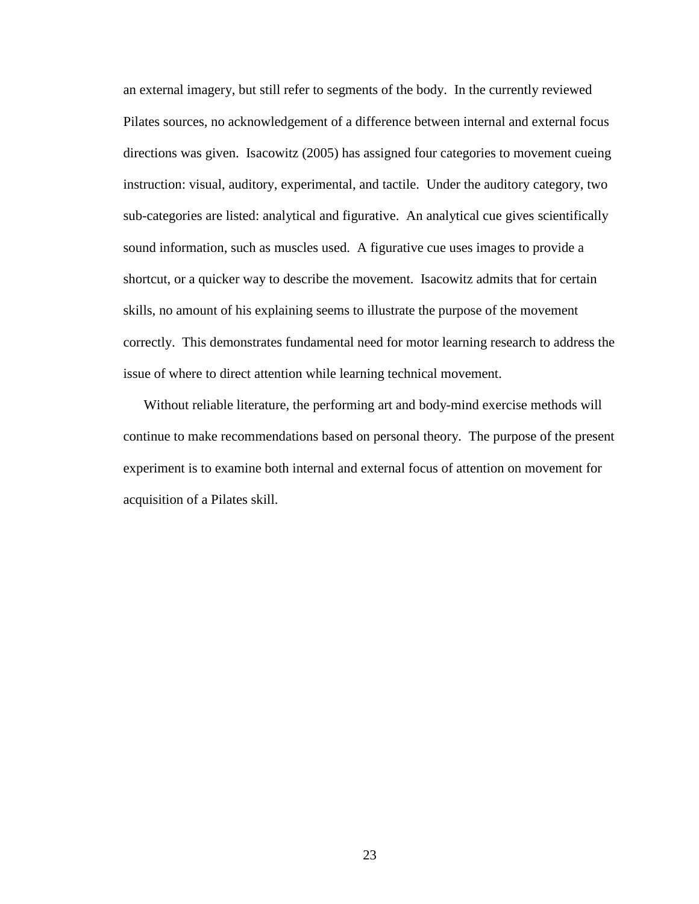an external imagery, but still refer to segments of the body. In the currently reviewed Pilates sources, no acknowledgement of a difference between internal and external focus directions was given. Isacowitz (2005) has assigned four categories to movement cueing instruction: visual, auditory, experimental, and tactile. Under the auditory category, two sub-categories are listed: analytical and figurative. An analytical cue gives scientifically sound information, such as muscles used. A figurative cue uses images to provide a shortcut, or a quicker way to describe the movement. Isacowitz admits that for certain skills, no amount of his explaining seems to illustrate the purpose of the movement correctly. This demonstrates fundamental need for motor learning research to address the issue of where to direct attention while learning technical movement.

Without reliable literature, the performing art and body-mind exercise methods will continue to make recommendations based on personal theory. The purpose of the present experiment is to examine both internal and external focus of attention on movement for acquisition of a Pilates skill.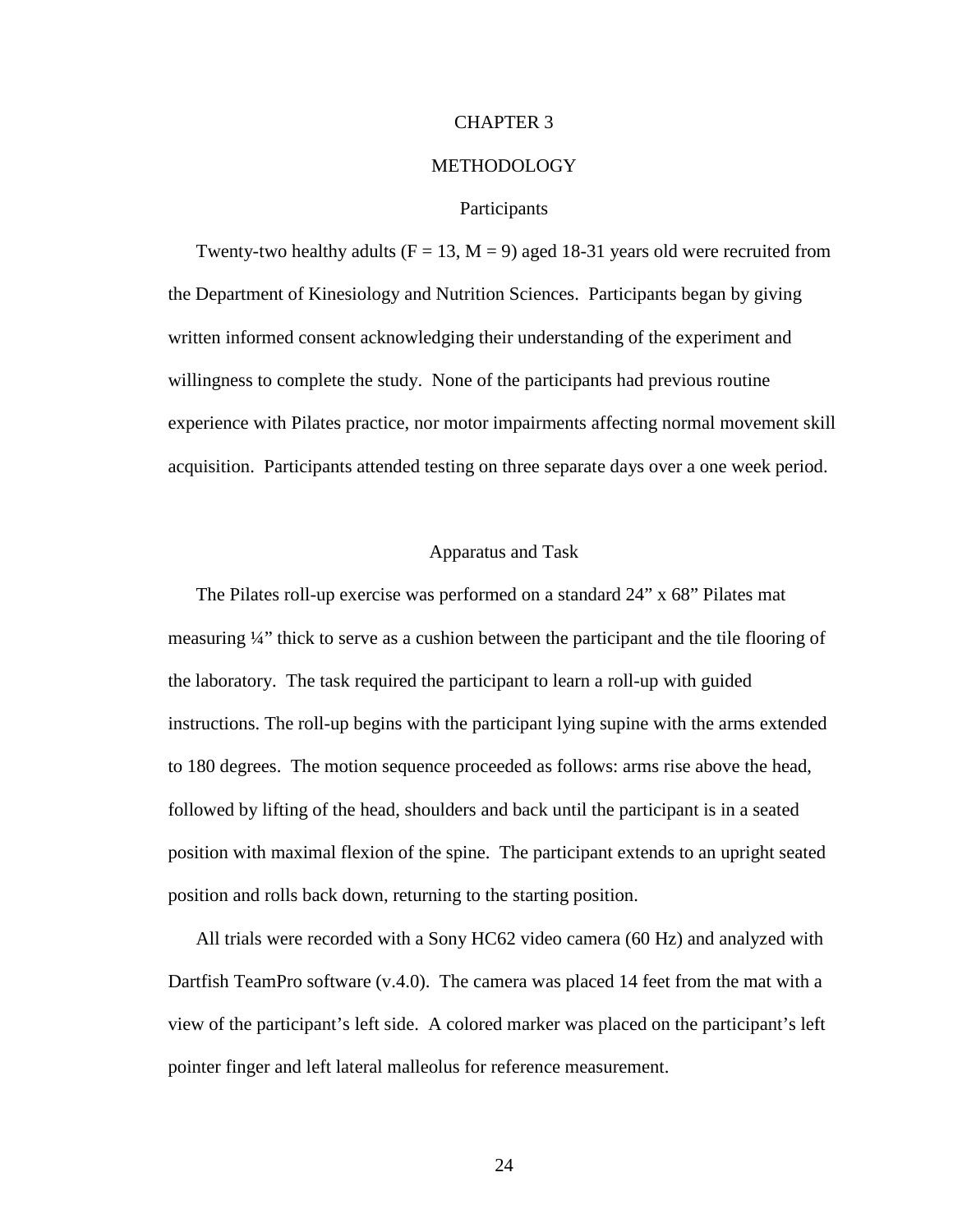# CHAPTER 3

# METHODOLOGY

## Participants

Twenty-two healthy adults (F = 13, M = 9) aged 18-31 years old were recruited from the Department of Kinesiology and Nutrition Sciences. Participants began by giving written informed consent acknowledging their understanding of the experiment and willingness to complete the study. None of the participants had previous routine experience with Pilates practice, nor motor impairments affecting normal movement skill acquisition. Participants attended testing on three separate days over a one week period.

## Apparatus and Task

The Pilates roll-up exercise was performed on a standard 24” x 68” Pilates mat measuring ¼” thick to serve as a cushion between the participant and the tile flooring of the laboratory. The task required the participant to learn a roll-up with guided instructions. The roll-up begins with the participant lying supine with the arms extended to 180 degrees. The motion sequence proceeded as follows: arms rise above the head, followed by lifting of the head, shoulders and back until the participant is in a seated position with maximal flexion of the spine. The participant extends to an upright seated position and rolls back down, returning to the starting position.

All trials were recorded with a Sony HC62 video camera (60 Hz) and analyzed with Dartfish TeamPro software (v.4.0). The camera was placed 14 feet from the mat with a view of the participant’s left side. A colored marker was placed on the participant’s left pointer finger and left lateral malleolus for reference measurement.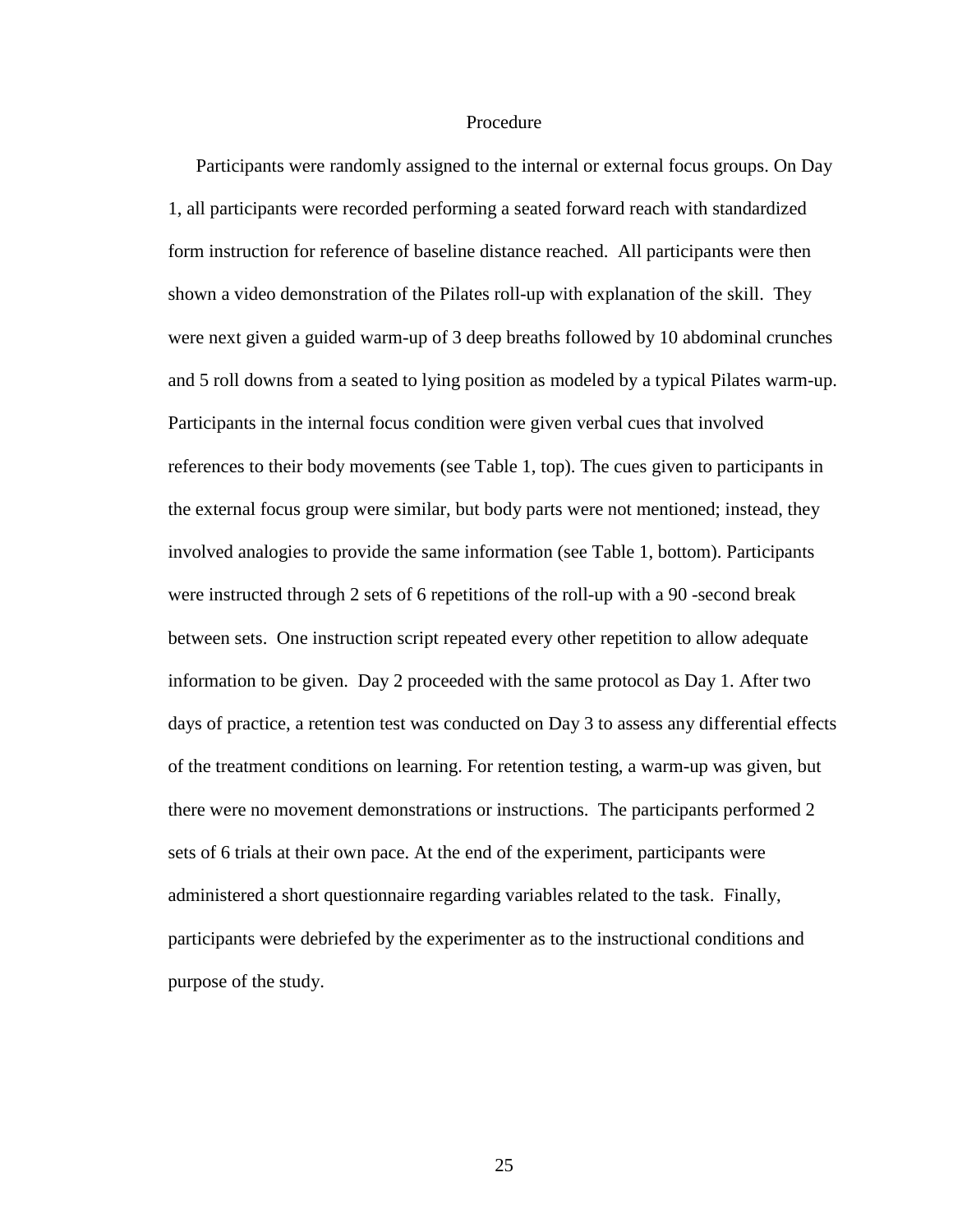## Procedure

Participants were randomly assigned to the internal or external focus groups. On Day 1, all participants were recorded performing a seated forward reach with standardized form instruction for reference of baseline distance reached. All participants were then shown a video demonstration of the Pilates roll-up with explanation of the skill. They were next given a guided warm-up of 3 deep breaths followed by 10 abdominal crunches and 5 roll downs from a seated to lying position as modeled by a typical Pilates warm-up. Participants in the internal focus condition were given verbal cues that involved references to their body movements (see Table 1, top). The cues given to participants in the external focus group were similar, but body parts were not mentioned; instead, they involved analogies to provide the same information (see Table 1, bottom). Participants were instructed through 2 sets of 6 repetitions of the roll-up with a 90 -second break between sets. One instruction script repeated every other repetition to allow adequate information to be given. Day 2 proceeded with the same protocol as Day 1. After two days of practice, a retention test was conducted on Day 3 to assess any differential effects of the treatment conditions on learning. For retention testing, a warm-up was given, but there were no movement demonstrations or instructions. The participants performed 2 sets of 6 trials at their own pace. At the end of the experiment, participants were administered a short questionnaire regarding variables related to the task. Finally, participants were debriefed by the experimenter as to the instructional conditions and purpose of the study.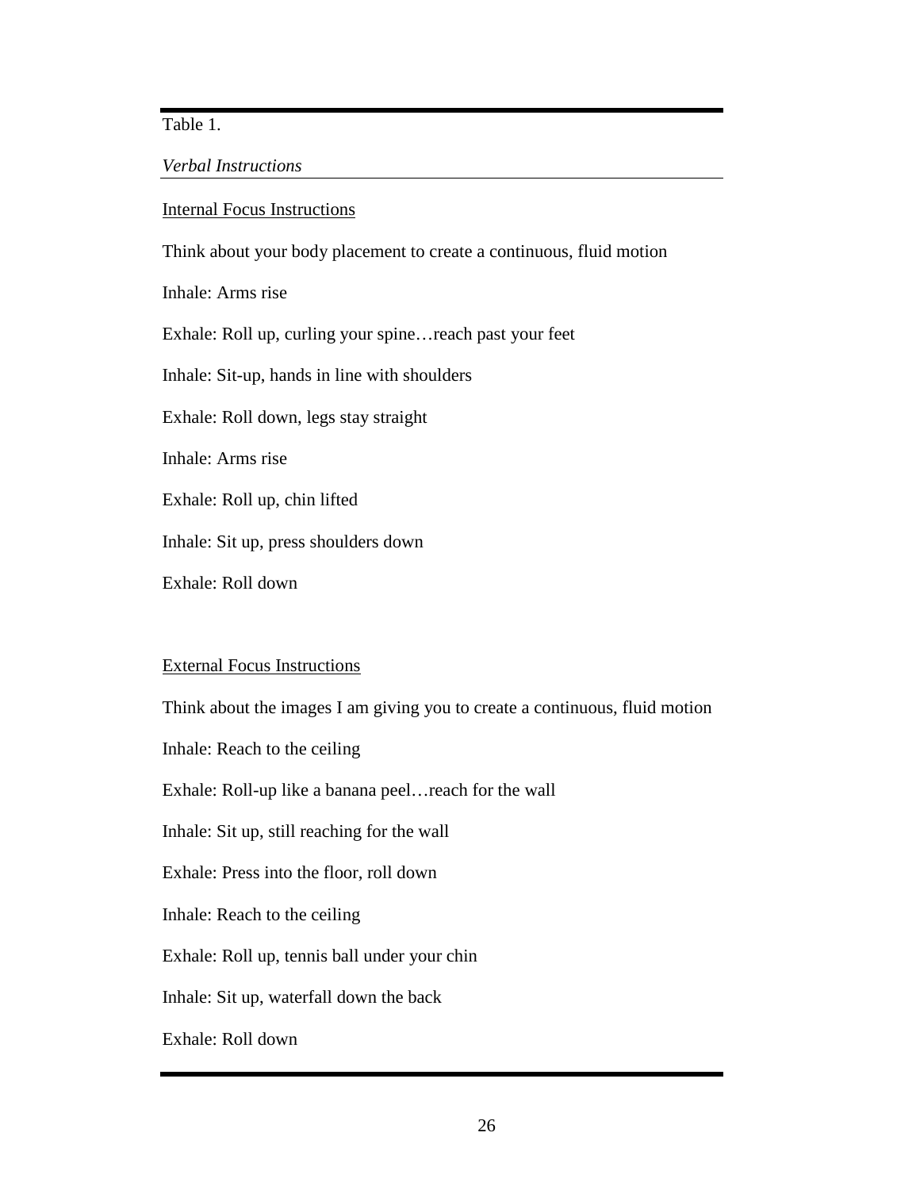Table 1.

*Verbal Instructions*

Internal Focus Instructions

Think about your body placement to create a continuous, fluid motion

Inhale: Arms rise

Exhale: Roll up, curling your spine…reach past your feet

Inhale: Sit-up, hands in line with shoulders

Exhale: Roll down, legs stay straight

Inhale: Arms rise

Exhale: Roll up, chin lifted

Inhale: Sit up, press shoulders down

Exhale: Roll down

External Focus Instructions

Think about the images I am giving you to create a continuous, fluid motion

Inhale: Reach to the ceiling

Exhale: Roll-up like a banana peel…reach for the wall

Inhale: Sit up, still reaching for the wall

Exhale: Press into the floor, roll down

Inhale: Reach to the ceiling

Exhale: Roll up, tennis ball under your chin

Inhale: Sit up, waterfall down the back

Exhale: Roll down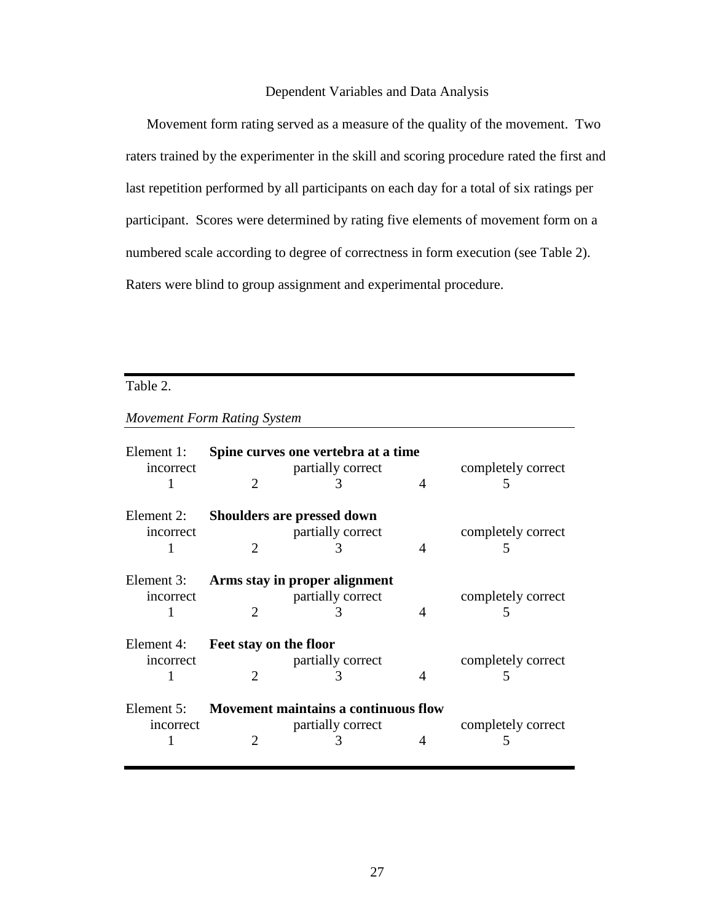## Dependent Variables and Data Analysis

Movement form rating served as a measure of the quality of the movement. Two raters trained by the experimenter in the skill and scoring procedure rated the first and last repetition performed by all participants on each day for a total of six ratings per participant. Scores were determined by rating five elements of movement form on a numbered scale according to degree of correctness in form execution (see Table 2). Raters were blind to group assignment and experimental procedure.

Table 2.

*Movement Form Rating System*

| Element | incorrect | | partially correct | | completely correct |
|---|---|---|---|---|---|
| Element 1: **Spine curves one vertebra at a time** | 1 | 2 | 3 | 4 | 5 |
| Element 2: **Shoulders are pressed down** | 1 | 2 | 3 | 4 | 5 |
| Element 3: **Arms stay in proper alignment** | 1 | 2 | 3 | 4 | 5 |
| Element 4: **Feet stay on the floor** | 1 | 2 | 3 | 4 | 5 |
| Element 5: **Movement maintains a continuous flow** | 1 | 2 | 3 | 4 | 5 |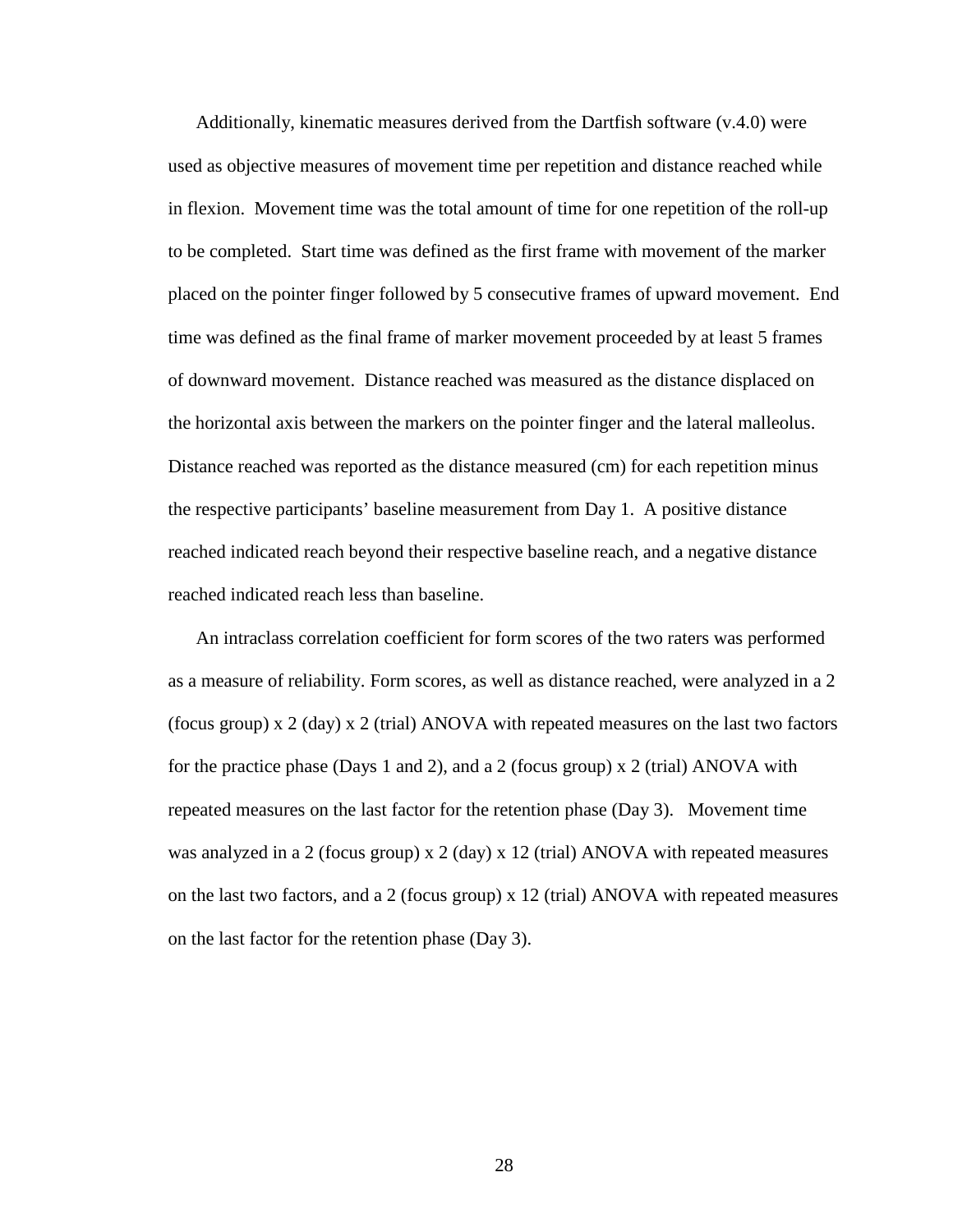Additionally, kinematic measures derived from the Dartfish software (v.4.0) were used as objective measures of movement time per repetition and distance reached while in flexion. Movement time was the total amount of time for one repetition of the roll-up to be completed. Start time was defined as the first frame with movement of the marker placed on the pointer finger followed by 5 consecutive frames of upward movement. End time was defined as the final frame of marker movement proceeded by at least 5 frames of downward movement. Distance reached was measured as the distance displaced on the horizontal axis between the markers on the pointer finger and the lateral malleolus. Distance reached was reported as the distance measured (cm) for each repetition minus the respective participants' baseline measurement from Day 1. A positive distance reached indicated reach beyond their respective baseline reach, and a negative distance reached indicated reach less than baseline.

An intraclass correlation coefficient for form scores of the two raters was performed as a measure of reliability. Form scores, as well as distance reached, were analyzed in a 2 (focus group) x 2 (day) x 2 (trial) ANOVA with repeated measures on the last two factors for the practice phase (Days 1 and 2), and a 2 (focus group) x 2 (trial) ANOVA with repeated measures on the last factor for the retention phase (Day 3). Movement time was analyzed in a 2 (focus group) x 2 (day) x 12 (trial) ANOVA with repeated measures on the last two factors, and a 2 (focus group) x 12 (trial) ANOVA with repeated measures on the last factor for the retention phase (Day 3).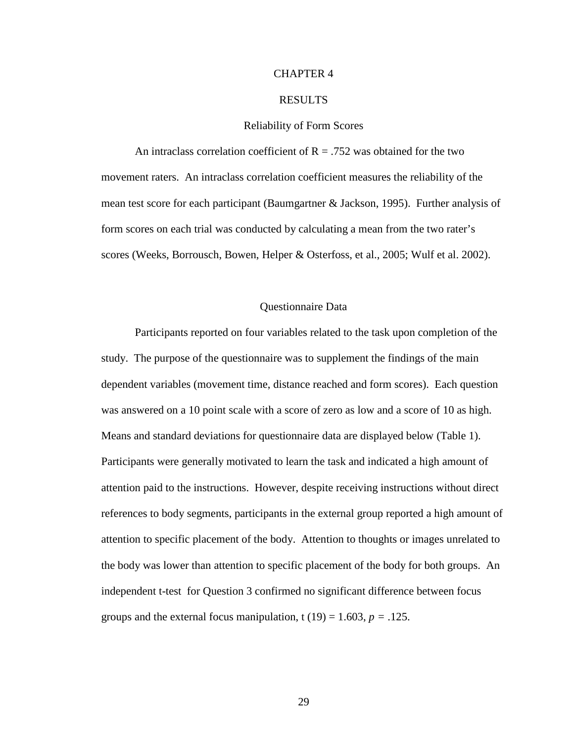# CHAPTER 4

# RESULTS

## Reliability of Form Scores

An intraclass correlation coefficient of R = .752 was obtained for the two movement raters. An intraclass correlation coefficient measures the reliability of the mean test score for each participant (Baumgartner & Jackson, 1995). Further analysis of form scores on each trial was conducted by calculating a mean from the two rater's scores (Weeks, Borrousch, Bowen, Helper & Osterfoss, et al., 2005; Wulf et al. 2002).

## Questionnaire Data

Participants reported on four variables related to the task upon completion of the study. The purpose of the questionnaire was to supplement the findings of the main dependent variables (movement time, distance reached and form scores). Each question was answered on a 10 point scale with a score of zero as low and a score of 10 as high. Means and standard deviations for questionnaire data are displayed below (Table 1). Participants were generally motivated to learn the task and indicated a high amount of attention paid to the instructions. However, despite receiving instructions without direct references to body segments, participants in the external group reported a high amount of attention to specific placement of the body. Attention to thoughts or images unrelated to the body was lower than attention to specific placement of the body for both groups. An independent t-test for Question 3 confirmed no significant difference between focus groups and the external focus manipulation, $t(19) = 1.603$, $p = .125$.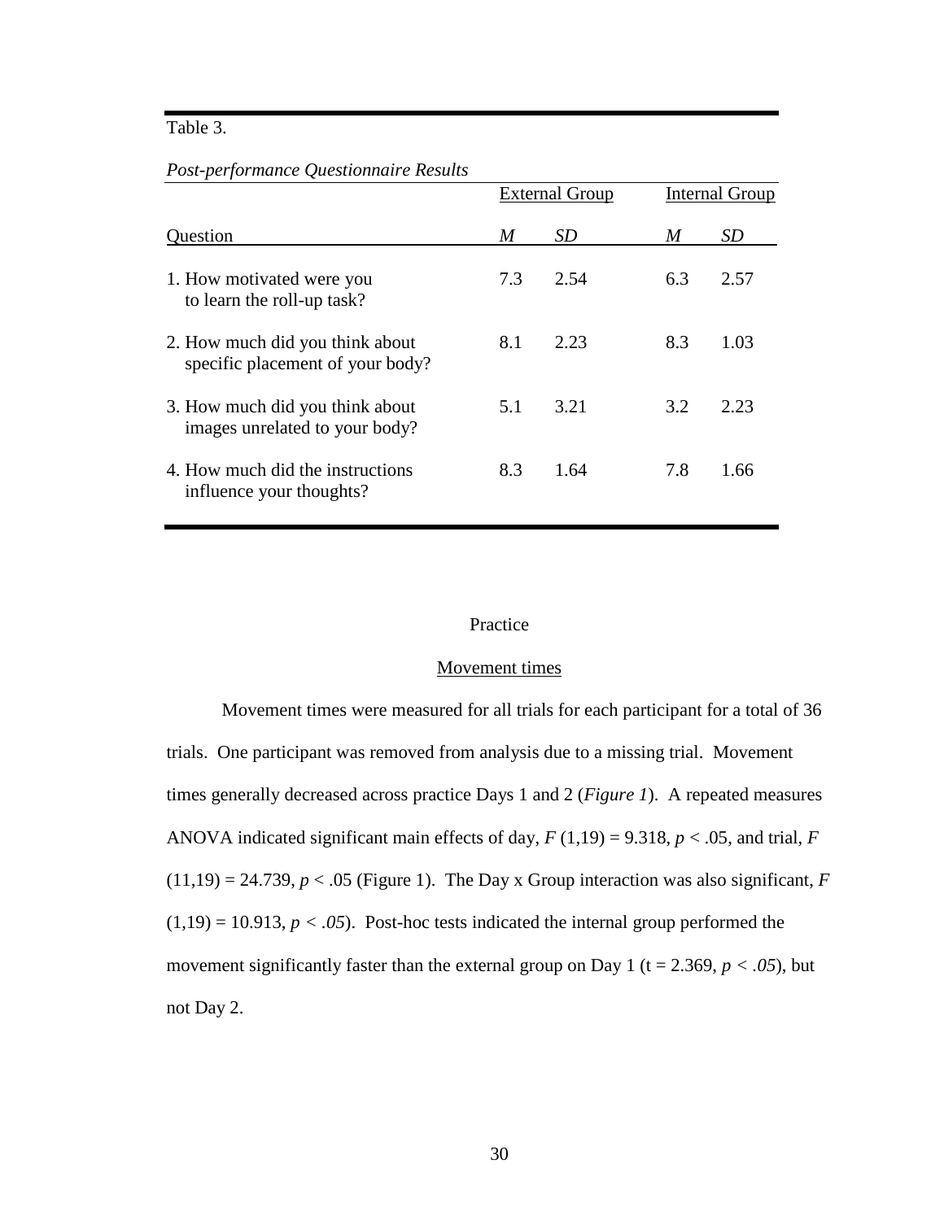Table 3.

*Post-performance Questionnaire Results*

| Question | External Group | | Internal Group | |
|---|---|---|---|---|
| | *M* | *SD* | *M* | *SD* |
| 1. How motivated were you to learn the roll-up task? | 7.3 | 2.54 | 6.3 | 2.57 |
| 2. How much did you think about specific placement of your body? | 8.1 | 2.23 | 8.3 | 1.03 |
| 3. How much did you think about images unrelated to your body? | 5.1 | 3.21 | 3.2 | 2.23 |
| 4. How much did the instructions influence your thoughts? | 8.3 | 1.64 | 7.8 | 1.66 |

## Practice

### Movement times

Movement times were measured for all trials for each participant for a total of 36 trials. One participant was removed from analysis due to a missing trial. Movement times generally decreased across practice Days 1 and 2 (*Figure 1*). A repeated measures ANOVA indicated significant main effects of day, $F(1,19) = 9.318$, $p < .05$, and trial, $F(11,19) = 24.739$, $p < .05$ (Figure 1). The Day x Group interaction was also significant, $F(1,19) = 10.913$, $p < .05$). Post-hoc tests indicated the internal group performed the movement significantly faster than the external group on Day 1 ($t = 2.369$, $p < .05$), but not Day 2.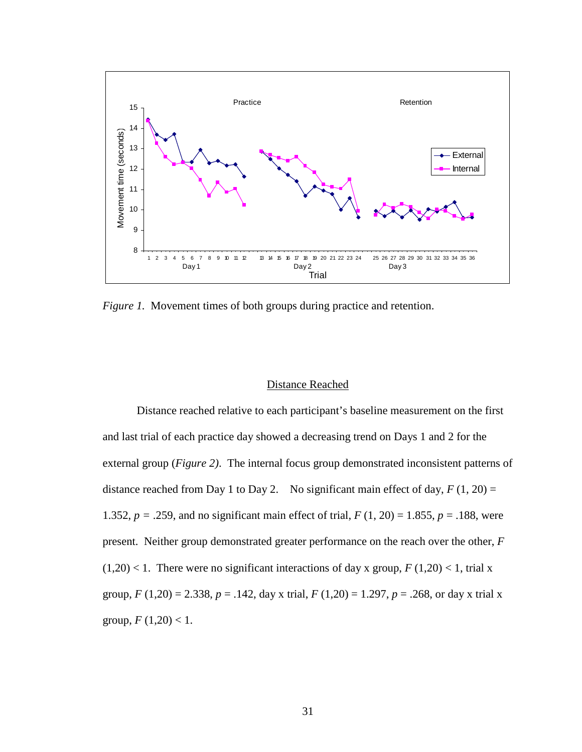*Figure 1.* Movement times of both groups during practice and retention.

## Distance Reached

Distance reached relative to each participant's baseline measurement on the first and last trial of each practice day showed a decreasing trend on Days 1 and 2 for the external group (*Figure 2)*. The internal focus group demonstrated inconsistent patterns of distance reached from Day 1 to Day 2. No significant main effect of day, $F$ (1, 20) = 1.352, $p$ = .259, and no significant main effect of trial, $F$ (1, 20) = 1.855, $p$ = .188, were present. Neither group demonstrated greater performance on the reach over the other, $F$ (1,20) < 1. There were no significant interactions of day x group, $F$ (1,20) < 1, trial x group, $F$ (1,20) = 2.338, $p$ = .142, day x trial, $F$ (1,20) = 1.297, $p$ = .268, or day x trial x group, $F$ (1,20) < 1.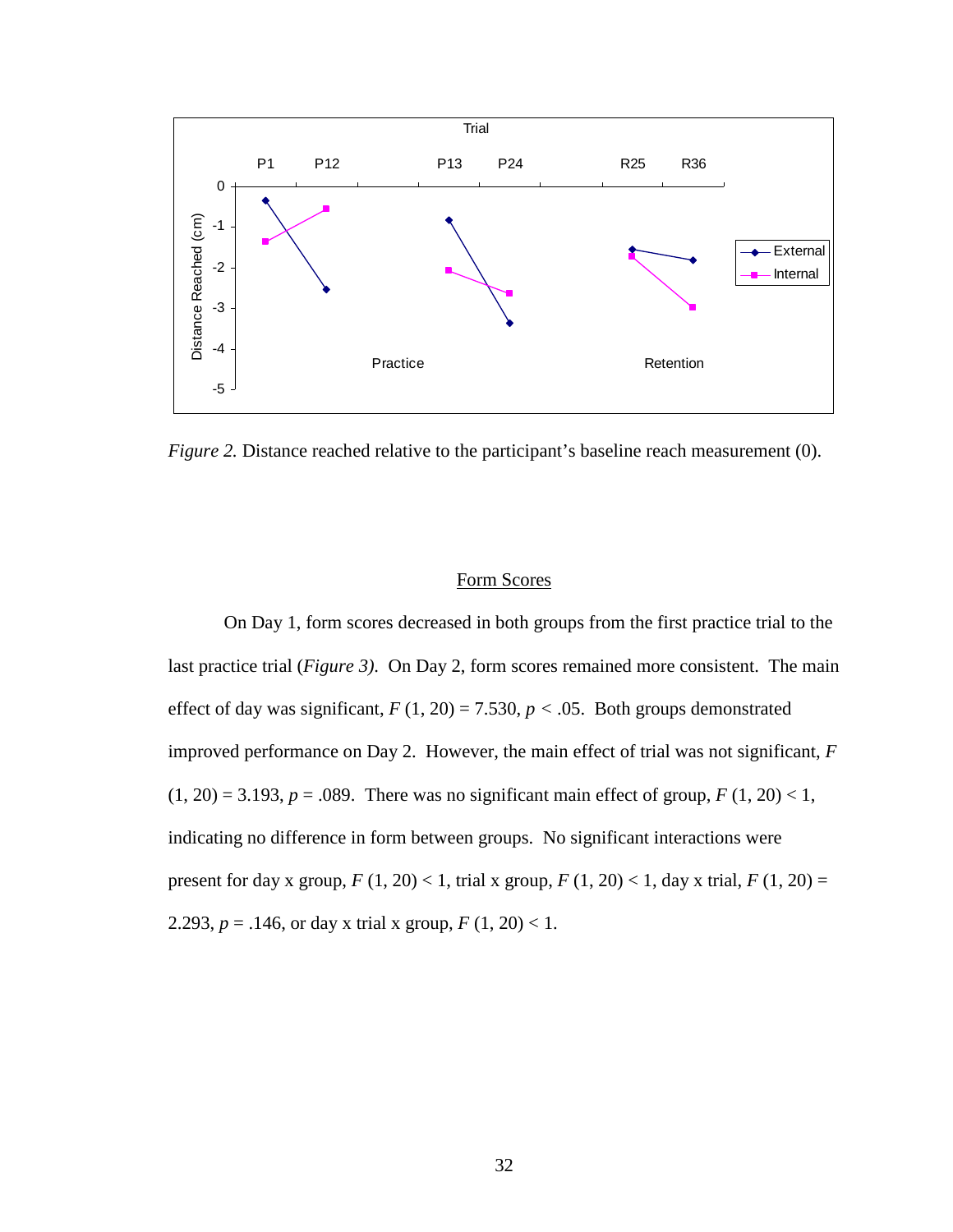*Figure 2.* Distance reached relative to the participant's baseline reach measurement (0).

## Form Scores

On Day 1, form scores decreased in both groups from the first practice trial to the last practice trial (*Figure 3)*. On Day 2, form scores remained more consistent. The main effect of day was significant, $F$ (1, 20) = 7.530, $p < .05$. Both groups demonstrated improved performance on Day 2. However, the main effect of trial was not significant, $F$ (1, 20) = 3.193, $p = .089$. There was no significant main effect of group, $F$ (1, 20) < 1, indicating no difference in form between groups. No significant interactions were present for day x group, $F$ (1, 20) < 1, trial x group, $F$ (1, 20) < 1, day x trial, $F$ (1, 20) = 2.293, $p = .146$, or day x trial x group, $F$ (1, 20) < 1.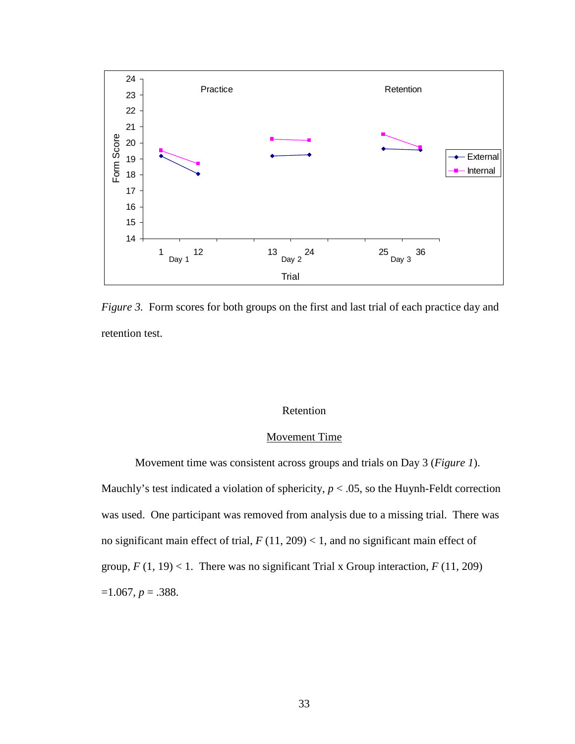*Figure 3.* Form scores for both groups on the first and last trial of each practice day and retention test.

## Retention

### Movement Time

Movement time was consistent across groups and trials on Day 3 (*Figure 1*). Mauchly's test indicated a violation of sphericity, $p < .05$, so the Huynh-Feldt correction was used. One participant was removed from analysis due to a missing trial. There was no significant main effect of trial, $F$ (11, 209) < 1, and no significant main effect of group, $F$ (1, 19) < 1. There was no significant Trial x Group interaction, $F$ (11, 209) =1.067, $p$ = .388.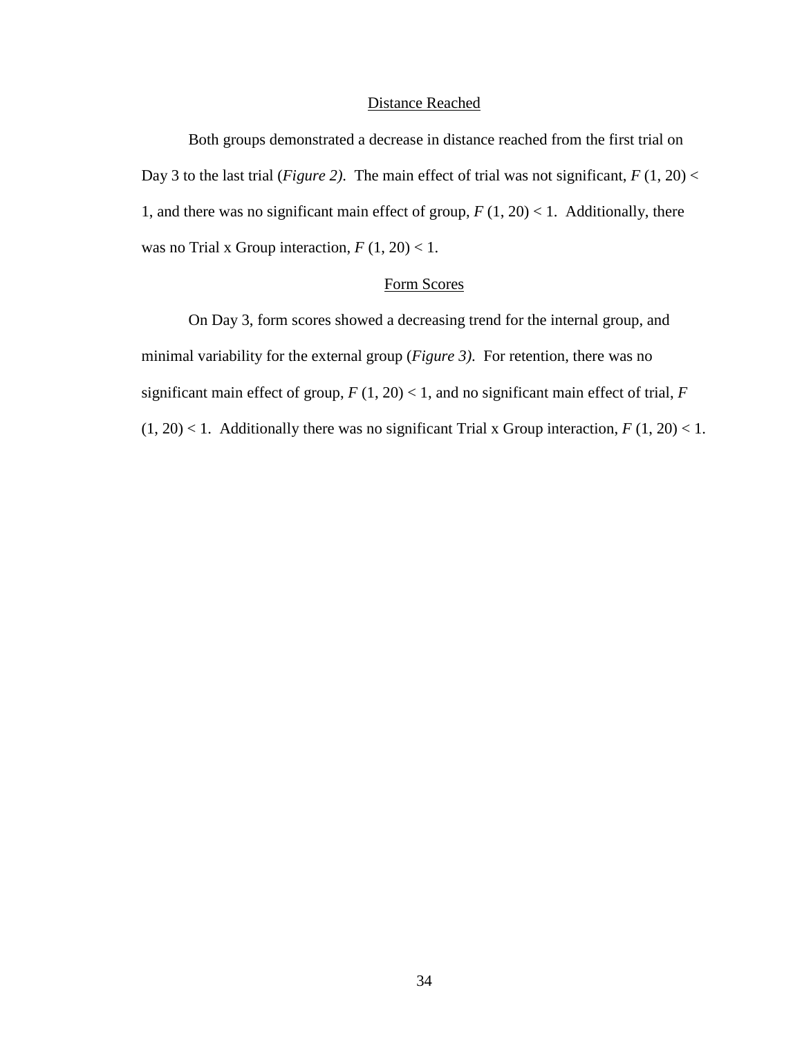### Distance Reached

Both groups demonstrated a decrease in distance reached from the first trial on Day 3 to the last trial (*Figure 2)*. The main effect of trial was not significant, $F$ (1, 20) < 1, and there was no significant main effect of group, $F$ (1, 20) < 1. Additionally, there was no Trial x Group interaction, $F$ (1, 20) < 1.

### Form Scores

On Day 3, form scores showed a decreasing trend for the internal group, and minimal variability for the external group (*Figure 3)*. For retention, there was no significant main effect of group, $F$ (1, 20) < 1, and no significant main effect of trial, $F$ (1, 20) < 1. Additionally there was no significant Trial x Group interaction, $F$ (1, 20) < 1.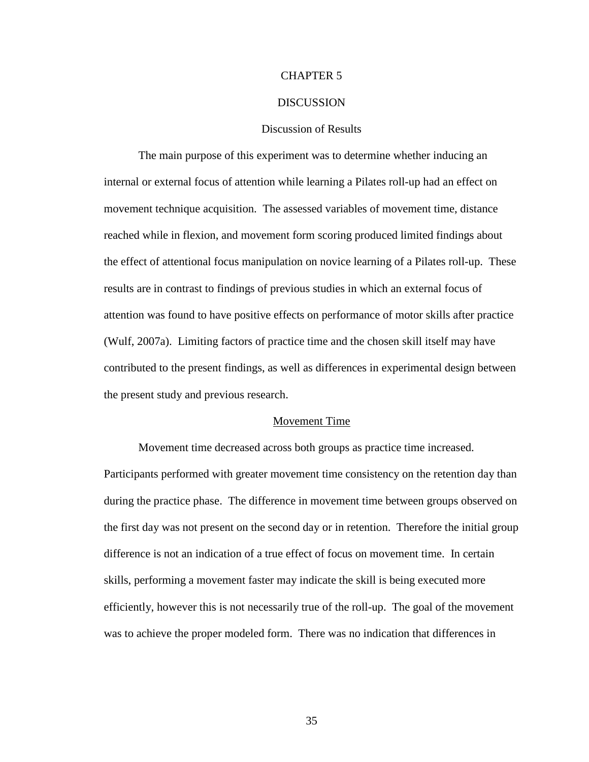# CHAPTER 5

# DISCUSSION

## Discussion of Results

The main purpose of this experiment was to determine whether inducing an internal or external focus of attention while learning a Pilates roll-up had an effect on movement technique acquisition. The assessed variables of movement time, distance reached while in flexion, and movement form scoring produced limited findings about the effect of attentional focus manipulation on novice learning of a Pilates roll-up. These results are in contrast to findings of previous studies in which an external focus of attention was found to have positive effects on performance of motor skills after practice (Wulf, 2007a). Limiting factors of practice time and the chosen skill itself may have contributed to the present findings, as well as differences in experimental design between the present study and previous research.

### Movement Time

Movement time decreased across both groups as practice time increased. Participants performed with greater movement time consistency on the retention day than during the practice phase. The difference in movement time between groups observed on the first day was not present on the second day or in retention. Therefore the initial group difference is not an indication of a true effect of focus on movement time. In certain skills, performing a movement faster may indicate the skill is being executed more efficiently, however this is not necessarily true of the roll-up. The goal of the movement was to achieve the proper modeled form. There was no indication that differences in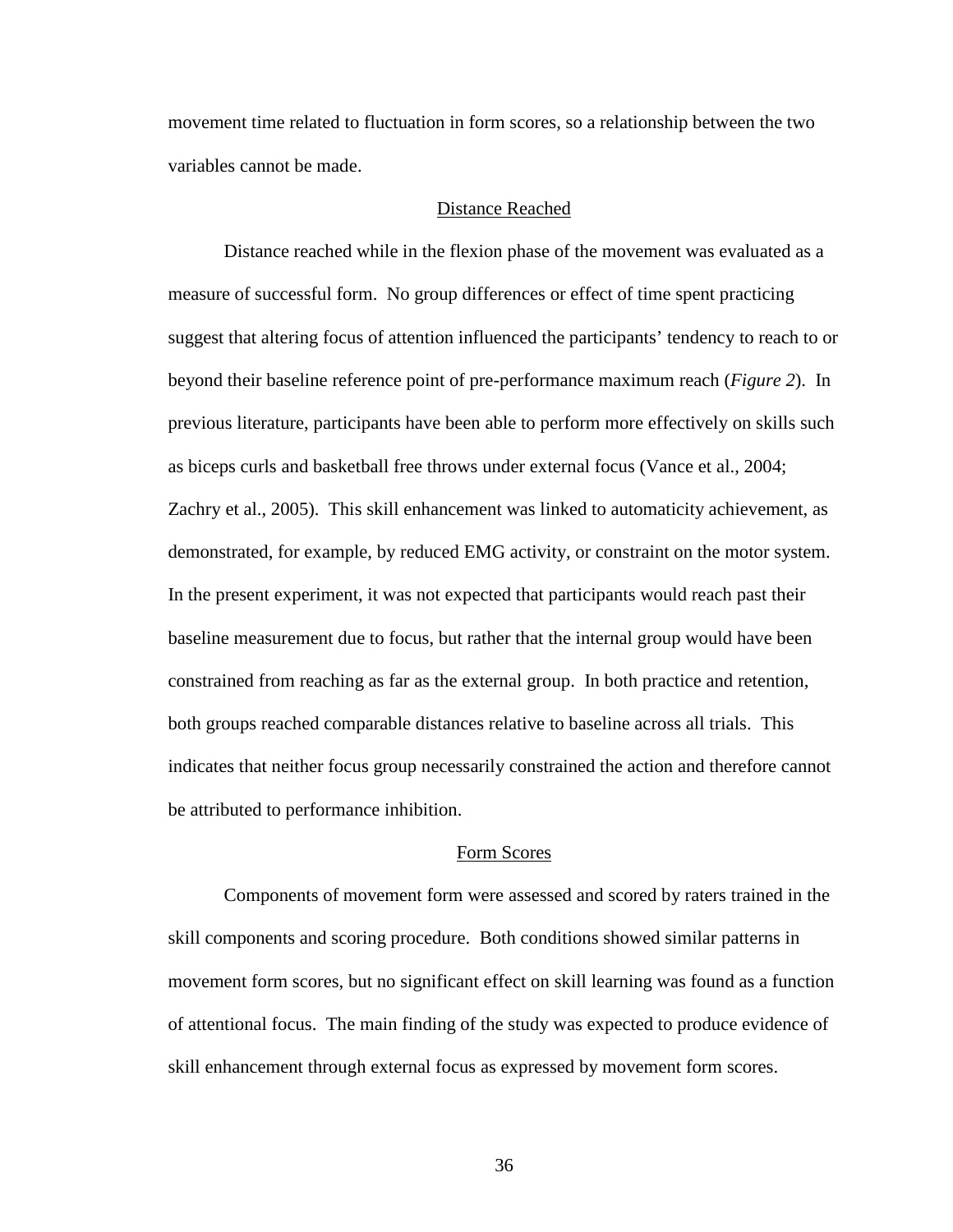movement time related to fluctuation in form scores, so a relationship between the two variables cannot be made.

## Distance Reached

Distance reached while in the flexion phase of the movement was evaluated as a measure of successful form. No group differences or effect of time spent practicing suggest that altering focus of attention influenced the participants' tendency to reach to or beyond their baseline reference point of pre-performance maximum reach (*Figure 2*). In previous literature, participants have been able to perform more effectively on skills such as biceps curls and basketball free throws under external focus (Vance et al., 2004; Zachry et al., 2005). This skill enhancement was linked to automaticity achievement, as demonstrated, for example, by reduced EMG activity, or constraint on the motor system. In the present experiment, it was not expected that participants would reach past their baseline measurement due to focus, but rather that the internal group would have been constrained from reaching as far as the external group. In both practice and retention, both groups reached comparable distances relative to baseline across all trials. This indicates that neither focus group necessarily constrained the action and therefore cannot be attributed to performance inhibition.

## Form Scores

Components of movement form were assessed and scored by raters trained in the skill components and scoring procedure. Both conditions showed similar patterns in movement form scores, but no significant effect on skill learning was found as a function of attentional focus. The main finding of the study was expected to produce evidence of skill enhancement through external focus as expressed by movement form scores.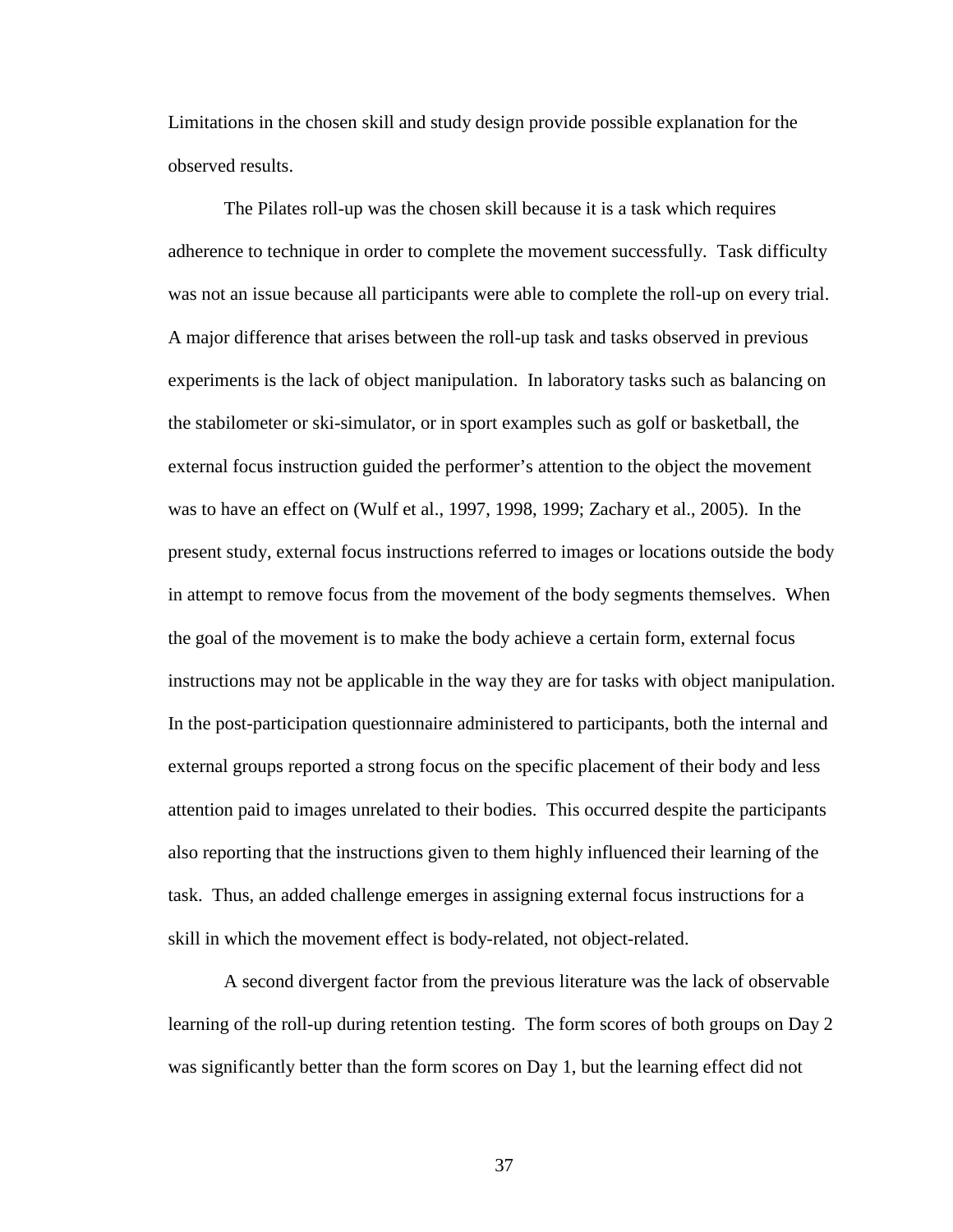Limitations in the chosen skill and study design provide possible explanation for the observed results.

The Pilates roll-up was the chosen skill because it is a task which requires adherence to technique in order to complete the movement successfully. Task difficulty was not an issue because all participants were able to complete the roll-up on every trial. A major difference that arises between the roll-up task and tasks observed in previous experiments is the lack of object manipulation. In laboratory tasks such as balancing on the stabilometer or ski-simulator, or in sport examples such as golf or basketball, the external focus instruction guided the performer's attention to the object the movement was to have an effect on (Wulf et al., 1997, 1998, 1999; Zachary et al., 2005). In the present study, external focus instructions referred to images or locations outside the body in attempt to remove focus from the movement of the body segments themselves. When the goal of the movement is to make the body achieve a certain form, external focus instructions may not be applicable in the way they are for tasks with object manipulation. In the post-participation questionnaire administered to participants, both the internal and external groups reported a strong focus on the specific placement of their body and less attention paid to images unrelated to their bodies. This occurred despite the participants also reporting that the instructions given to them highly influenced their learning of the task. Thus, an added challenge emerges in assigning external focus instructions for a skill in which the movement effect is body-related, not object-related.

A second divergent factor from the previous literature was the lack of observable learning of the roll-up during retention testing. The form scores of both groups on Day 2 was significantly better than the form scores on Day 1, but the learning effect did not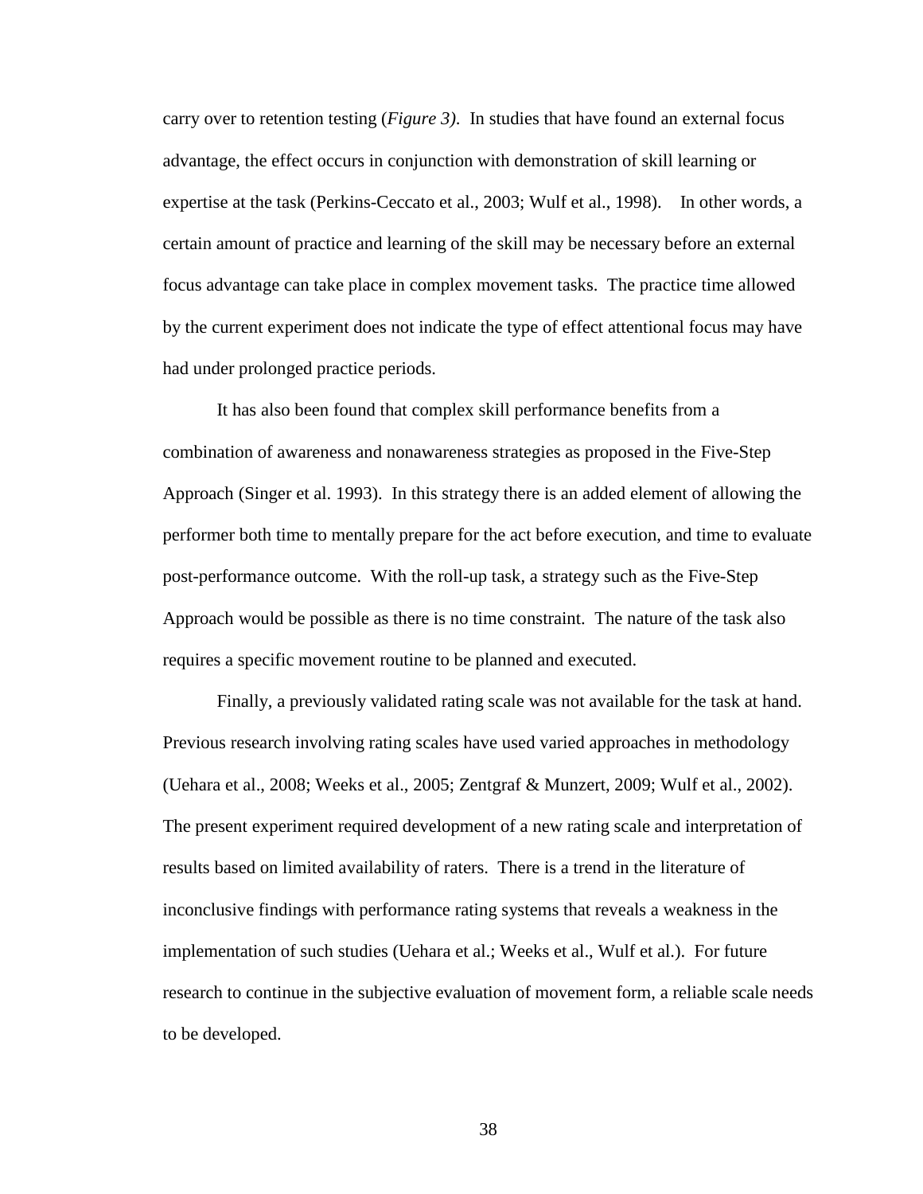carry over to retention testing (*Figure 3)*. In studies that have found an external focus advantage, the effect occurs in conjunction with demonstration of skill learning or expertise at the task (Perkins-Ceccato et al., 2003; Wulf et al., 1998). In other words, a certain amount of practice and learning of the skill may be necessary before an external focus advantage can take place in complex movement tasks. The practice time allowed by the current experiment does not indicate the type of effect attentional focus may have had under prolonged practice periods.

It has also been found that complex skill performance benefits from a combination of awareness and nonawareness strategies as proposed in the Five-Step Approach (Singer et al. 1993). In this strategy there is an added element of allowing the performer both time to mentally prepare for the act before execution, and time to evaluate post-performance outcome. With the roll-up task, a strategy such as the Five-Step Approach would be possible as there is no time constraint. The nature of the task also requires a specific movement routine to be planned and executed.

Finally, a previously validated rating scale was not available for the task at hand. Previous research involving rating scales have used varied approaches in methodology (Uehara et al., 2008; Weeks et al., 2005; Zentgraf & Munzert, 2009; Wulf et al., 2002). The present experiment required development of a new rating scale and interpretation of results based on limited availability of raters. There is a trend in the literature of inconclusive findings with performance rating systems that reveals a weakness in the implementation of such studies (Uehara et al.; Weeks et al., Wulf et al.). For future research to continue in the subjective evaluation of movement form, a reliable scale needs to be developed.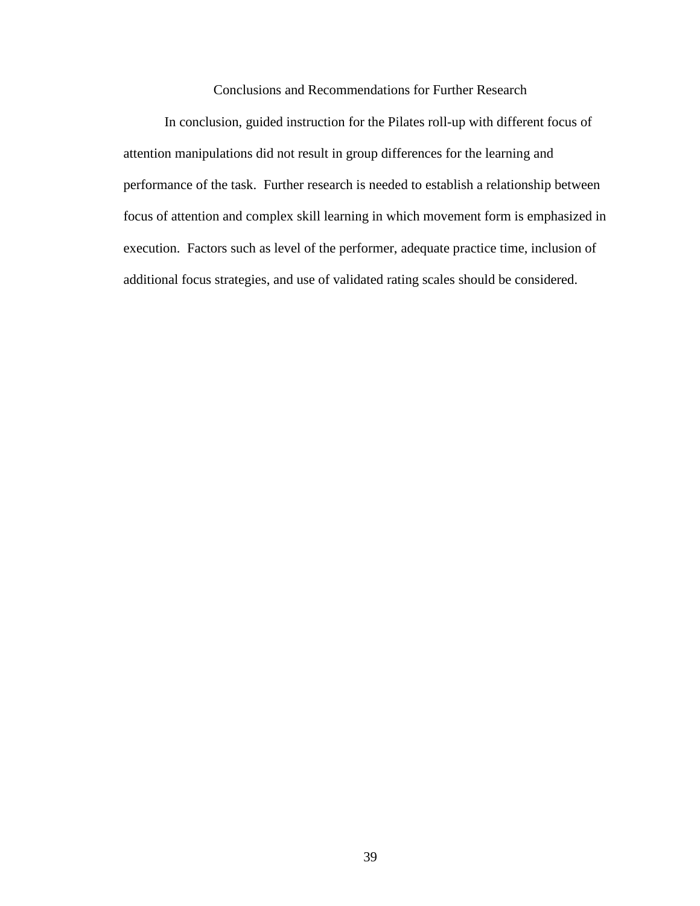## Conclusions and Recommendations for Further Research

In conclusion, guided instruction for the Pilates roll-up with different focus of attention manipulations did not result in group differences for the learning and performance of the task. Further research is needed to establish a relationship between focus of attention and complex skill learning in which movement form is emphasized in execution. Factors such as level of the performer, adequate practice time, inclusion of additional focus strategies, and use of validated rating scales should be considered.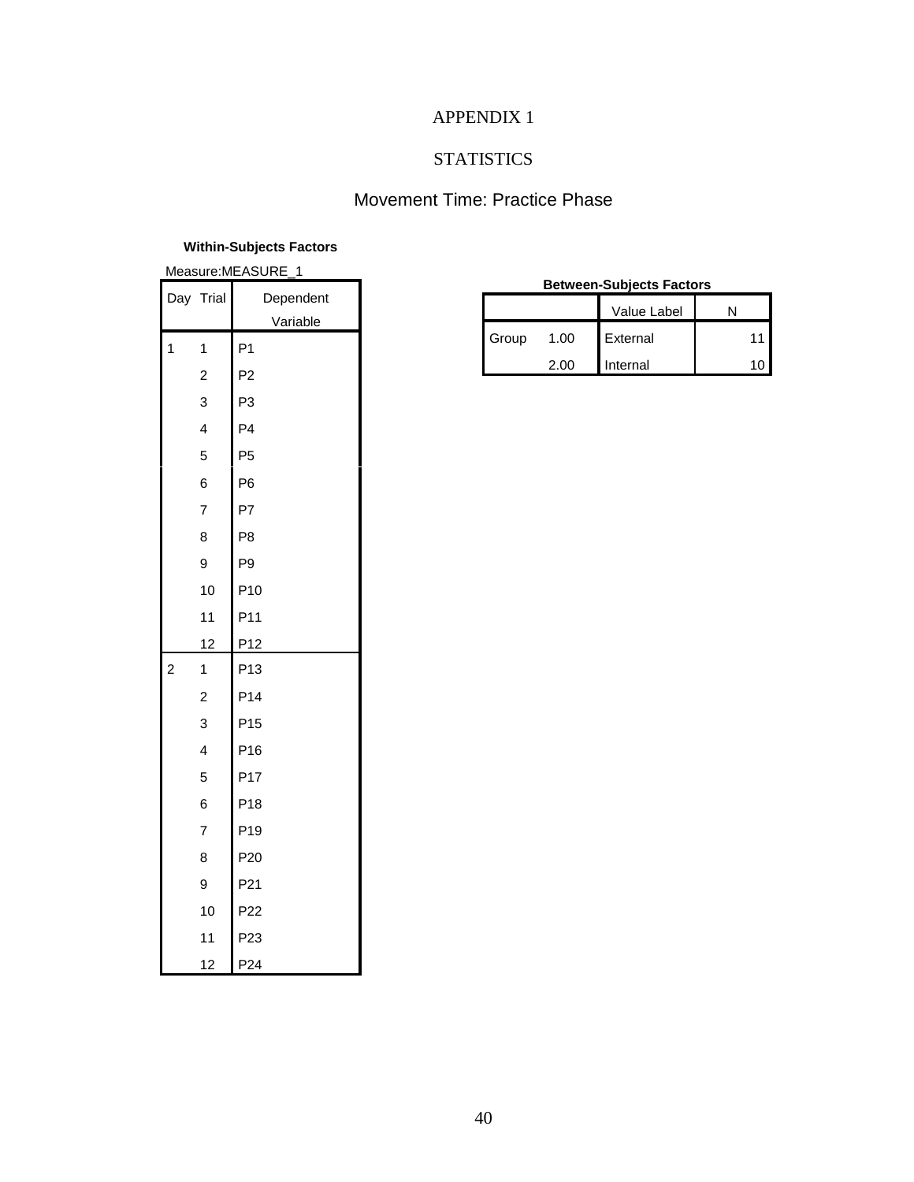# APPENDIX 1

## STATISTICS

### Movement Time: Practice Phase

**Within-Subjects Factors**

Measure:MEASURE_1

| Day | Trial | Dependent Variable |
|---|---|---|
| 1 | 1 | P1 |
| | 2 | P2 |
| | 3 | P3 |
| | 4 | P4 |
| | 5 | P5 |
| | 6 | P6 |
| | 7 | P7 |
| | 8 | P8 |
| | 9 | P9 |
| | 10 | P10 |
| | 11 | P11 |
| | 12 | P12 |
| 2 | 1 | P13 |
| | 2 | P14 |
| | 3 | P15 |
| | 4 | P16 |
| | 5 | P17 |
| | 6 | P18 |
| | 7 | P19 |
| | 8 | P20 |
| | 9 | P21 |
| | 10 | P22 |
| | 11 | P23 |
| | 12 | P24 |

**Between-Subjects Factors**

| | | Value Label | N |
|---|---|---|---|
| Group | 1.00 | External | 11 |
| | 2.00 | Internal | 10 |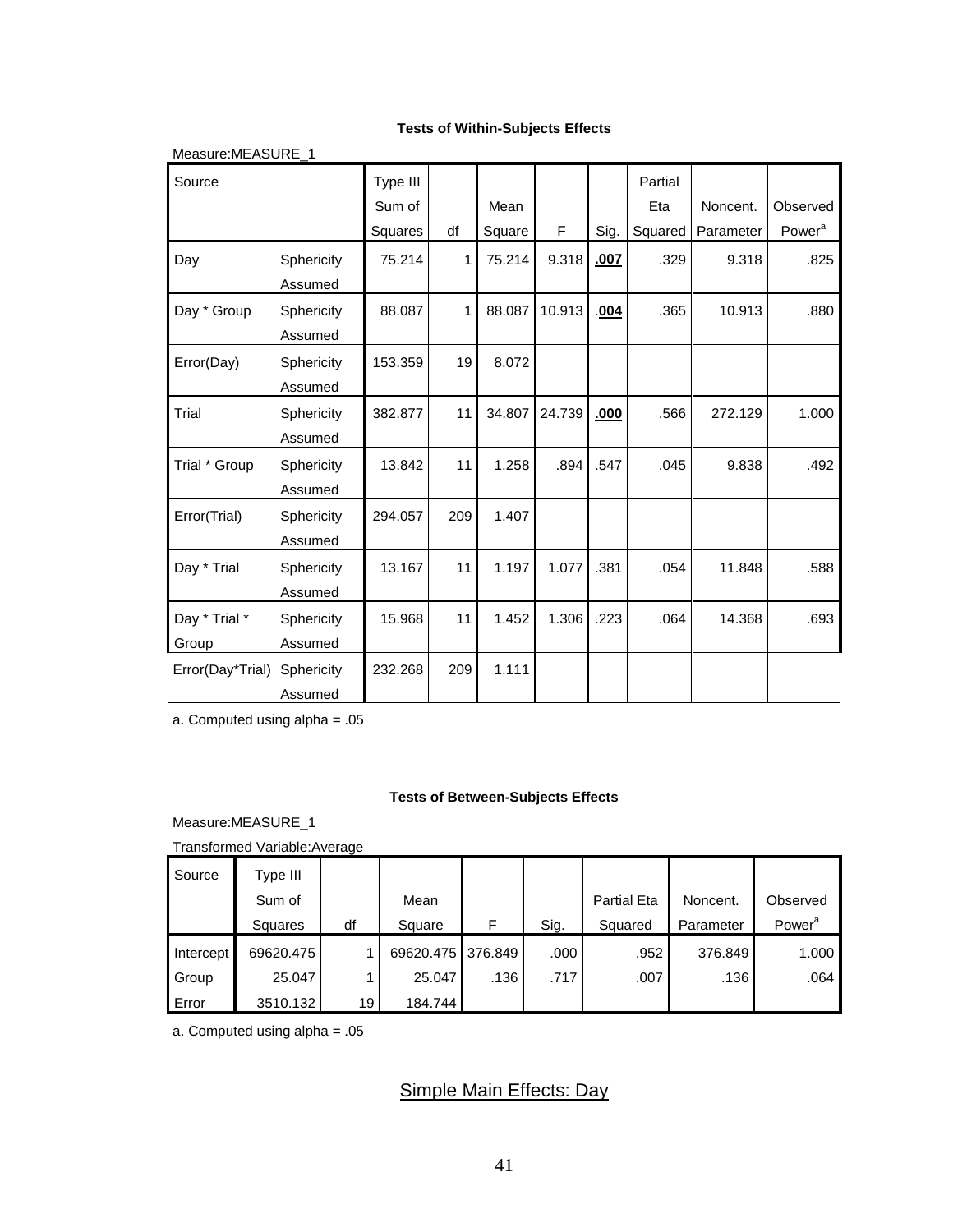**Tests of Within-Subjects Effects**

Measure:MEASURE_1

| Source | | Type III Sum of Squares | df | Mean Square | F | Sig. | Partial Eta Squared | Noncent. Parameter | Observed Power[a] |
|---|---|---|---|---|---|---|---|---|---|
| Day | Sphericity Assumed | 75.214 | 1 | 75.214 | 9.318 | **.007** | .329 | 9.318 | .825 |
| Day * Group | Sphericity Assumed | 88.087 | 1 | 88.087 | 10.913 | **.004** | .365 | 10.913 | .880 |
| Error(Day) | Sphericity Assumed | 153.359 | 19 | 8.072 | | | | | |
| Trial | Sphericity Assumed | 382.877 | 11 | 34.807 | 24.739 | **.000** | .566 | 272.129 | 1.000 |
| Trial * Group | Sphericity Assumed | 13.842 | 11 | 1.258 | .894 | .547 | .045 | 9.838 | .492 |
| Error(Trial) | Sphericity Assumed | 294.057 | 209 | 1.407 | | | | | |
| Day * Trial | Sphericity Assumed | 13.167 | 11 | 1.197 | 1.077 | .381 | .054 | 11.848 | .588 |
| Day * Trial * Group | Sphericity Assumed | 15.968 | 11 | 1.452 | 1.306 | .223 | .064 | 14.368 | .693 |
| Error(Day*Trial) | Sphericity Assumed | 232.268 | 209 | 1.111 | | | | | |

a. Computed using alpha = .05

**Tests of Between-Subjects Effects**

Measure:MEASURE_1

Transformed Variable:Average

| Source | Type III Sum of Squares | df | Mean Square | F | Sig. | Partial Eta Squared | Noncent. Parameter | Observed Power[a] |
|---|---|---|---|---|---|---|---|---|
| Intercept | 69620.475 | 1 | 69620.475 | 376.849 | .000 | .952 | 376.849 | 1.000 |
| Group | 25.047 | 1 | 25.047 | .136 | .717 | .007 | .136 | .064 |
| Error | 3510.132 | 19 | 184.744 | | | | | |

a. Computed using alpha = .05

## Simple Main Effects: Day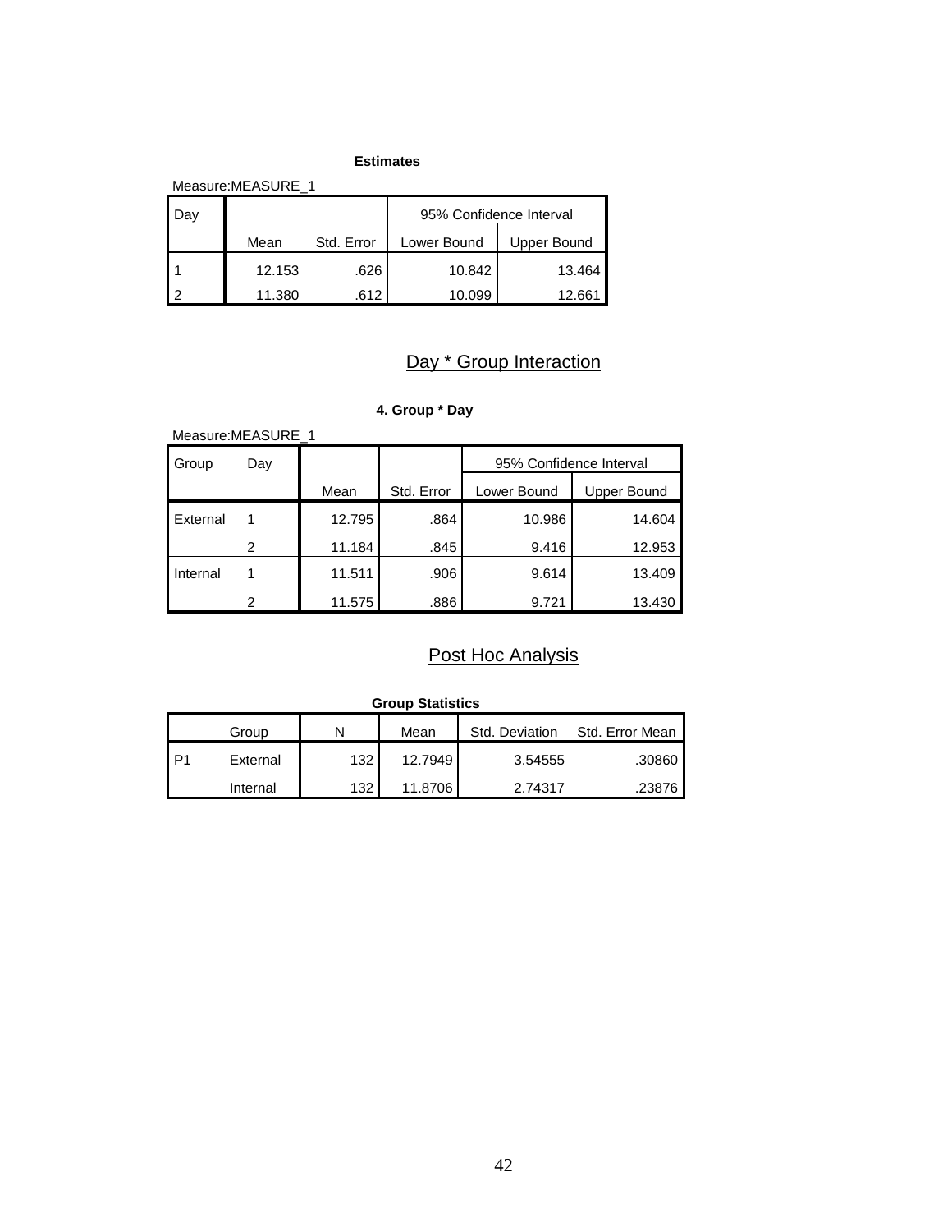**Estimates**

Measure:MEASURE_1

| Day | Mean | Std. Error | 95% Confidence Interval | |
|---|---|---|---|---|
| | | | Lower Bound | Upper Bound |
| 1 | 12.153 | .626 | 10.842 | 13.464 |
| 2 | 11.380 | .612 | 10.099 | 12.661 |

## Day * Group Interaction

**4. Group * Day**

Measure:MEASURE_1

| Group | Day | Mean | Std. Error | 95% Confidence Interval | |
|---|---|---|---|---|---|
| | | | | Lower Bound | Upper Bound |
| External | 1 | 12.795 | .864 | 10.986 | 14.604 |
| | 2 | 11.184 | .845 | 9.416 | 12.953 |
| Internal | 1 | 11.511 | .906 | 9.614 | 13.409 |
| | 2 | 11.575 | .886 | 9.721 | 13.430 |

## Post Hoc Analysis

**Group Statistics**

| | Group | N | Mean | Std. Deviation | Std. Error Mean |
|---|---|---|---|---|---|
| P1 | External | 132 | 12.7949 | 3.54555 | .30860 |
| | Internal | 132 | 11.8706 | 2.74317 | .23876 |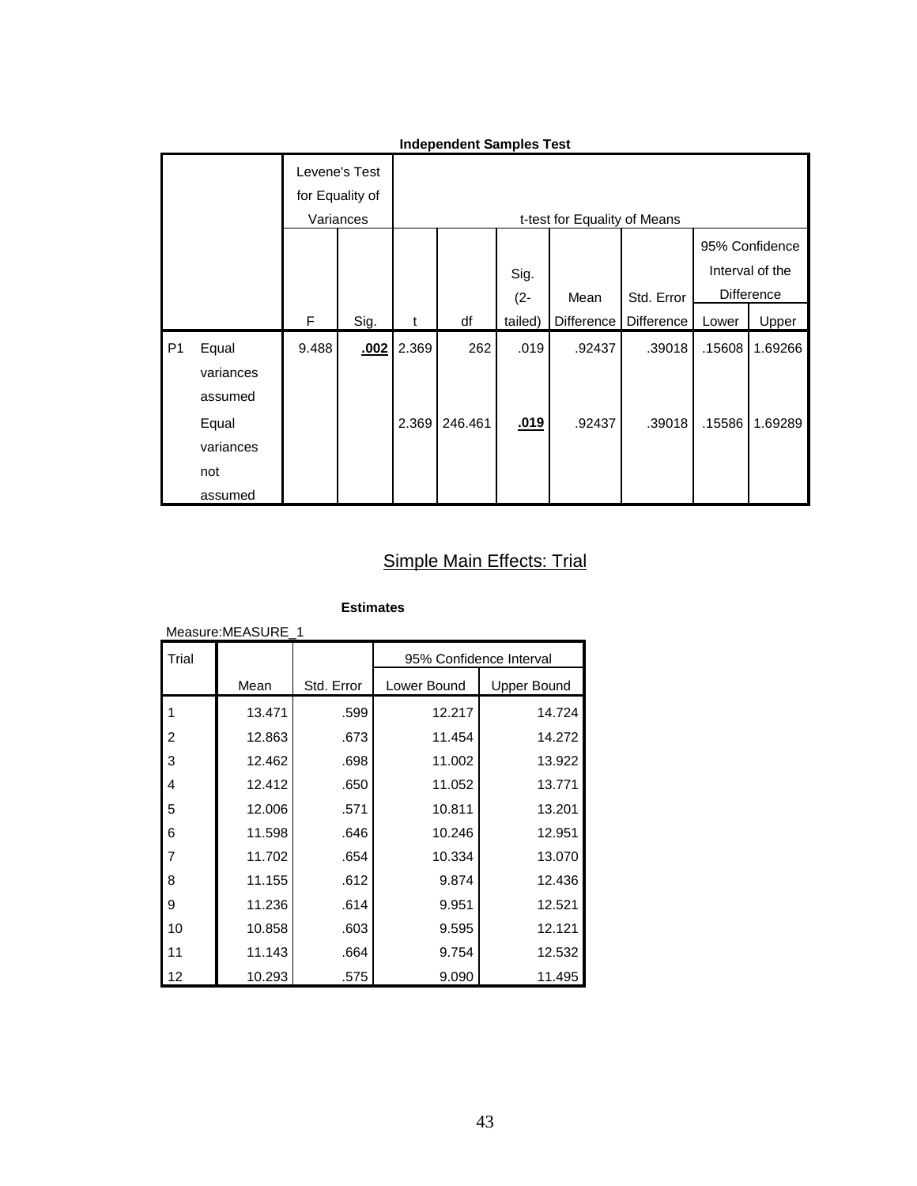**Independent Samples Test**

| | | Levene's Test for Equality of Variances | | t-test for Equality of Means | | | | | | |
|---|---|---|---|---|---|---|---|---|---|---|
| | | | | | | | | | 95% Confidence Interval of the Difference | |
| | | F | Sig. | t | df | Sig. (2-tailed) | Mean Difference | Std. Error Difference | Lower | Upper |
| P1 | Equal variances assumed | 9.488 | **.002** | 2.369 | 262 | .019 | .92437 | .39018 | .15608 | 1.69266 |
| | Equal variances not assumed | | | 2.369 | 246.461 | **.019** | .92437 | .39018 | .15586 | 1.69289 |

## Simple Main Effects: Trial

**Estimates**

Measure:MEASURE_1

| Trial | Mean | Std. Error | 95% Confidence Interval | |
|---|---|---|---|---|
| | | | Lower Bound | Upper Bound |
| 1 | 13.471 | .599 | 12.217 | 14.724 |
| 2 | 12.863 | .673 | 11.454 | 14.272 |
| 3 | 12.462 | .698 | 11.002 | 13.922 |
| 4 | 12.412 | .650 | 11.052 | 13.771 |
| 5 | 12.006 | .571 | 10.811 | 13.201 |
| 6 | 11.598 | .646 | 10.246 | 12.951 |
| 7 | 11.702 | .654 | 10.334 | 13.070 |
| 8 | 11.155 | .612 | 9.874 | 12.436 |
| 9 | 11.236 | .614 | 9.951 | 12.521 |
| 10 | 10.858 | .603 | 9.595 | 12.121 |
| 11 | 11.143 | .664 | 9.754 | 12.532 |
| 12 | 10.293 | .575 | 9.090 | 11.495 |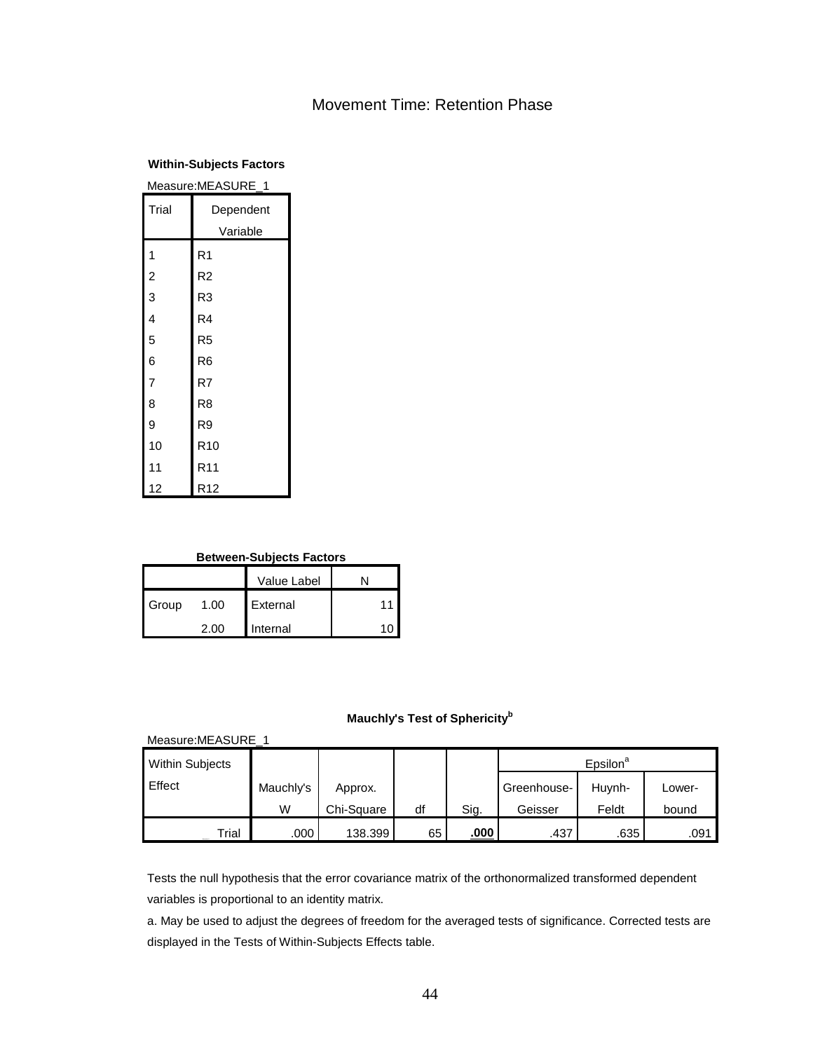# Movement Time: Retention Phase

**Within-Subjects Factors**

Measure:MEASURE_1

| Trial | Dependent Variable |
|---|---|
| 1 | R1 |
| 2 | R2 |
| 3 | R3 |
| 4 | R4 |
| 5 | R5 |
| 6 | R6 |
| 7 | R7 |
| 8 | R8 |
| 9 | R9 |
| 10 | R10 |
| 11 | R11 |
| 12 | R12 |

**Between-Subjects Factors**

| | | Value Label | N |
|---|---|---|---|
| Group | 1.00 | External | 11 |
| | 2.00 | Internal | 10 |

**Mauchly's Test of Sphericity[b]**

Measure:MEASURE_1

| Within Subjects Effect | Mauchly's W | Approx. Chi-Square | df | Sig. | Epsilon[a] | | |
|---|---|---|---|---|---|---|---|
| | | | | | Greenhouse-Geisser | Huynh-Feldt | Lower-bound |
| Trial | .000 | 138.399 | 65 | **.000** | .437 | .635 | .091 |

Tests the null hypothesis that the error covariance matrix of the orthonormalized transformed dependent variables is proportional to an identity matrix.

a. May be used to adjust the degrees of freedom for the averaged tests of significance. Corrected tests are displayed in the Tests of Within-Subjects Effects table.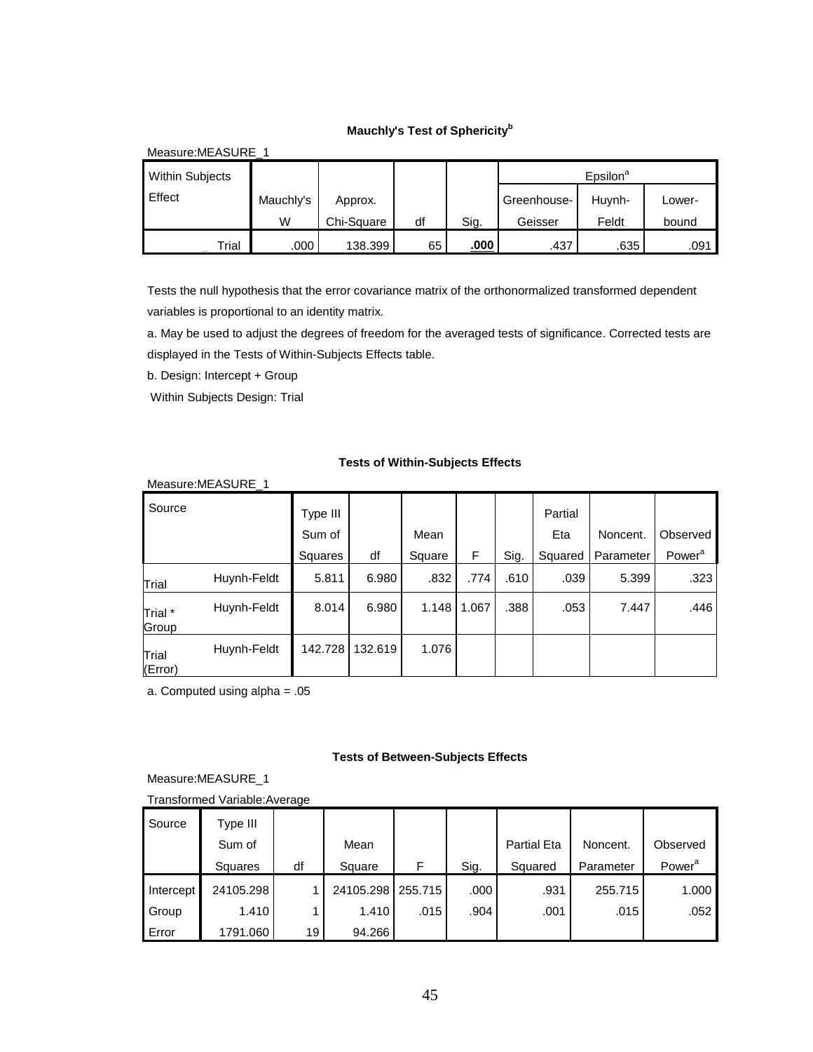**Mauchly's Test of Sphericity[b]**

Measure:MEASURE_1

| Within Subjects Effect | Mauchly's W | Approx. Chi-Square | df | Sig. | Epsilon[a] | | |
|---|---|---|---|---|---|---|---|
| | | | | | Greenhouse-Geisser | Huynh-Feldt | Lower-bound |
| Trial | .000 | 138.399 | 65 | **.000** | .437 | .635 | .091 |

Tests the null hypothesis that the error covariance matrix of the orthonormalized transformed dependent variables is proportional to an identity matrix.

a. May be used to adjust the degrees of freedom for the averaged tests of significance. Corrected tests are displayed in the Tests of Within-Subjects Effects table.

b. Design: Intercept + Group

Within Subjects Design: Trial

**Tests of Within-Subjects Effects**

Measure:MEASURE_1

| Source | | Type III Sum of Squares | df | Mean Square | F | Sig. | Partial Eta Squared | Noncent. Parameter | Observed Power[a] |
|---|---|---|---|---|---|---|---|---|---|
| Trial | Huynh-Feldt | 5.811 | 6.980 | .832 | .774 | .610 | .039 | 5.399 | .323 |
| Trial * Group | Huynh-Feldt | 8.014 | 6.980 | 1.148 | 1.067 | .388 | .053 | 7.447 | .446 |
| Trial (Error) | Huynh-Feldt | 142.728 | 132.619 | 1.076 | | | | | |

a. Computed using alpha = .05

**Tests of Between-Subjects Effects**

Measure:MEASURE_1

Transformed Variable:Average

| Source | Type III Sum of Squares | df | Mean Square | F | Sig. | Partial Eta Squared | Noncent. Parameter | Observed Power[a] |
|---|---|---|---|---|---|---|---|---|
| Intercept | 24105.298 | 1 | 24105.298 | 255.715 | .000 | .931 | 255.715 | 1.000 |
| Group | 1.410 | 1 | 1.410 | .015 | .904 | .001 | .015 | .052 |
| Error | 1791.060 | 19 | 94.266 | | | | | |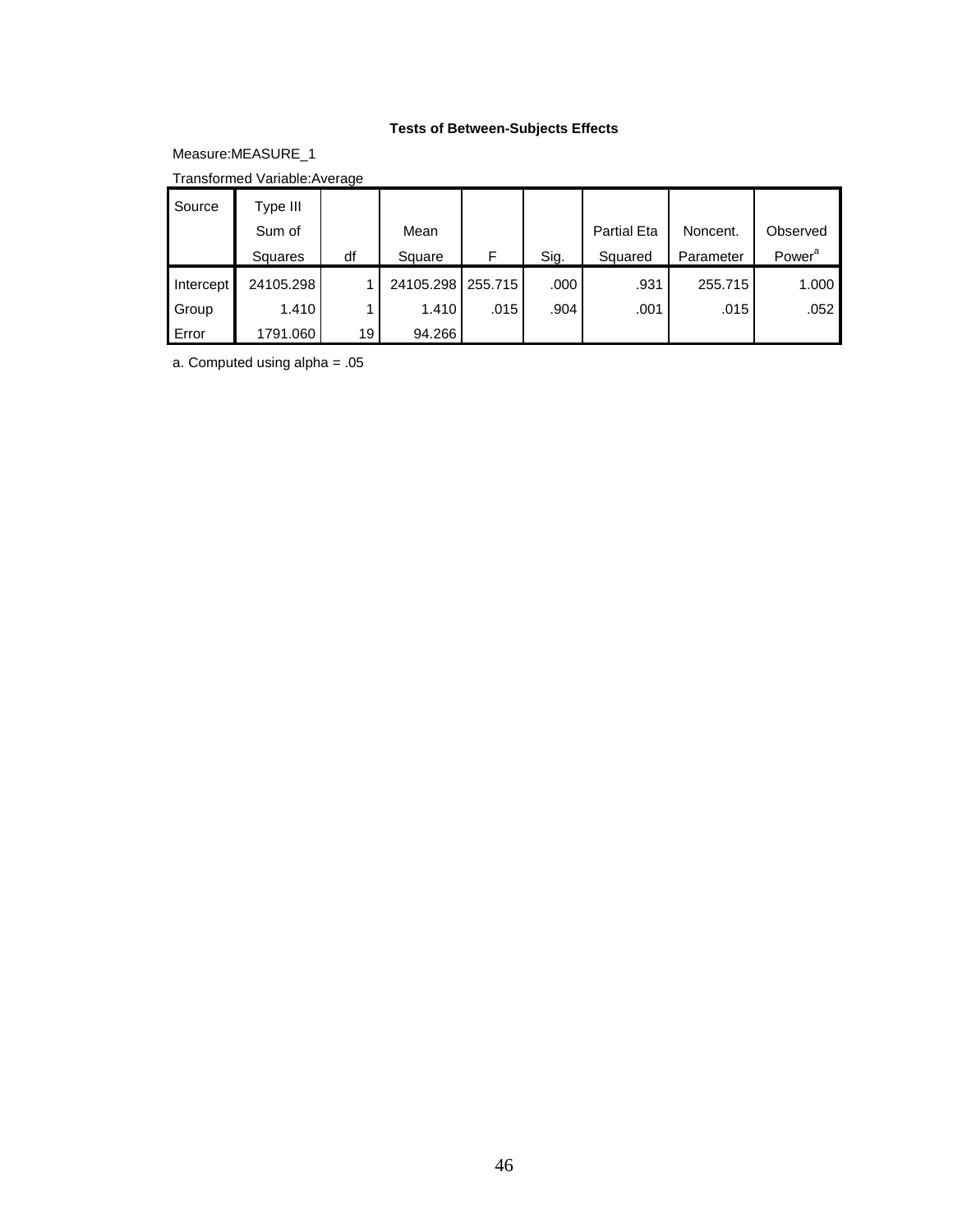**Tests of Between-Subjects Effects**

Measure:MEASURE_1

Transformed Variable:Average

| Source | Type III Sum of Squares | df | Mean Square | F | Sig. | Partial Eta Squared | Noncent. Parameter | Observed Power[a] |
|---|---|---|---|---|---|---|---|---|
| Intercept | 24105.298 | 1 | 24105.298 | 255.715 | .000 | .931 | 255.715 | 1.000 |
| Group | 1.410 | 1 | 1.410 | .015 | .904 | .001 | .015 | .052 |
| Error | 1791.060 | 19 | 94.266 | | | | | |

a. Computed using alpha = .05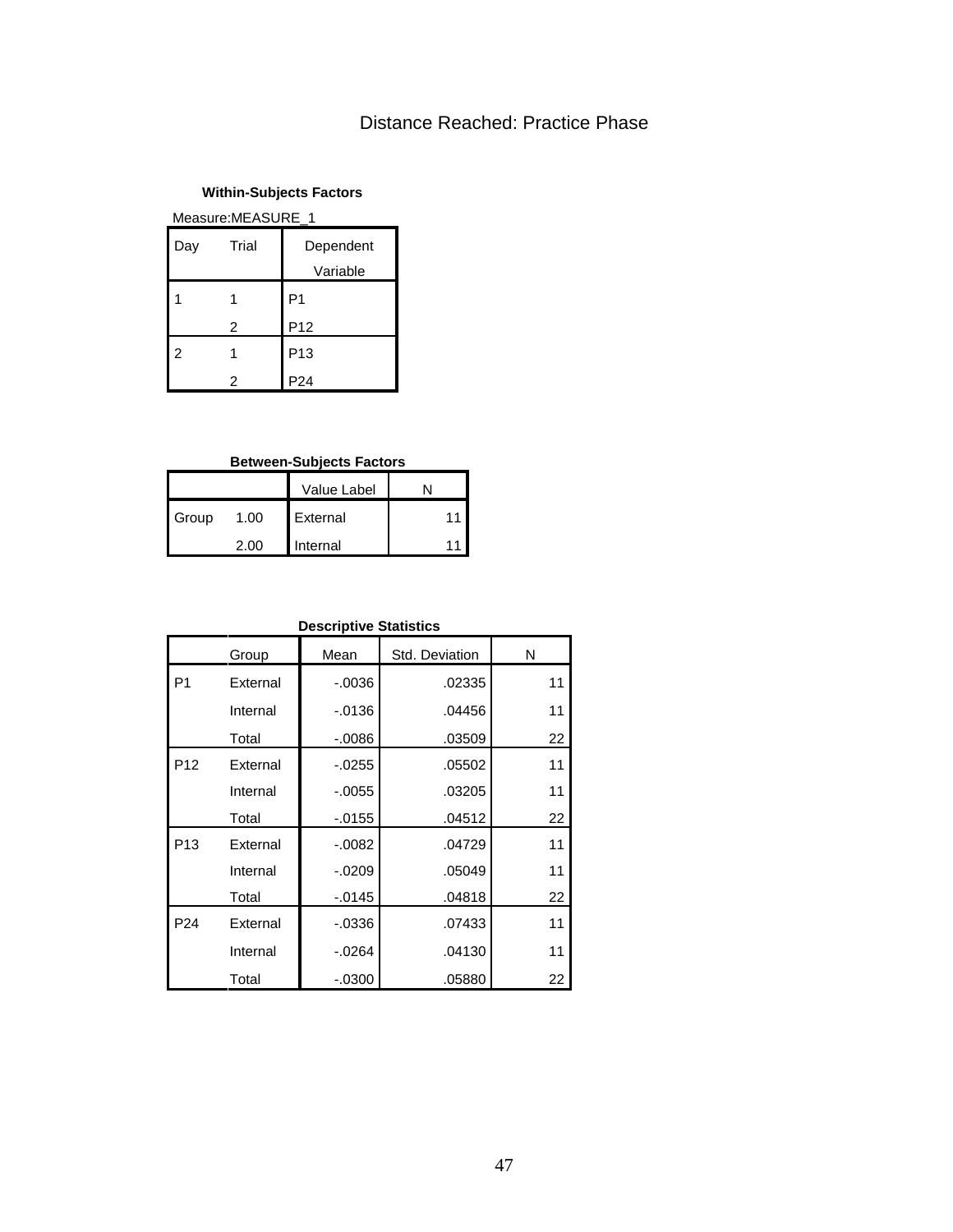# Distance Reached: Practice Phase

**Within-Subjects Factors**

Measure:MEASURE_1

| Day | Trial | Dependent Variable |
|---|---|---|
| 1 | 1 | P1 |
| | 2 | P12 |
| 2 | 1 | P13 |
| | 2 | P24 |

**Between-Subjects Factors**

| | | Value Label | N |
|---|---|---|---|
| Group | 1.00 | External | 11 |
| | 2.00 | Internal | 11 |

**Descriptive Statistics**

| | Group | Mean | Std. Deviation | N |
|---|---|---|---|---|
| P1 | External | -.0036 | .02335 | 11 |
| | Internal | -.0136 | .04456 | 11 |
| | Total | -.0086 | .03509 | 22 |
| P12 | External | -.0255 | .05502 | 11 |
| | Internal | -.0055 | .03205 | 11 |
| | Total | -.0155 | .04512 | 22 |
| P13 | External | -.0082 | .04729 | 11 |
| | Internal | -.0209 | .05049 | 11 |
| | Total | -.0145 | .04818 | 22 |
| P24 | External | -.0336 | .07433 | 11 |
| | Internal | -.0264 | .04130 | 11 |
| | Total | -.0300 | .05880 | 22 |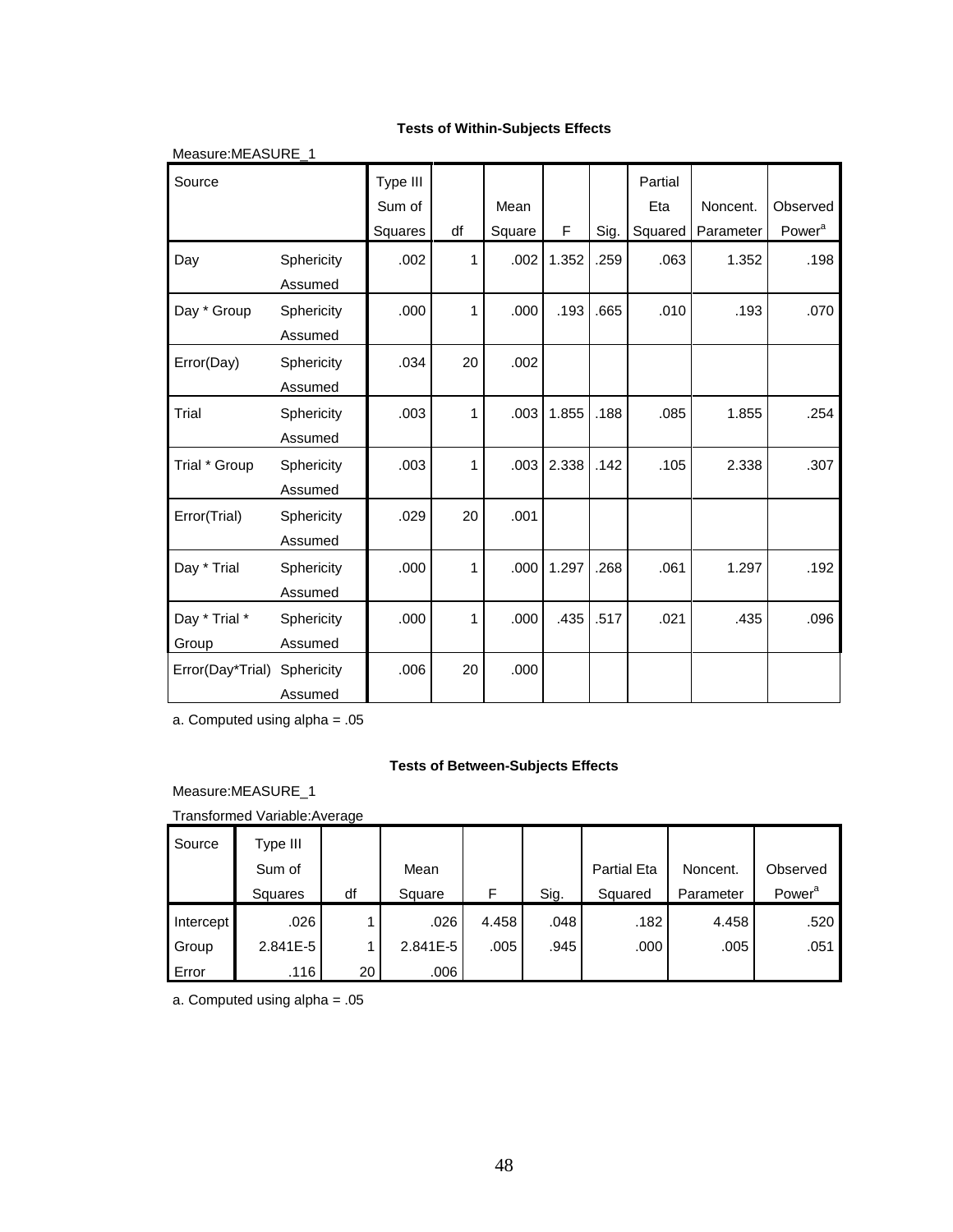**Tests of Within-Subjects Effects**

Measure:MEASURE_1

| Source | | Type III Sum of Squares | df | Mean Square | F | Sig. | Partial Eta Squared | Noncent. Parameter | Observed Power[a] |
|---|---|---|---|---|---|---|---|---|---|
| Day | Sphericity Assumed | .002 | 1 | .002 | 1.352 | .259 | .063 | 1.352 | .198 |
| Day * Group | Sphericity Assumed | .000 | 1 | .000 | .193 | .665 | .010 | .193 | .070 |
| Error(Day) | Sphericity Assumed | .034 | 20 | .002 | | | | | |
| Trial | Sphericity Assumed | .003 | 1 | .003 | 1.855 | .188 | .085 | 1.855 | .254 |
| Trial * Group | Sphericity Assumed | .003 | 1 | .003 | 2.338 | .142 | .105 | 2.338 | .307 |
| Error(Trial) | Sphericity Assumed | .029 | 20 | .001 | | | | | |
| Day * Trial | Sphericity Assumed | .000 | 1 | .000 | 1.297 | .268 | .061 | 1.297 | .192 |
| Day * Trial * Group | Sphericity Assumed | .000 | 1 | .000 | .435 | .517 | .021 | .435 | .096 |
| Error(Day*Trial) | Sphericity Assumed | .006 | 20 | .000 | | | | | |

a. Computed using alpha = .05

**Tests of Between-Subjects Effects**

Measure:MEASURE_1

Transformed Variable:Average

| Source | Type III Sum of Squares | df | Mean Square | F | Sig. | Partial Eta Squared | Noncent. Parameter | Observed Power[a] |
|---|---|---|---|---|---|---|---|---|
| Intercept | .026 | 1 | .026 | 4.458 | .048 | .182 | 4.458 | .520 |
| Group | 2.841E-5 | 1 | 2.841E-5 | .005 | .945 | .000 | .005 | .051 |
| Error | .116 | 20 | .006 | | | | | |

a. Computed using alpha = .05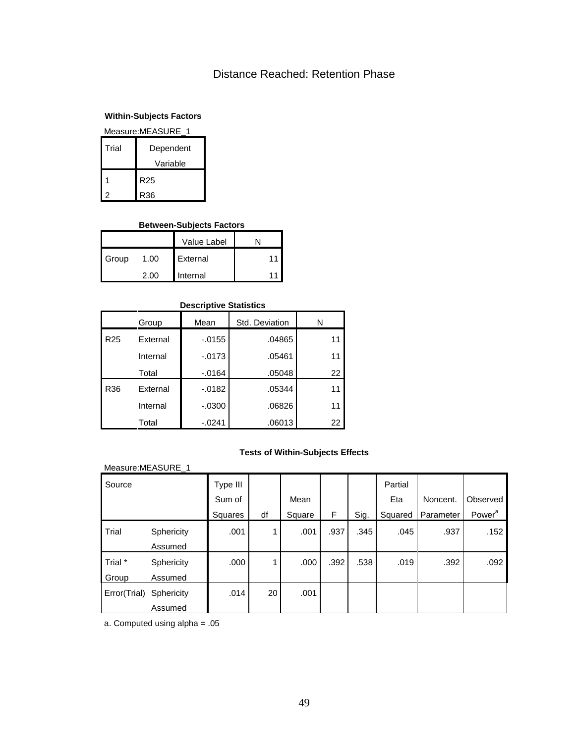# Distance Reached: Retention Phase

**Within-Subjects Factors**

Measure:MEASURE_1

| Trial | Dependent Variable |
|---|---|
| 1 | R25 |
| 2 | R36 |

**Between-Subjects Factors**

| | | Value Label | N |
|---|---|---|---|
| Group | 1.00 | External | 11 |
| | 2.00 | Internal | 11 |

**Descriptive Statistics**

| | Group | Mean | Std. Deviation | N |
|---|---|---|---|---|
| R25 | External | -.0155 | .04865 | 11 |
| | Internal | -.0173 | .05461 | 11 |
| | Total | -.0164 | .05048 | 22 |
| R36 | External | -.0182 | .05344 | 11 |
| | Internal | -.0300 | .06826 | 11 |
| | Total | -.0241 | .06013 | 22 |

**Tests of Within-Subjects Effects**

Measure:MEASURE_1

| Source | | Type III Sum of Squares | df | Mean Square | F | Sig. | Partial Eta Squared | Noncent. Parameter | Observed Power[a] |
|---|---|---|---|---|---|---|---|---|---|
| Trial | Sphericity Assumed | .001 | 1 | .001 | .937 | .345 | .045 | .937 | .152 |
| Trial * Group | Sphericity Assumed | .000 | 1 | .000 | .392 | .538 | .019 | .392 | .092 |
| Error(Trial) | Sphericity Assumed | .014 | 20 | .001 | | | | | |

a. Computed using alpha = .05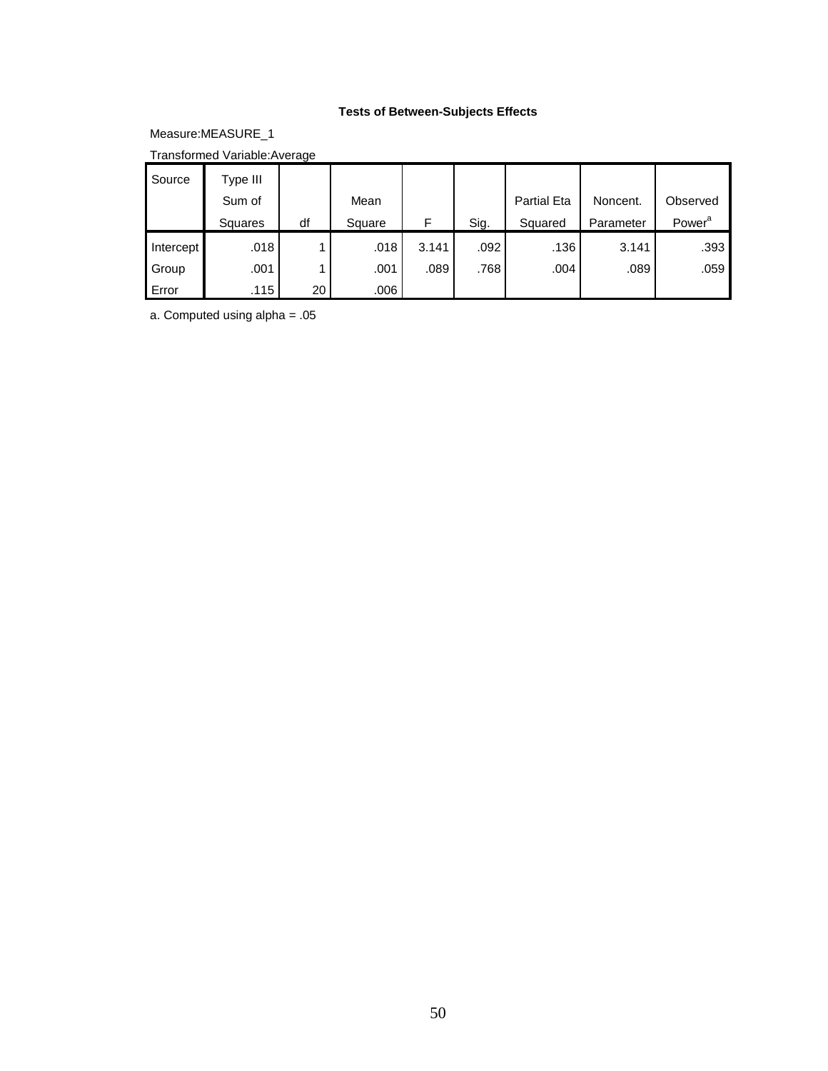**Tests of Between-Subjects Effects**

Measure:MEASURE_1

Transformed Variable:Average

| Source | Type III Sum of Squares | df | Mean Square | F | Sig. | Partial Eta Squared | Noncent. Parameter | Observed Power[a] |
|---|---|---|---|---|---|---|---|---|
| Intercept | .018 | 1 | .018 | 3.141 | .092 | .136 | 3.141 | .393 |
| Group | .001 | 1 | .001 | .089 | .768 | .004 | .089 | .059 |
| Error | .115 | 20 | .006 | | | | | |

a. Computed using alpha = .05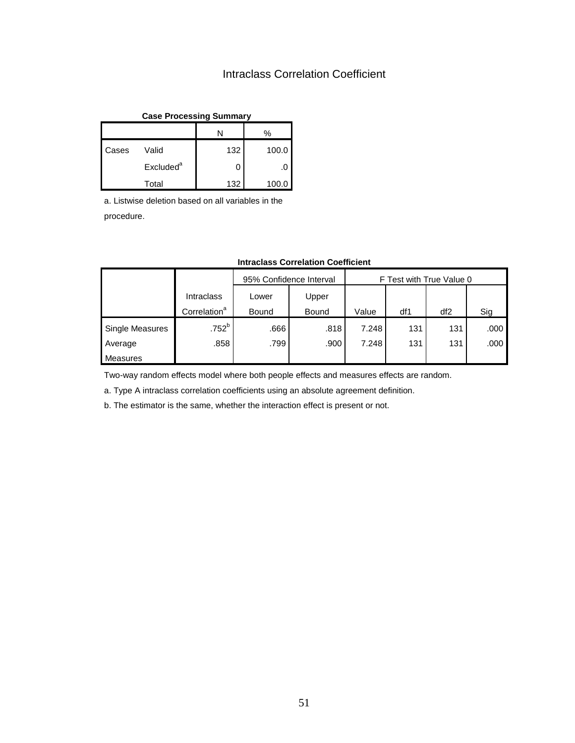# Intraclass Correlation Coefficient

**Case Processing Summary**

| | | N | % |
|---|---|---|---|
| Cases | Valid | 132 | 100.0 |
| | Excluded[a] | 0 | .0 |
| | Total | 132 | 100.0 |

a. Listwise deletion based on all variables in the procedure.

**Intraclass Correlation Coefficient**

| | Intraclass Correlation[a] | 95% Confidence Interval | | F Test with True Value 0 | | | |
|---|---|---|---|---|---|---|---|
| | | Lower Bound | Upper Bound | Value | df1 | df2 | Sig |
| Single Measures | .752[b] | .666 | .818 | 7.248 | 131 | 131 | .000 |
| Average Measures | .858 | .799 | .900 | 7.248 | 131 | 131 | .000 |

Two-way random effects model where both people effects and measures effects are random.

a. Type A intraclass correlation coefficients using an absolute agreement definition.

b. The estimator is the same, whether the interaction effect is present or not.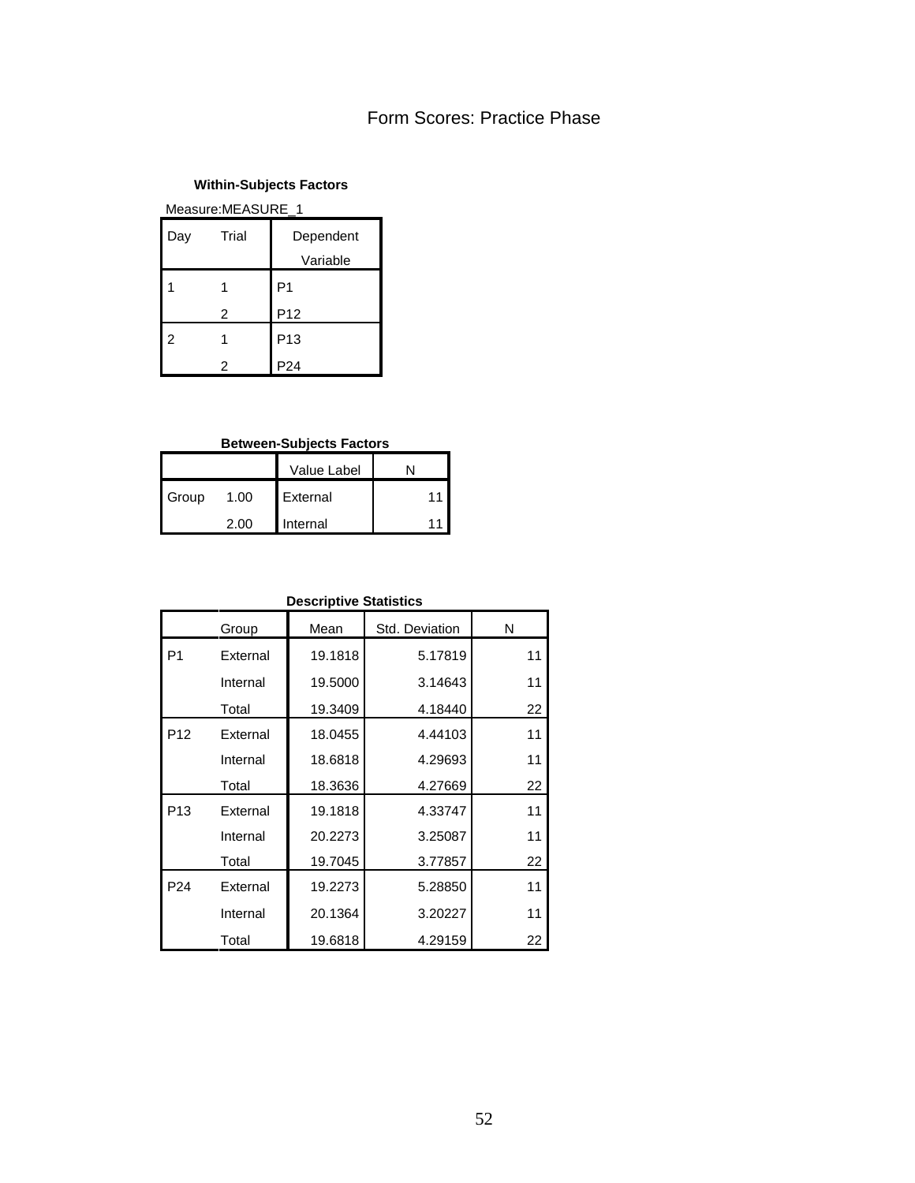# Form Scores: Practice Phase

**Within-Subjects Factors**

Measure:MEASURE_1

| Day | Trial | Dependent Variable |
|---|---|---|
| 1 | 1 | P1 |
| | 2 | P12 |
| 2 | 1 | P13 |
| | 2 | P24 |

**Between-Subjects Factors**

| | | Value Label | N |
|---|---|---|---|
| Group | 1.00 | External | 11 |
| | 2.00 | Internal | 11 |

**Descriptive Statistics**

| | Group | Mean | Std. Deviation | N |
|---|---|---|---|---|
| P1 | External | 19.1818 | 5.17819 | 11 |
| | Internal | 19.5000 | 3.14643 | 11 |
| | Total | 19.3409 | 4.18440 | 22 |
| P12 | External | 18.0455 | 4.44103 | 11 |
| | Internal | 18.6818 | 4.29693 | 11 |
| | Total | 18.3636 | 4.27669 | 22 |
| P13 | External | 19.1818 | 4.33747 | 11 |
| | Internal | 20.2273 | 3.25087 | 11 |
| | Total | 19.7045 | 3.77857 | 22 |
| P24 | External | 19.2273 | 5.28850 | 11 |
| | Internal | 20.1364 | 3.20227 | 11 |
| | Total | 19.6818 | 4.29159 | 22 |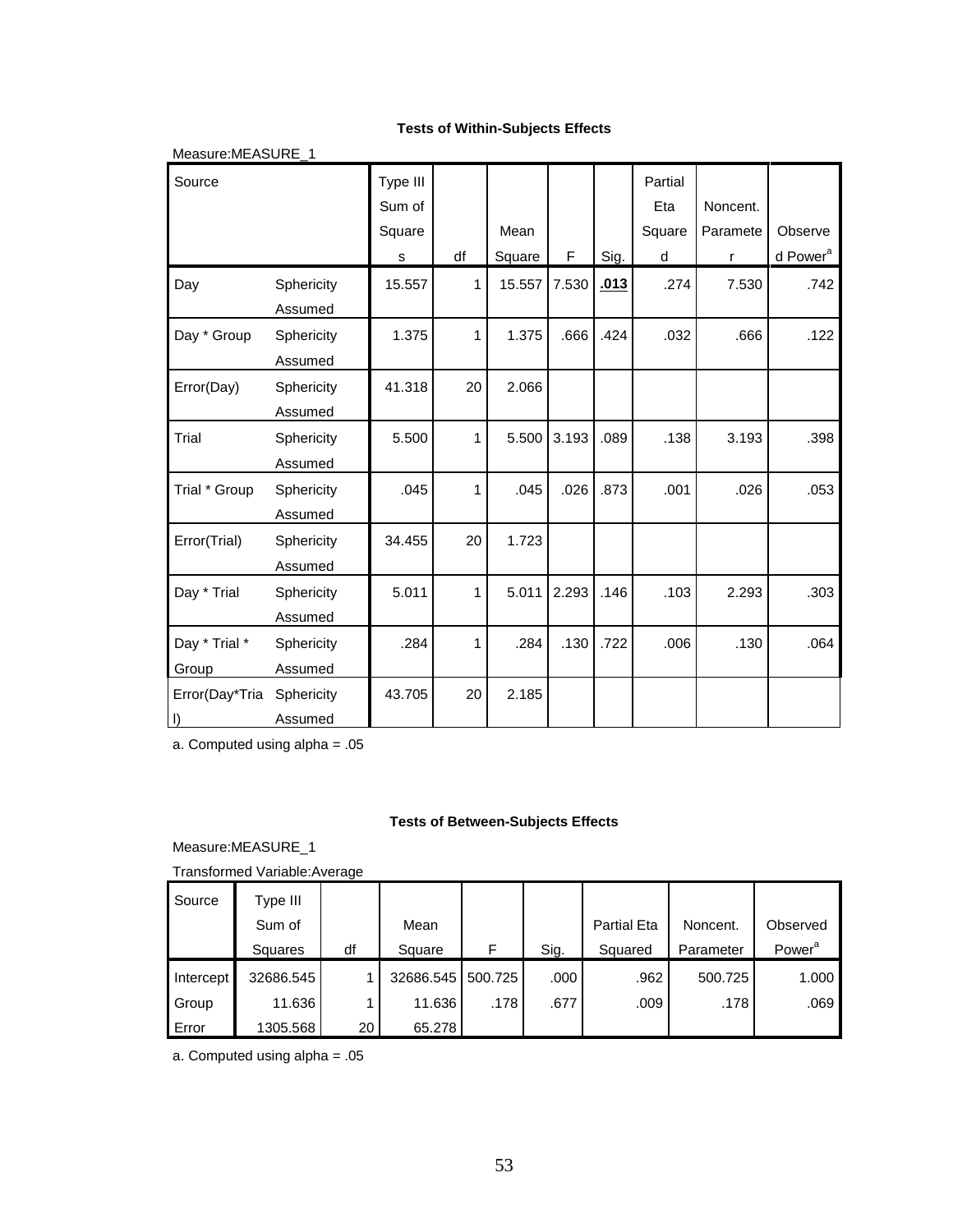**Tests of Within-Subjects Effects**

Measure:MEASURE_1

| Source | | Type III Sum of Squares | df | Mean Square | F | Sig. | Partial Eta Squared | Noncent. Parameter | Observed Power[a] |
|---|---|---|---|---|---|---|---|---|---|
| Day | Sphericity Assumed | 15.557 | 1 | 15.557 | 7.530 | **.013** | .274 | 7.530 | .742 |
| Day * Group | Sphericity Assumed | 1.375 | 1 | 1.375 | .666 | .424 | .032 | .666 | .122 |
| Error(Day) | Sphericity Assumed | 41.318 | 20 | 2.066 | | | | | |
| Trial | Sphericity Assumed | 5.500 | 1 | 5.500 | 3.193 | .089 | .138 | 3.193 | .398 |
| Trial * Group | Sphericity Assumed | .045 | 1 | .045 | .026 | .873 | .001 | .026 | .053 |
| Error(Trial) | Sphericity Assumed | 34.455 | 20 | 1.723 | | | | | |
| Day * Trial | Sphericity Assumed | 5.011 | 1 | 5.011 | 2.293 | .146 | .103 | 2.293 | .303 |
| Day * Trial * Group | Sphericity Assumed | .284 | 1 | .284 | .130 | .722 | .006 | .130 | .064 |
| Error(Day*Trial) | Sphericity Assumed | 43.705 | 20 | 2.185 | | | | | |

a. Computed using alpha = .05

**Tests of Between-Subjects Effects**

Measure:MEASURE_1

Transformed Variable:Average

| Source | Type III Sum of Squares | df | Mean Square | F | Sig. | Partial Eta Squared | Noncent. Parameter | Observed Power[a] |
|---|---|---|---|---|---|---|---|---|
| Intercept | 32686.545 | 1 | 32686.545 | 500.725 | .000 | .962 | 500.725 | 1.000 |
| Group | 11.636 | 1 | 11.636 | .178 | .677 | .009 | .178 | .069 |
| Error | 1305.568 | 20 | 65.278 | | | | | |

a. Computed using alpha = .05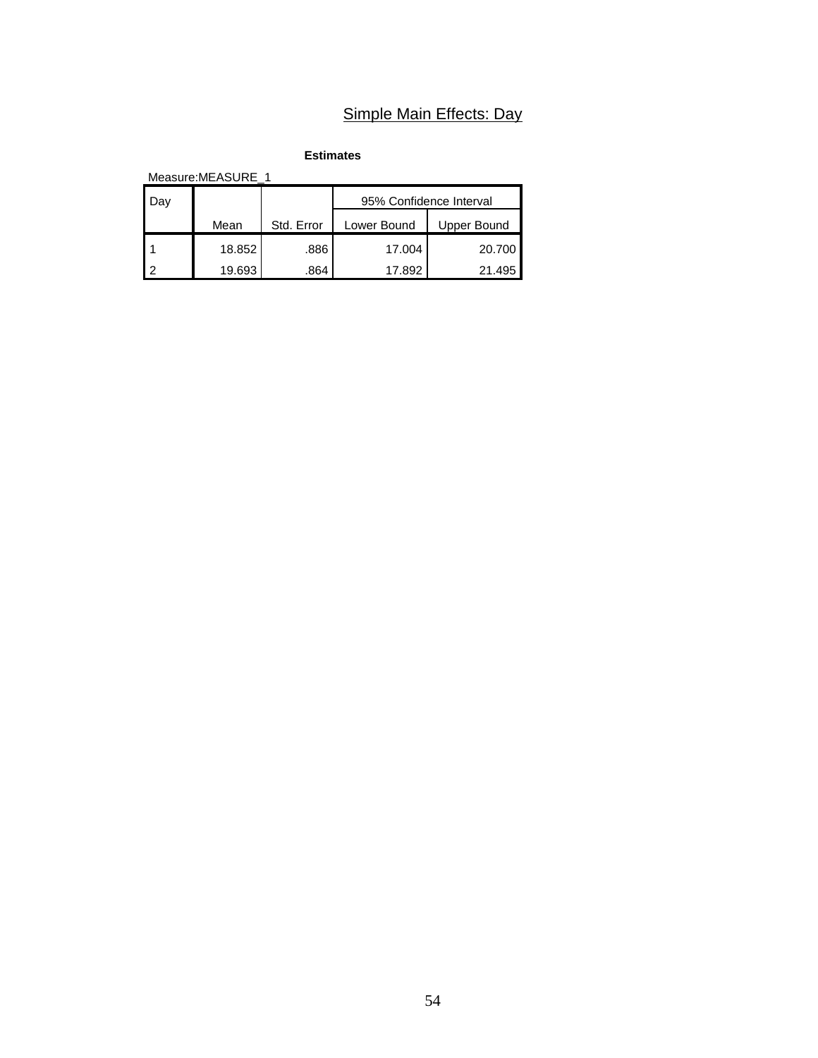# Simple Main Effects: Day

**Estimates**

Measure:MEASURE_1

| Day | Mean | Std. Error | 95% Confidence Interval | |
|---|---|---|---|---|
| | | | Lower Bound | Upper Bound |
| 1 | 18.852 | .886 | 17.004 | 20.700 |
| 2 | 19.693 | .864 | 17.892 | 21.495 |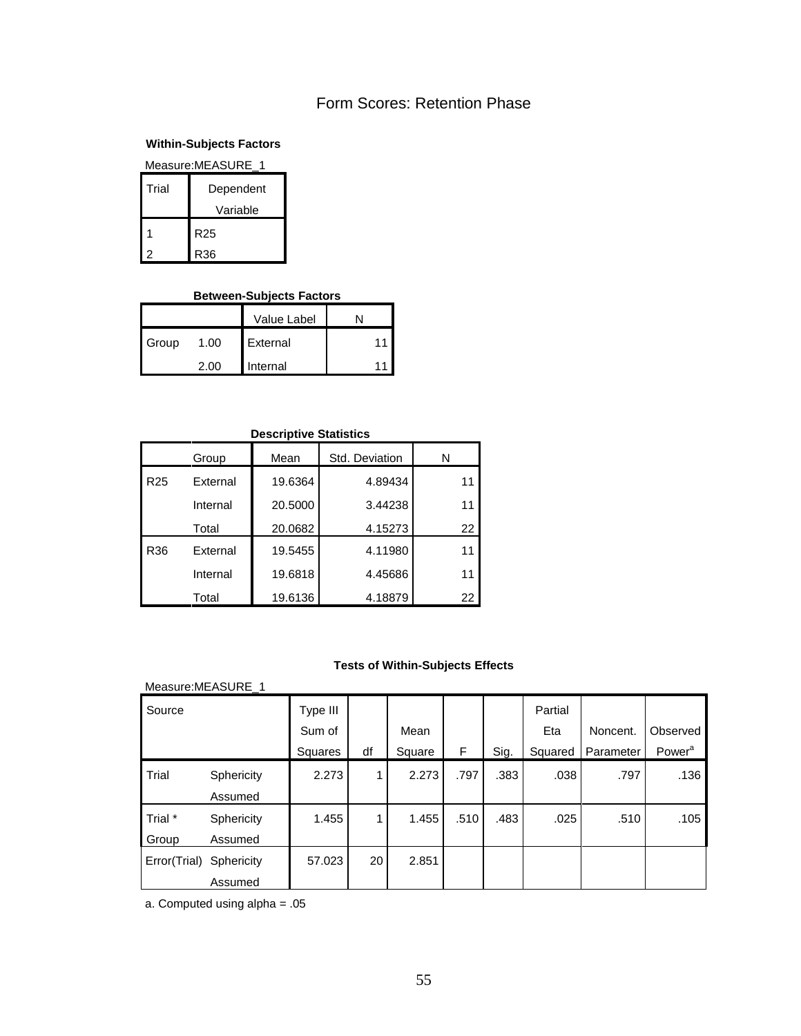## Form Scores: Retention Phase

**Within-Subjects Factors**

Measure:MEASURE_1

| Trial | Dependent Variable |
|---|---|
| 1 | R25 |
| 2 | R36 |

**Between-Subjects Factors**

| | | Value Label | N |
|---|---|---|---|
| Group | 1.00 | External | 11 |
| | 2.00 | Internal | 11 |

**Descriptive Statistics**

| | Group | Mean | Std. Deviation | N |
|---|---|---|---|---|
| R25 | External | 19.6364 | 4.89434 | 11 |
| | Internal | 20.5000 | 3.44238 | 11 |
| | Total | 20.0682 | 4.15273 | 22 |
| R36 | External | 19.5455 | 4.11980 | 11 |
| | Internal | 19.6818 | 4.45686 | 11 |
| | Total | 19.6136 | 4.18879 | 22 |

**Tests of Within-Subjects Effects**

Measure:MEASURE_1

| Source | | Type III Sum of Squares | df | Mean Square | F | Sig. | Partial Eta Squared | Noncent. Parameter | Observed Power[a] |
|---|---|---|---|---|---|---|---|---|---|
| Trial | Sphericity Assumed | 2.273 | 1 | 2.273 | .797 | .383 | .038 | .797 | .136 |
| Trial * Group | Sphericity Assumed | 1.455 | 1 | 1.455 | .510 | .483 | .025 | .510 | .105 |
| Error(Trial) | Sphericity Assumed | 57.023 | 20 | 2.851 | | | | | |

a. Computed using alpha = .05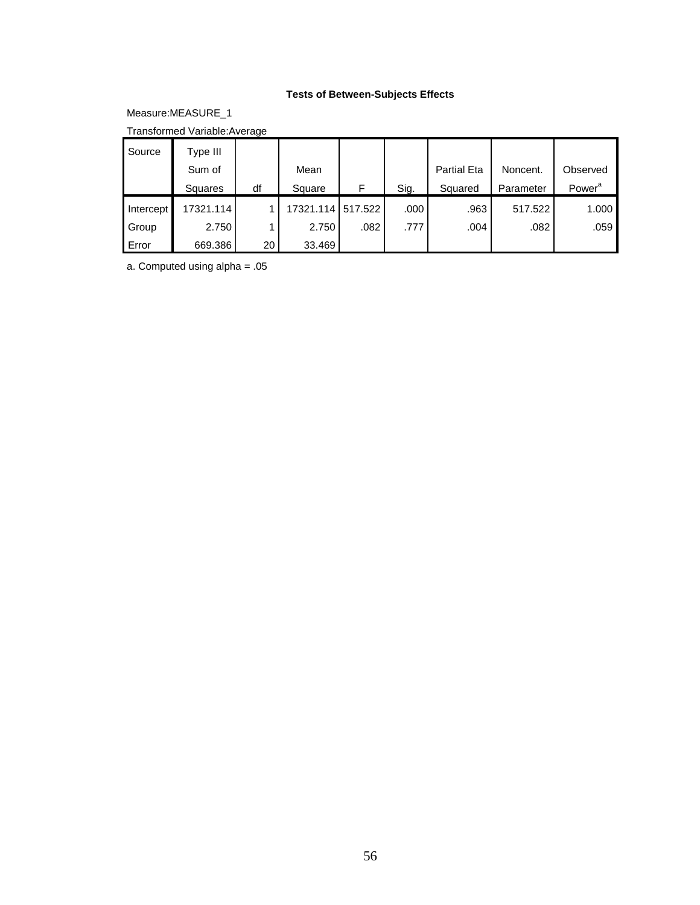**Tests of Between-Subjects Effects**

Measure:MEASURE_1

Transformed Variable:Average

| Source | Type III Sum of Squares | df | Mean Square | F | Sig. | Partial Eta Squared | Noncent. Parameter | Observed Power[a] |
|---|---|---|---|---|---|---|---|---|
| Intercept | 17321.114 | 1 | 17321.114 | 517.522 | .000 | .963 | 517.522 | 1.000 |
| Group | 2.750 | 1 | 2.750 | .082 | .777 | .004 | .082 | .059 |
| Error | 669.386 | 20 | 33.469 | | | | | |

a. Computed using alpha = .05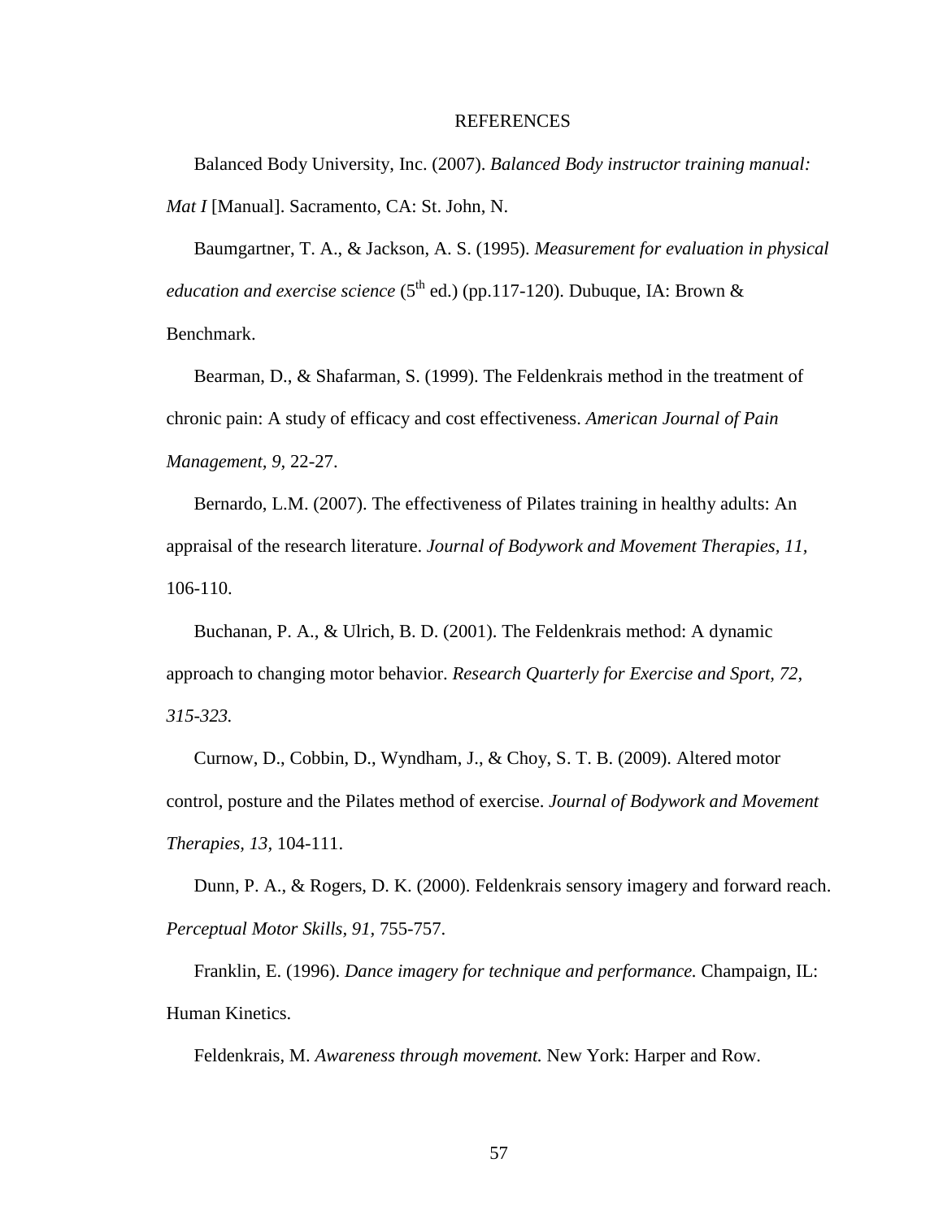# REFERENCES

Balanced Body University, Inc. (2007). *Balanced Body instructor training manual: Mat I* [Manual]. Sacramento, CA: St. John, N.

Baumgartner, T. A., & Jackson, A. S. (1995). *Measurement for evaluation in physical education and exercise science* (5th ed.) (pp.117-120). Dubuque, IA: Brown & Benchmark.

Bearman, D., & Shafarman, S. (1999). The Feldenkrais method in the treatment of chronic pain: A study of efficacy and cost effectiveness. *American Journal of Pain Management, 9*, 22-27.

Bernardo, L.M. (2007). The effectiveness of Pilates training in healthy adults: An appraisal of the research literature. *Journal of Bodywork and Movement Therapies, 11*, 106-110.

Buchanan, P. A., & Ulrich, B. D. (2001). The Feldenkrais method: A dynamic approach to changing motor behavior. *Research Quarterly for Exercise and Sport, 72, 315-323.*

Curnow, D., Cobbin, D., Wyndham, J., & Choy, S. T. B. (2009). Altered motor control, posture and the Pilates method of exercise. *Journal of Bodywork and Movement Therapies, 13*, 104-111.

Dunn, P. A., & Rogers, D. K. (2000). Feldenkrais sensory imagery and forward reach. *Perceptual Motor Skills, 91*, 755-757.

Franklin, E. (1996). *Dance imagery for technique and performance.* Champaign, IL: Human Kinetics.

Feldenkrais, M. *Awareness through movement.* New York: Harper and Row.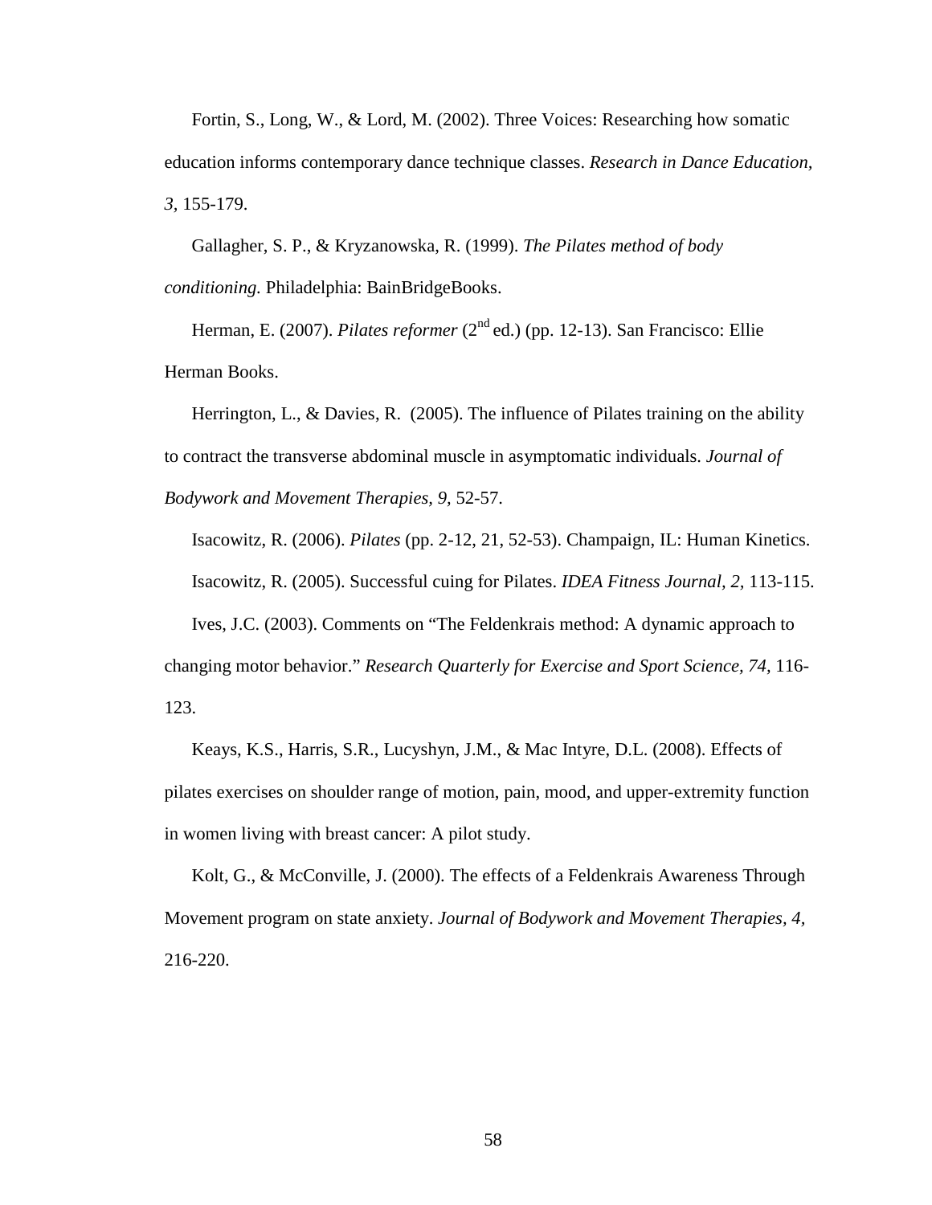Fortin, S., Long, W., & Lord, M. (2002). Three Voices: Researching how somatic education informs contemporary dance technique classes. *Research in Dance Education, 3*, 155-179.

Gallagher, S. P., & Kryzanowska, R. (1999). *The Pilates method of body conditioning.* Philadelphia: BainBridgeBooks.

Herman, E. (2007). *Pilates reformer* (2nd ed.) (pp. 12-13). San Francisco: Ellie Herman Books.

Herrington, L., & Davies, R. (2005). The influence of Pilates training on the ability to contract the transverse abdominal muscle in asymptomatic individuals. *Journal of Bodywork and Movement Therapies*, *9*, 52-57.

Isacowitz, R. (2006). *Pilates* (pp. 2-12, 21, 52-53). Champaign, IL: Human Kinetics.

Isacowitz, R. (2005). Successful cuing for Pilates. *IDEA Fitness Journal*, *2*, 113-115.

Ives, J.C. (2003). Comments on "The Feldenkrais method: A dynamic approach to changing motor behavior." *Research Quarterly for Exercise and Sport Science*, *74*, 116-123.

Keays, K.S., Harris, S.R., Lucyshyn, J.M., & Mac Intyre, D.L. (2008). Effects of pilates exercises on shoulder range of motion, pain, mood, and upper-extremity function in women living with breast cancer: A pilot study.

Kolt, G., & McConville, J. (2000). The effects of a Feldenkrais Awareness Through Movement program on state anxiety. *Journal of Bodywork and Movement Therapies*, *4*, 216-220.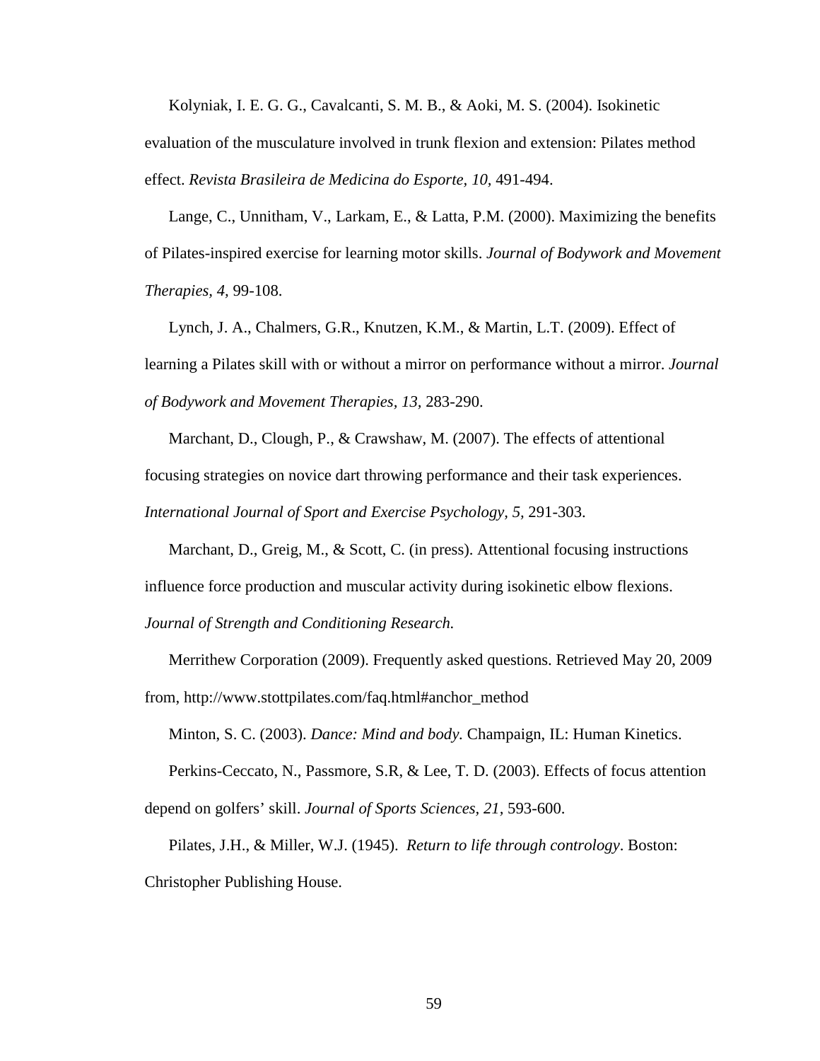Kolyniak, I. E. G. G., Cavalcanti, S. M. B., & Aoki, M. S. (2004). Isokinetic evaluation of the musculature involved in trunk flexion and extension: Pilates method effect. *Revista Brasileira de Medicina do Esporte, 10,* 491-494.

Lange, C., Unnitham, V., Larkam, E., & Latta, P.M. (2000). Maximizing the benefits of Pilates-inspired exercise for learning motor skills. *Journal of Bodywork and Movement Therapies, 4,* 99-108.

Lynch, J. A., Chalmers, G.R., Knutzen, K.M., & Martin, L.T. (2009). Effect of learning a Pilates skill with or without a mirror on performance without a mirror. *Journal of Bodywork and Movement Therapies, 13,* 283-290.

Marchant, D., Clough, P., & Crawshaw, M. (2007). The effects of attentional focusing strategies on novice dart throwing performance and their task experiences. *International Journal of Sport and Exercise Psychology, 5,* 291-303.

Marchant, D., Greig, M., & Scott, C. (in press). Attentional focusing instructions influence force production and muscular activity during isokinetic elbow flexions. *Journal of Strength and Conditioning Research.*

Merrithew Corporation (2009). Frequently asked questions. Retrieved May 20, 2009 from, http://www.stottpilates.com/faq.html#anchor_method

Minton, S. C. (2003). *Dance: Mind and body.* Champaign, IL: Human Kinetics.

Perkins-Ceccato, N., Passmore, S.R, & Lee, T. D. (2003). Effects of focus attention depend on golfers' skill. *Journal of Sports Sciences, 21,* 593-600.

Pilates, J.H., & Miller, W.J. (1945). *Return to life through contrology*. Boston: Christopher Publishing House.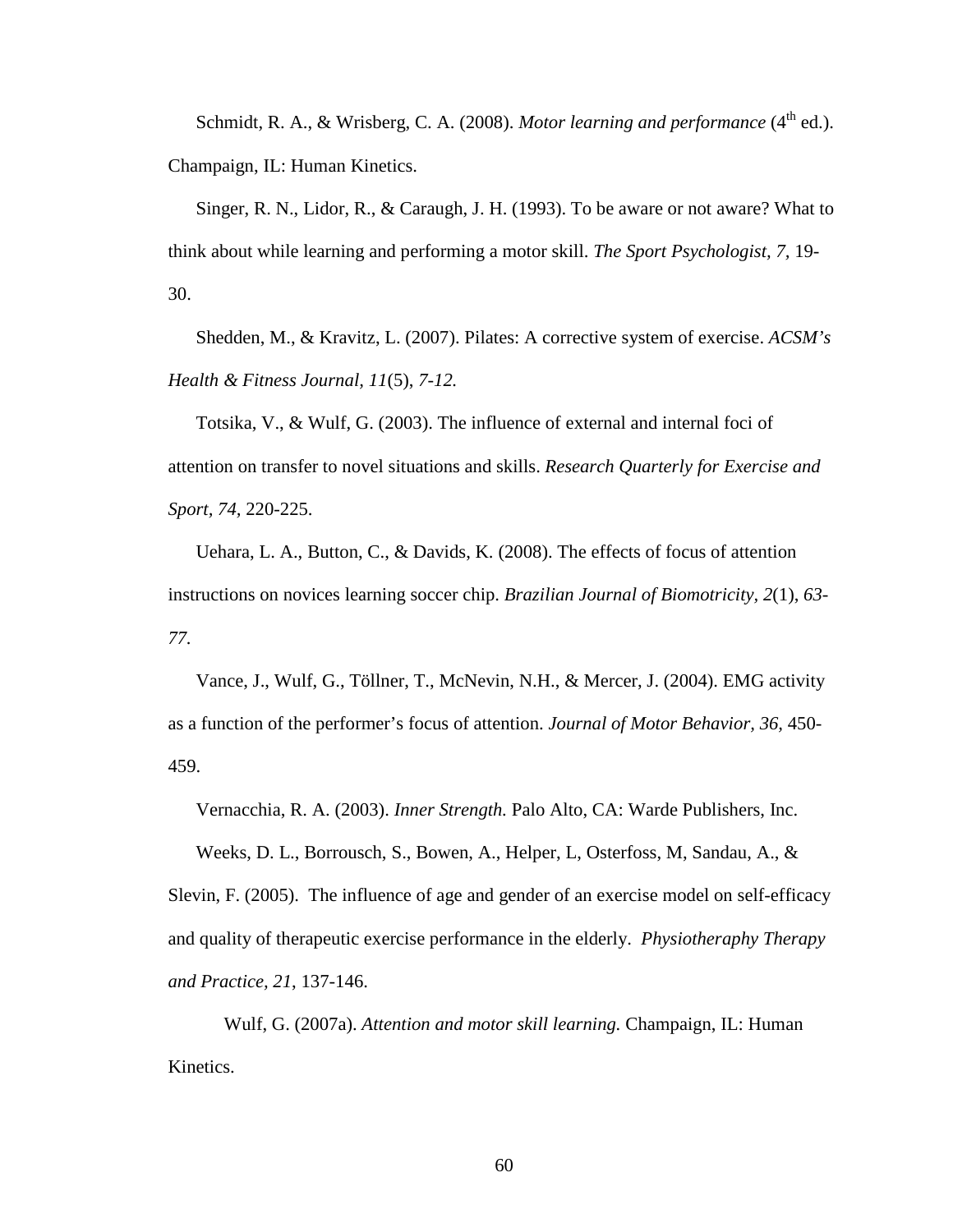Schmidt, R. A., & Wrisberg, C. A. (2008). *Motor learning and performance* (4th ed.). Champaign, IL: Human Kinetics.

Singer, R. N., Lidor, R., & Caraugh, J. H. (1993). To be aware or not aware? What to think about while learning and performing a motor skill. *The Sport Psychologist, 7,* 19-30.

Shedden, M., & Kravitz, L. (2007). Pilates: A corrective system of exercise. *ACSM's Health & Fitness Journal, 11*(5), *7-12.*

Totsika, V., & Wulf, G. (2003). The influence of external and internal foci of attention on transfer to novel situations and skills. *Research Quarterly for Exercise and Sport, 74,* 220-225.

Uehara, L. A., Button, C., & Davids, K. (2008). The effects of focus of attention instructions on novices learning soccer chip. *Brazilian Journal of Biomotricity, 2*(1), *63-77.*

Vance, J., Wulf, G., Töllner, T., McNevin, N.H., & Mercer, J. (2004). EMG activity as a function of the performer's focus of attention. *Journal of Motor Behavior, 36,* 450-459.

Vernacchia, R. A. (2003). *Inner Strength.* Palo Alto, CA: Warde Publishers, Inc.

Weeks, D. L., Borrousch, S., Bowen, A., Helper, L, Osterfoss, M, Sandau, A., & Slevin, F. (2005). The influence of age and gender of an exercise model on self-efficacy and quality of therapeutic exercise performance in the elderly. *Physiotheraphy Therapy and Practice, 21,* 137-146.

Wulf, G. (2007a). *Attention and motor skill learning.* Champaign, IL: Human Kinetics.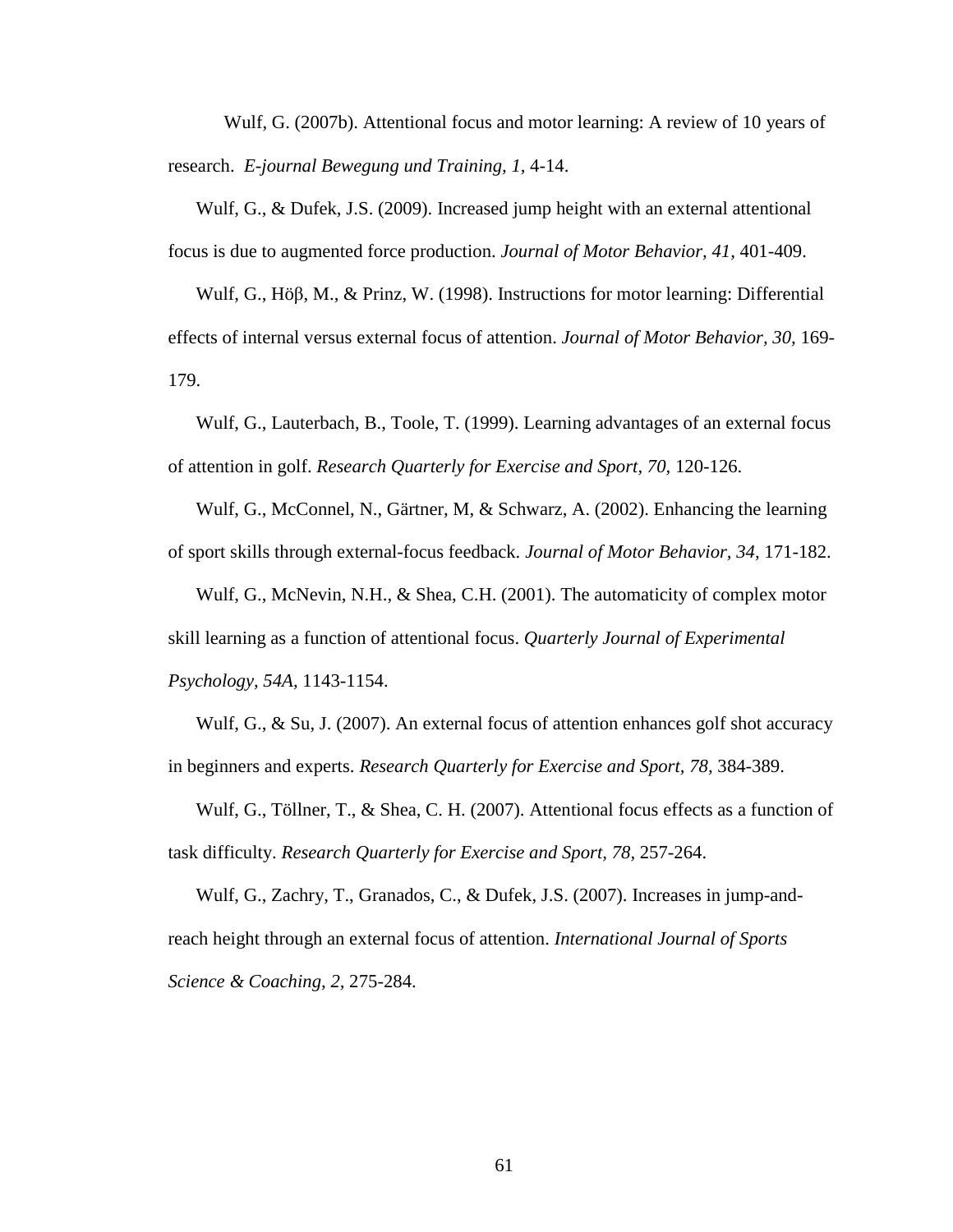Wulf, G. (2007b). Attentional focus and motor learning: A review of 10 years of research. *E-journal Bewegung und Training, 1,* 4-14.

Wulf, G., & Dufek, J.S. (2009). Increased jump height with an external attentional focus is due to augmented force production. *Journal of Motor Behavior, 41,* 401-409.

Wulf, G., Höβ, M., & Prinz, W. (1998). Instructions for motor learning: Differential effects of internal versus external focus of attention. *Journal of Motor Behavior, 30,* 169-179.

Wulf, G., Lauterbach, B., Toole, T. (1999). Learning advantages of an external focus of attention in golf. *Research Quarterly for Exercise and Sport, 70,* 120-126.

Wulf, G., McConnel, N., Gärtner, M, & Schwarz, A. (2002). Enhancing the learning of sport skills through external-focus feedback. *Journal of Motor Behavior, 34,* 171-182.

Wulf, G., McNevin, N.H., & Shea, C.H. (2001). The automaticity of complex motor skill learning as a function of attentional focus. *Quarterly Journal of Experimental Psychology, 54A,* 1143-1154.

Wulf, G., & Su, J. (2007). An external focus of attention enhances golf shot accuracy in beginners and experts. *Research Quarterly for Exercise and Sport, 78,* 384-389.

Wulf, G., Töllner, T., & Shea, C. H. (2007). Attentional focus effects as a function of task difficulty. *Research Quarterly for Exercise and Sport, 78,* 257-264.

Wulf, G., Zachry, T., Granados, C., & Dufek, J.S. (2007). Increases in jump-and-reach height through an external focus of attention. *International Journal of Sports Science & Coaching, 2,* 275-284.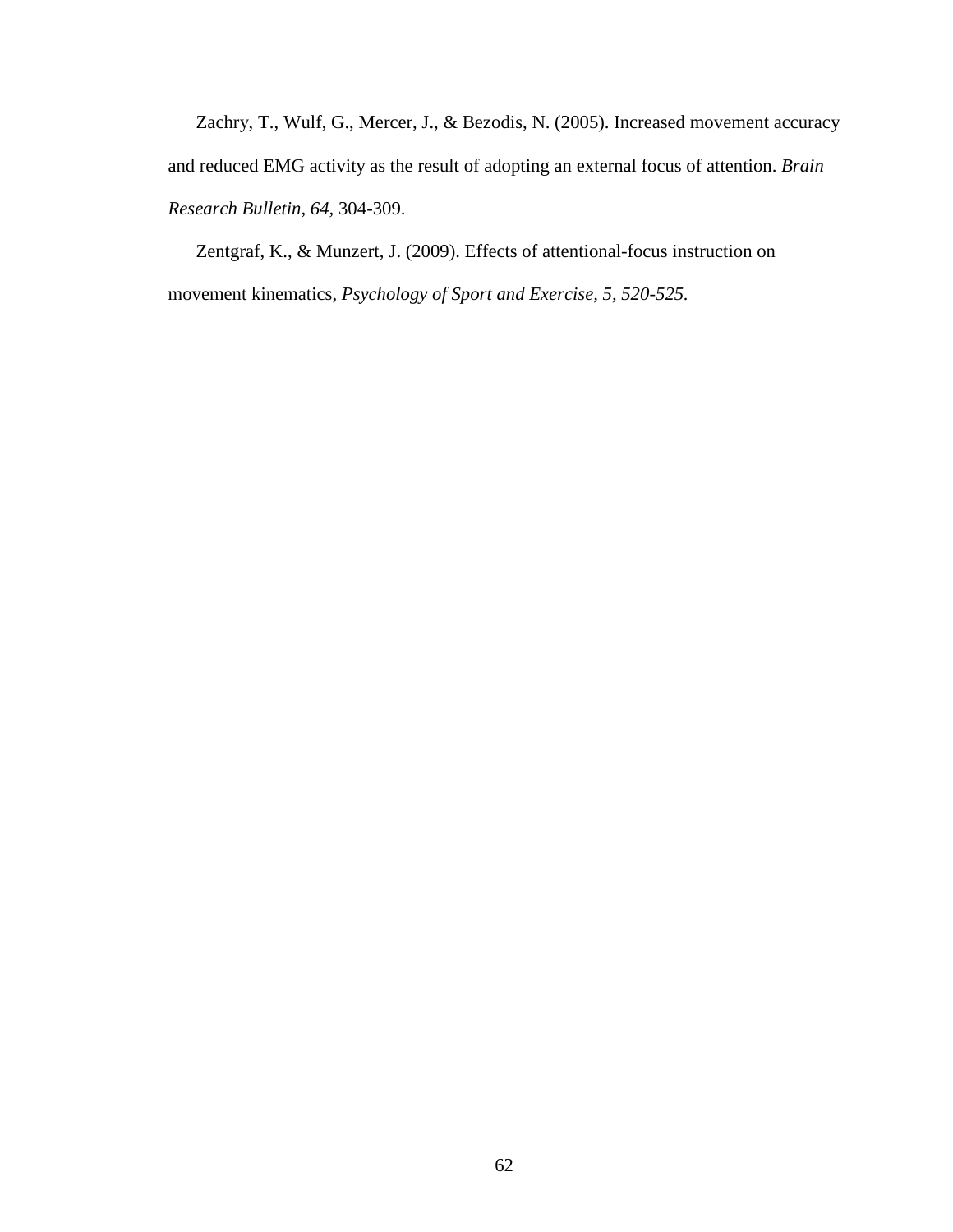Zachry, T., Wulf, G., Mercer, J., & Bezodis, N. (2005). Increased movement accuracy and reduced EMG activity as the result of adopting an external focus of attention. *Brain Research Bulletin, 64*, 304-309.

Zentgraf, K., & Munzert, J. (2009). Effects of attentional-focus instruction on movement kinematics, *Psychology of Sport and Exercise, 5, 520-525.*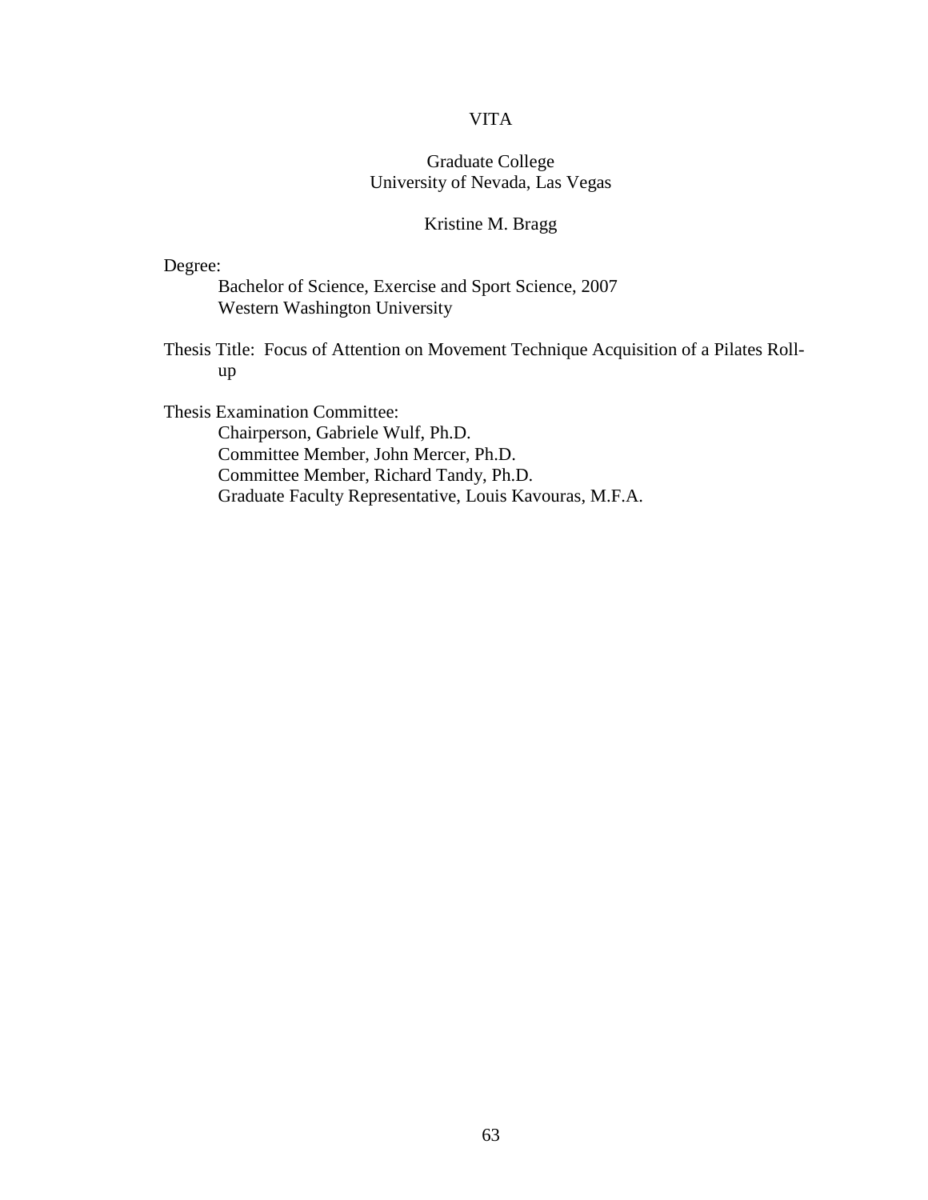# VITA

Graduate College
University of Nevada, Las Vegas

Kristine M. Bragg

Degree:
Bachelor of Science, Exercise and Sport Science, 2007
Western Washington University

Thesis Title: Focus of Attention on Movement Technique Acquisition of a Pilates Roll-up

Thesis Examination Committee:
Chairperson, Gabriele Wulf, Ph.D.
Committee Member, John Mercer, Ph.D.
Committee Member, Richard Tandy, Ph.D.
Graduate Faculty Representative, Louis Kavouras, M.F.A.